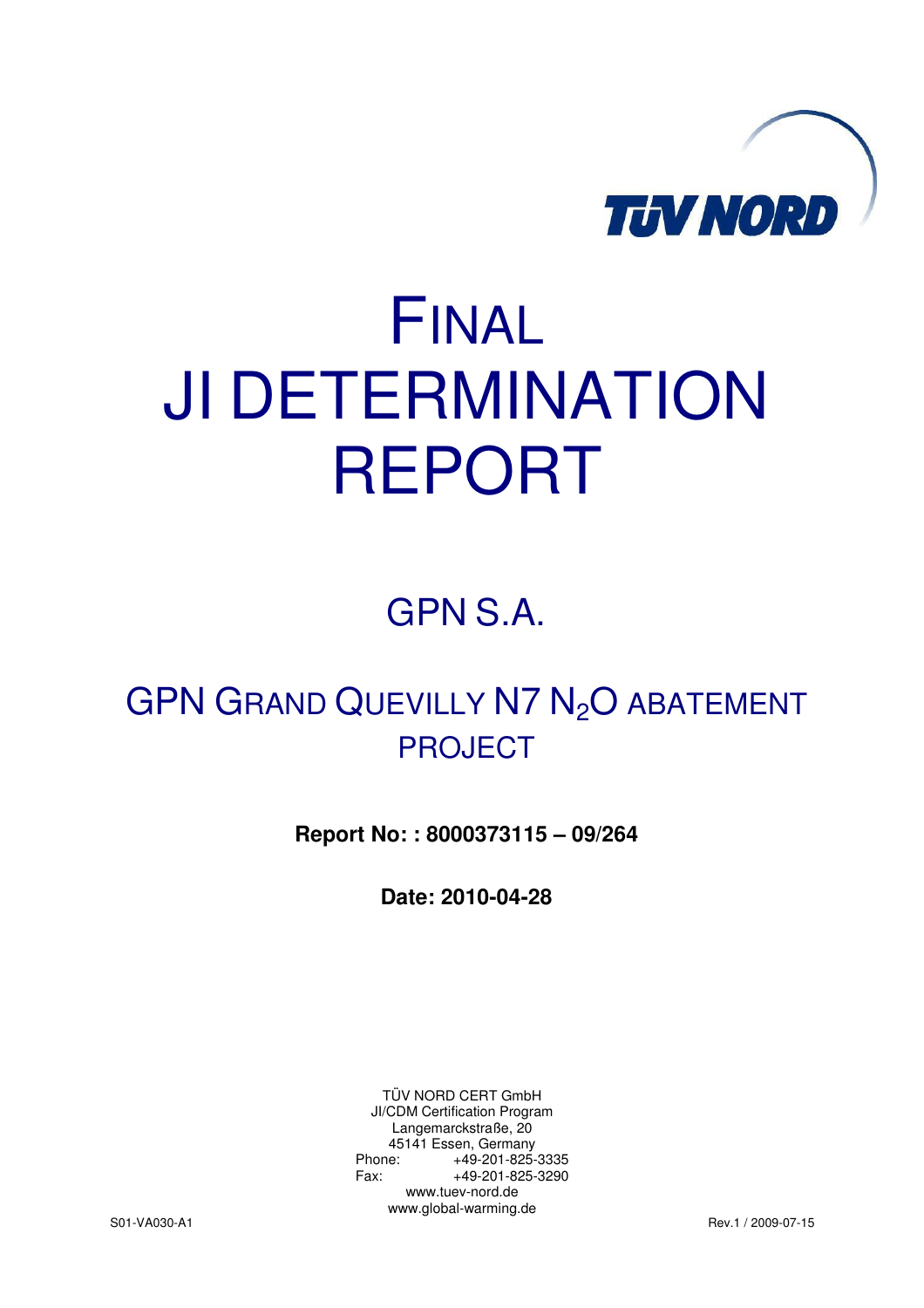# FINAL JI DETERMINATION REPORT

## GPN S.A.

## GPN GRAND QUEVILLY N7 $N_2O$ ABATEMENT PROJECT

**Report No: : 8000373115 – 09/264**

**Date: 2010-04-28**

TÜV NORD CERT GmbH
JI/CDM Certification Program
Langemarckstraße, 20
45141 Essen, Germany
Phone: +49-201-825-3335
Fax: +49-201-825-3290
www.tuev-nord.de
www.global-warming.de

S01-VA030-A1 Rev.1 / 2009-07-15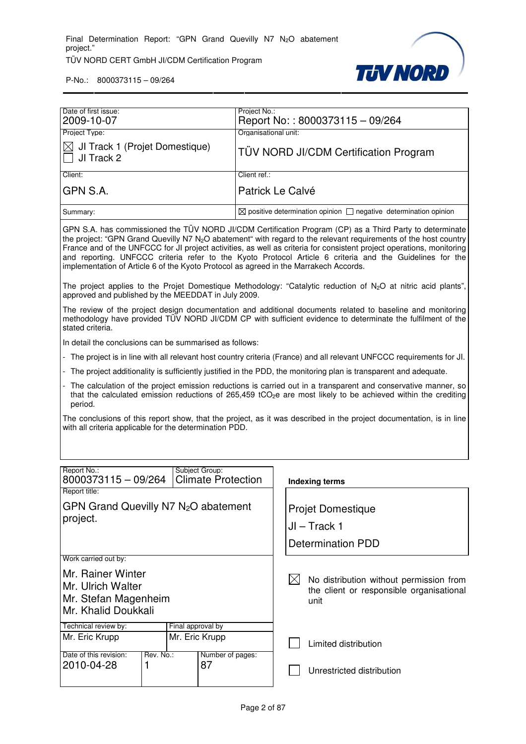| Date of first issue: 2009-10-07 | Project No.: Report No: : 8000373115 – 09/264 |
|---|---|
| Project Type: ☒ JI Track 1 (Projet Domestique) ☐ JI Track 2 | Organisational unit: TÜV NORD JI/CDM Certification Program |
| Client: GPN S.A. | Client ref.: Patrick Le Calvé |
| Summary: | ☒ positive determination opinion ☐ negative determination opinion |

GPN S.A. has commissioned the TÜV NORD JI/CDM Certification Program (CP) as a Third Party to determinate the project: "GPN Grand Quevilly N7 $N_2O$ abatement" with regard to the relevant requirements of the host country France and of the UNFCCC for JI project activities, as well as criteria for consistent project operations, monitoring and reporting. UNFCCC criteria refer to the Kyoto Protocol Article 6 criteria and the Guidelines for the implementation of Article 6 of the Kyoto Protocol as agreed in the Marrakech Accords.

The project applies to the Projet Domestique Methodology: "Catalytic reduction of $N_2O$ at nitric acid plants", approved and published by the MEEDDAT in July 2009.

The review of the project design documentation and additional documents related to baseline and monitoring methodology have provided TÜV NORD JI/CDM CP with sufficient evidence to determinate the fulfilment of the stated criteria.

In detail the conclusions can be summarised as follows:

- The project is in line with all relevant host country criteria (France) and all relevant UNFCCC requirements for JI.
- The project additionality is sufficiently justified in the PDD, the monitoring plan is transparent and adequate.
- The calculation of the project emission reductions is carried out in a transparent and conservative manner, so that the calculated emission reductions of 265,459 $tCO_2e$ are most likely to be achieved within the crediting period.

The conclusions of this report show, that the project, as it was described in the project documentation, is in line with all criteria applicable for the determination PDD.

| Report No.: 8000373115 – 09/264 | Subject Group: Climate Protection | | |
|---|---|---|---|
| Report title: GPN Grand Quevilly N7 $N_2O$ abatement project. | | | |
| Work carried out by: Mr. Rainer Winter, Mr. Ulrich Walter, Mr. Stefan Magenheim, Mr. Khalid Doukkali | | | |
| Technical review by: Mr. Eric Krupp | Final approval by Mr. Eric Krupp | | |
| Date of this revision: 2010-04-28 | Rev. No.: 1 | Number of pages: 87 | |

**Indexing terms**

Projet Domestique

JI – Track 1

Determination PDD

☒ No distribution without permission from the client or responsible organisational unit

☐ Limited distribution

☐ Unrestricted distribution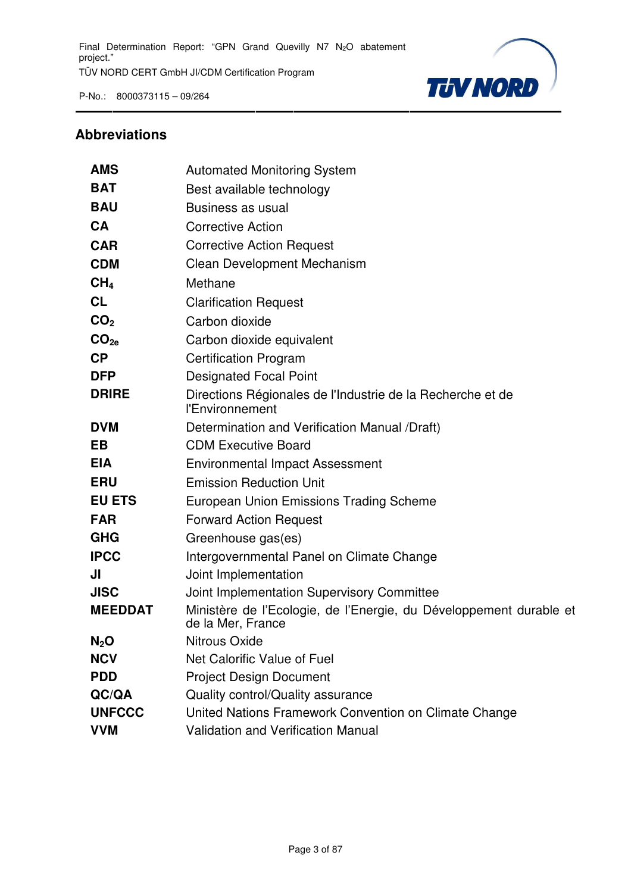## Abbreviations

| | |
|---|---|
| **AMS** | Automated Monitoring System |
| **BAT** | Best available technology |
| **BAU** | Business as usual |
| **CA** | Corrective Action |
| **CAR** | Corrective Action Request |
| **CDM** | Clean Development Mechanism |
| **$CH_4$** | Methane |
| **CL** | Clarification Request |
| **$CO_2$** | Carbon dioxide |
| **$CO_{2e}$** | Carbon dioxide equivalent |
| **CP** | Certification Program |
| **DFP** | Designated Focal Point |
| **DRIRE** | Directions Régionales de l'Industrie de la Recherche et de l'Environnement |
| **DVM** | Determination and Verification Manual /Draft) |
| **EB** | CDM Executive Board |
| **EIA** | Environmental Impact Assessment |
| **ERU** | Emission Reduction Unit |
| **EU ETS** | European Union Emissions Trading Scheme |
| **FAR** | Forward Action Request |
| **GHG** | Greenhouse gas(es) |
| **IPCC** | Intergovernmental Panel on Climate Change |
| **JI** | Joint Implementation |
| **JISC** | Joint Implementation Supervisory Committee |
| **MEEDDAT** | Ministère de l'Ecologie, de l'Energie, du Développement durable et de la Mer, France |
| **$N_2O$** | Nitrous Oxide |
| **NCV** | Net Calorific Value of Fuel |
| **PDD** | Project Design Document |
| **QC/QA** | Quality control/Quality assurance |
| **UNFCCC** | United Nations Framework Convention on Climate Change |
| **VVM** | Validation and Verification Manual |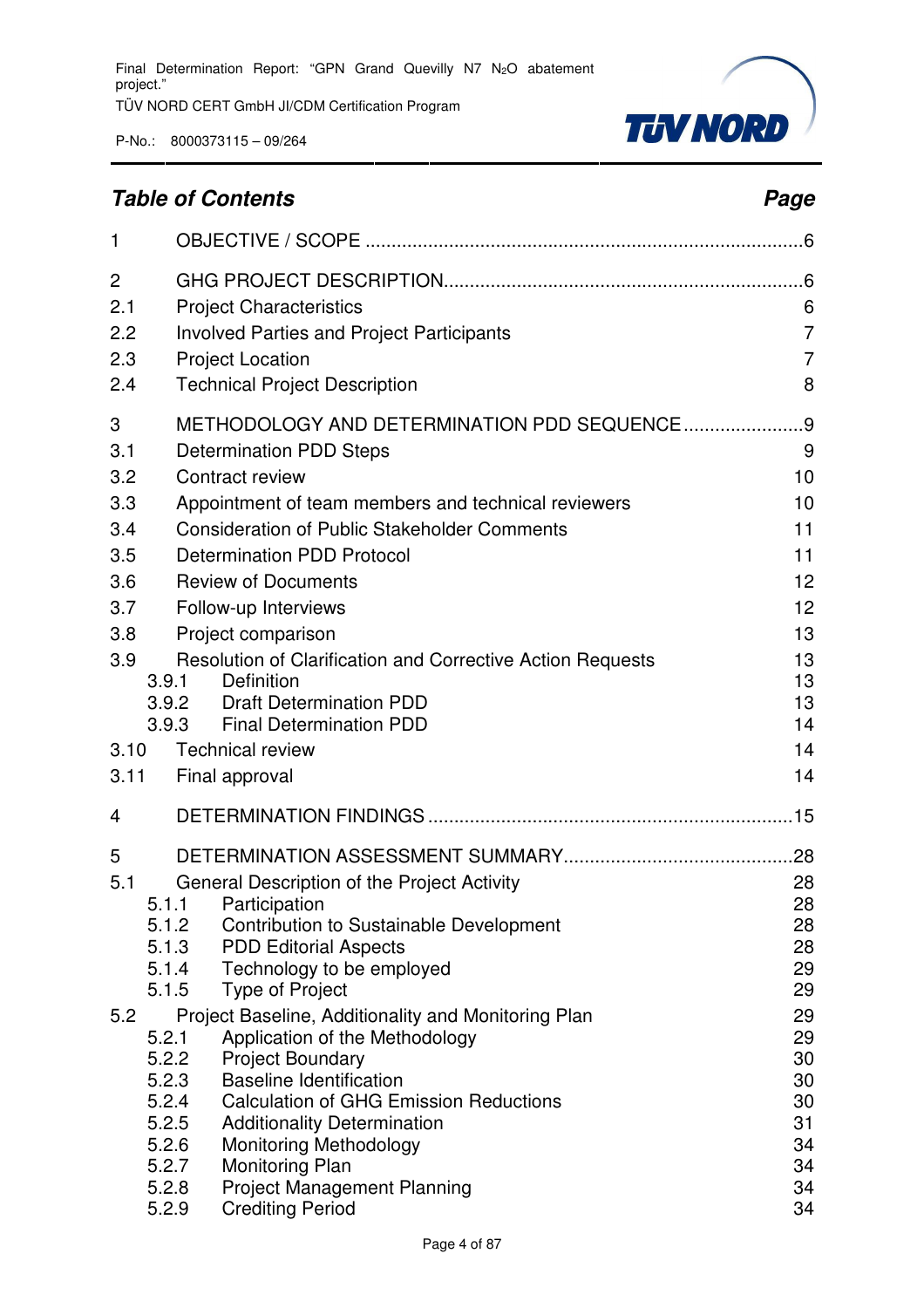## *Table of Contents* *Page*

| | | |
|---|---|---|
| 1 | OBJECTIVE / SCOPE | 6 |
| 2 | GHG PROJECT DESCRIPTION | 6 |
| 2.1 | Project Characteristics | 6 |
| 2.2 | Involved Parties and Project Participants | 7 |
| 2.3 | Project Location | 7 |
| 2.4 | Technical Project Description | 8 |
| 3 | METHODOLOGY AND DETERMINATION PDD SEQUENCE | 9 |
| 3.1 | Determination PDD Steps | 9 |
| 3.2 | Contract review | 10 |
| 3.3 | Appointment of team members and technical reviewers | 10 |
| 3.4 | Consideration of Public Stakeholder Comments | 11 |
| 3.5 | Determination PDD Protocol | 11 |
| 3.6 | Review of Documents | 12 |
| 3.7 | Follow-up Interviews | 12 |
| 3.8 | Project comparison | 13 |
| 3.9 | Resolution of Clarification and Corrective Action Requests | 13 |
| 3.9.1 | Definition | 13 |
| 3.9.2 | Draft Determination PDD | 13 |
| 3.9.3 | Final Determination PDD | 14 |
| 3.10 | Technical review | 14 |
| 3.11 | Final approval | 14 |
| 4 | DETERMINATION FINDINGS | 15 |
| 5 | DETERMINATION ASSESSMENT SUMMARY | 28 |
| 5.1 | General Description of the Project Activity | 28 |
| 5.1.1 | Participation | 28 |
| 5.1.2 | Contribution to Sustainable Development | 28 |
| 5.1.3 | PDD Editorial Aspects | 28 |
| 5.1.4 | Technology to be employed | 29 |
| 5.1.5 | Type of Project | 29 |
| 5.2 | Project Baseline, Additionality and Monitoring Plan | 29 |
| 5.2.1 | Application of the Methodology | 29 |
| 5.2.2 | Project Boundary | 30 |
| 5.2.3 | Baseline Identification | 30 |
| 5.2.4 | Calculation of GHG Emission Reductions | 30 |
| 5.2.5 | Additionality Determination | 31 |
| 5.2.6 | Monitoring Methodology | 34 |
| 5.2.7 | Monitoring Plan | 34 |
| 5.2.8 | Project Management Planning | 34 |
| 5.2.9 | Crediting Period | 34 |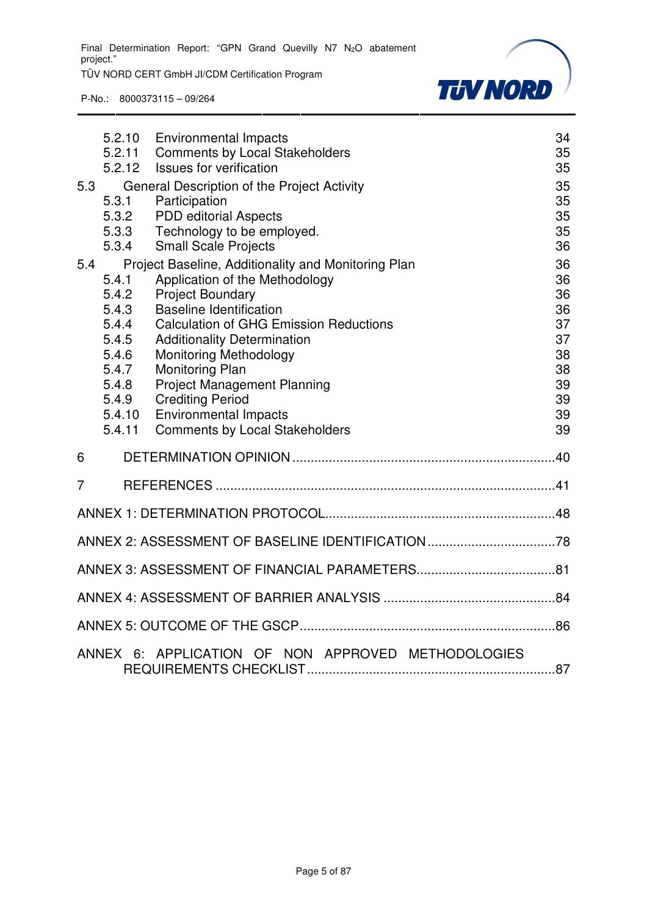| | | |
|---|---|---|
| 5.2.10 | Environmental Impacts | 34 |
| 5.2.11 | Comments by Local Stakeholders | 35 |
| 5.2.12 | Issues for verification | 35 |
| 5.3 | General Description of the Project Activity | 35 |
| 5.3.1 | Participation | 35 |
| 5.3.2 | PDD editorial Aspects | 35 |
| 5.3.3 | Technology to be employed. | 35 |
| 5.3.4 | Small Scale Projects | 36 |
| 5.4 | Project Baseline, Additionality and Monitoring Plan | 36 |
| 5.4.1 | Application of the Methodology | 36 |
| 5.4.2 | Project Boundary | 36 |
| 5.4.3 | Baseline Identification | 36 |
| 5.4.4 | Calculation of GHG Emission Reductions | 37 |
| 5.4.5 | Additionality Determination | 37 |
| 5.4.6 | Monitoring Methodology | 38 |
| 5.4.7 | Monitoring Plan | 38 |
| 5.4.8 | Project Management Planning | 39 |
| 5.4.9 | Crediting Period | 39 |
| 5.4.10 | Environmental Impacts | 39 |
| 5.4.11 | Comments by Local Stakeholders | 39 |
| 6 | DETERMINATION OPINION | 40 |
| 7 | REFERENCES | 41 |
| ANNEX 1: DETERMINATION PROTOCOL | | 48 |
| ANNEX 2: ASSESSMENT OF BASELINE IDENTIFICATION | | 78 |
| ANNEX 3: ASSESSMENT OF FINANCIAL PARAMETERS | | 81 |
| ANNEX 4: ASSESSMENT OF BARRIER ANALYSIS | | 84 |
| ANNEX 5: OUTCOME OF THE GSCP | | 86 |
| ANNEX 6: APPLICATION OF NON APPROVED METHODOLOGIES REQUIREMENTS CHECKLIST | | 87 |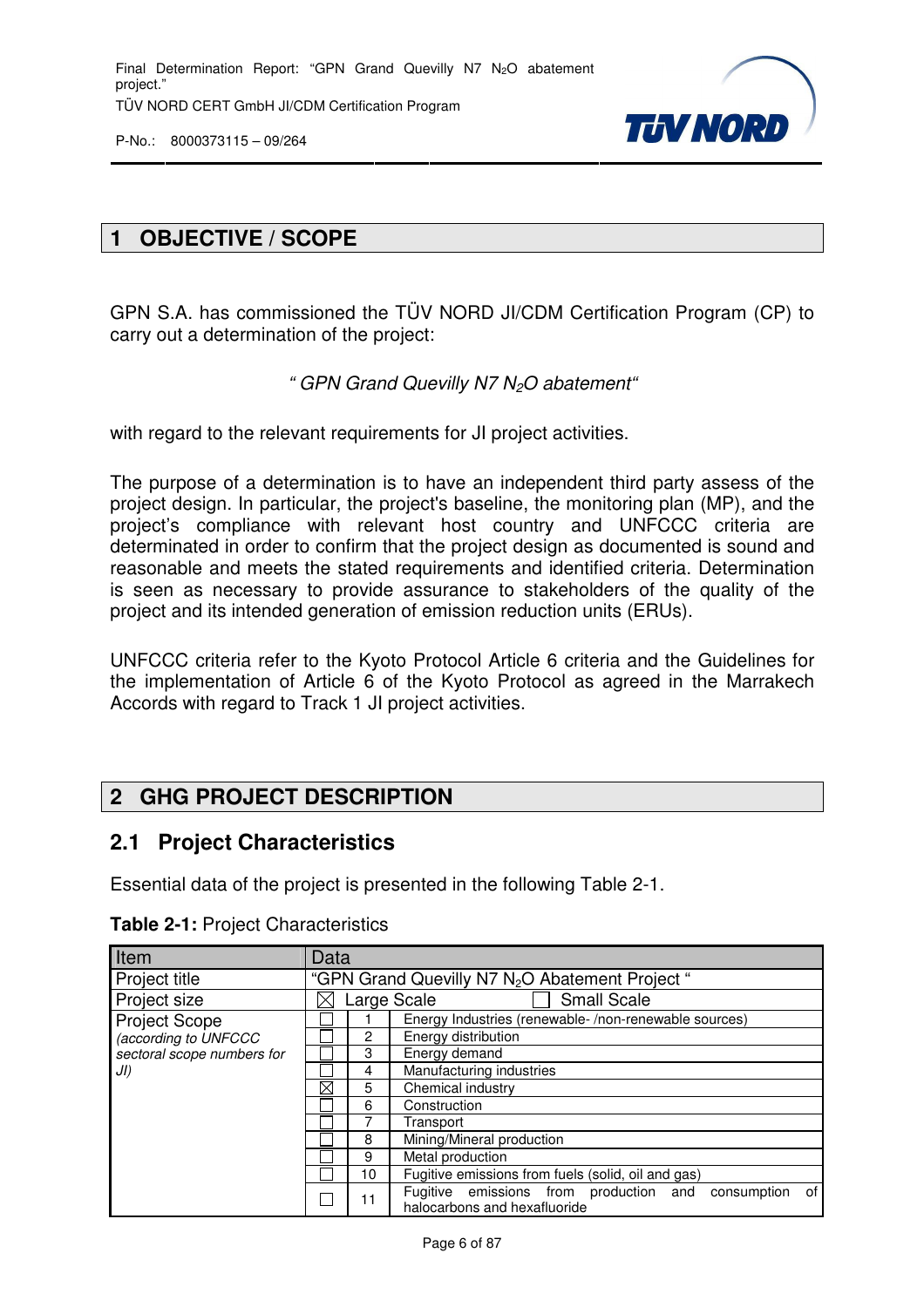# 1 OBJECTIVE / SCOPE

GPN S.A. has commissioned the TÜV NORD JI/CDM Certification Program (CP) to carry out a determination of the project:

*" GPN Grand Quevilly N7 $N_2O$ abatement"*

with regard to the relevant requirements for JI project activities.

The purpose of a determination is to have an independent third party assess of the project design. In particular, the project's baseline, the monitoring plan (MP), and the project's compliance with relevant host country and UNFCCC criteria are determinated in order to confirm that the project design as documented is sound and reasonable and meets the stated requirements and identified criteria. Determination is seen as necessary to provide assurance to stakeholders of the quality of the project and its intended generation of emission reduction units (ERUs).

UNFCCC criteria refer to the Kyoto Protocol Article 6 criteria and the Guidelines for the implementation of Article 6 of the Kyoto Protocol as agreed in the Marrakech Accords with regard to Track 1 JI project activities.

# 2 GHG PROJECT DESCRIPTION

## 2.1 Project Characteristics

Essential data of the project is presented in the following Table 2-1.

**Table 2-1:** Project Characteristics

| Item | Data | | |
|---|---|---|---|
| Project title | "GPN Grand Quevilly N7 $N_2O$ Abatement Project " | | |
| Project size | ☒ Large Scale ☐ Small Scale | | |
| Project Scope *(according to UNFCCC sectoral scope numbers for JI)* | ☐ | 1 | Energy Industries (renewable- /non-renewable sources) |
| | ☐ | 2 | Energy distribution |
| | ☐ | 3 | Energy demand |
| | ☐ | 4 | Manufacturing industries |
| | ☒ | 5 | Chemical industry |
| | ☐ | 6 | Construction |
| | ☐ | 7 | Transport |
| | ☐ | 8 | Mining/Mineral production |
| | ☐ | 9 | Metal production |
| | ☐ | 10 | Fugitive emissions from fuels (solid, oil and gas) |
| | ☐ | 11 | Fugitive emissions from production and consumption of halocarbons and hexafluoride |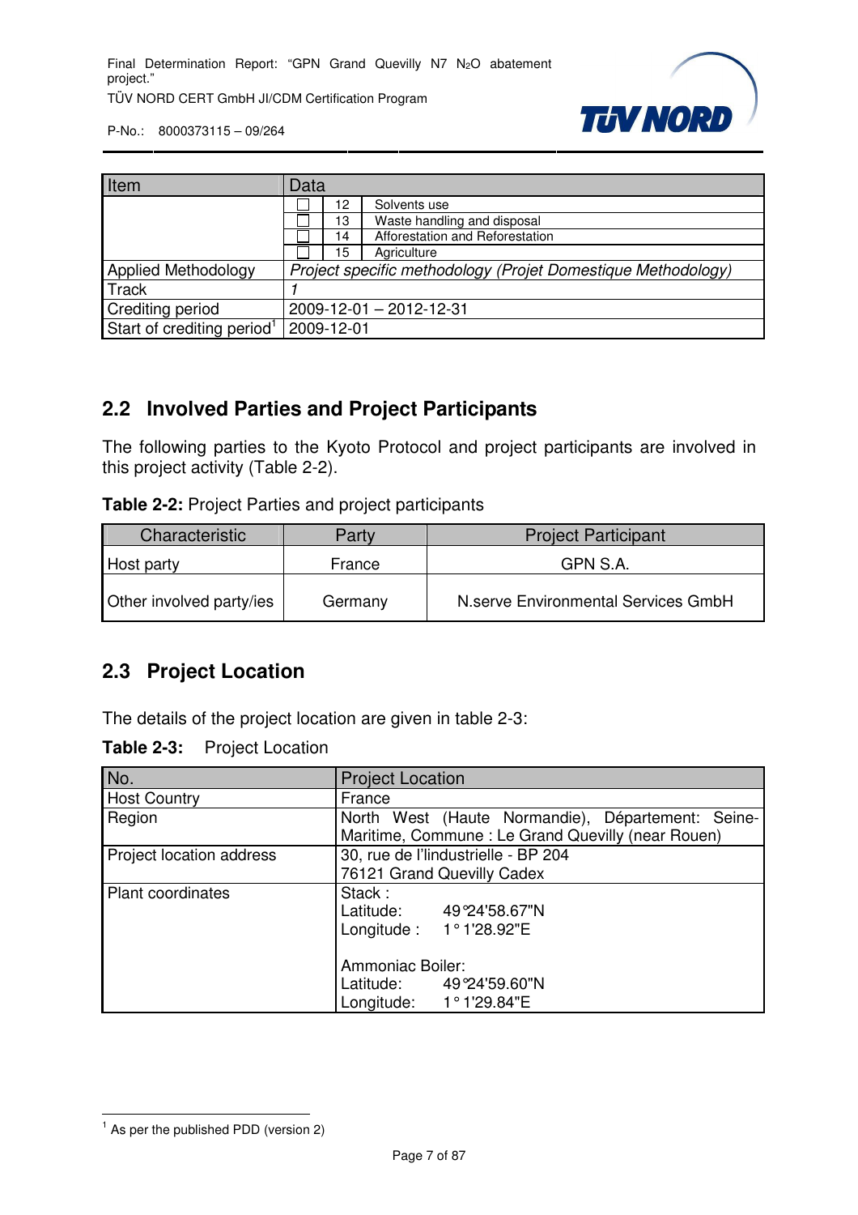| Item | Data | | |
|---|---|---|---|
| | ☐ | 12 | Solvents use |
| | ☐ | 13 | Waste handling and disposal |
| | ☐ | 14 | Afforestation and Reforestation |
| | ☐ | 15 | Agriculture |
| Applied Methodology | *Project specific methodology (Projet Domestique Methodology)* | | |
| Track | *1* | | |
| Crediting period | 2009-12-01 – 2012-12-31 | | |
| Start of crediting period[1] | 2009-12-01 | | |

## 2.2 Involved Parties and Project Participants

The following parties to the Kyoto Protocol and project participants are involved in this project activity (Table 2-2).

**Table 2-2:** Project Parties and project participants

| Characteristic | Party | Project Participant |
|---|---|---|
| Host party | France | GPN S.A. |
| Other involved party/ies | Germany | N.serve Environmental Services GmbH |

## 2.3 Project Location

The details of the project location are given in table 2-3:

**Table 2-3:** Project Location

| No. | Project Location |
|---|---|
| Host Country | France |
| Region | North West (Haute Normandie), Département: Seine-Maritime, Commune : Le Grand Quevilly (near Rouen) |
| Project location address | 30, rue de l'lindustrielle - BP 204<br>76121 Grand Quevilly Cadex |
| Plant coordinates | Stack :<br>Latitude: 49°24'58.67"N<br>Longitude : 1° 1'28.92"E<br><br>Ammoniac Boiler:<br>Latitude: 49°24'59.60"N<br>Longitude: 1° 1'29.84"E |

[1] As per the published PDD (version 2)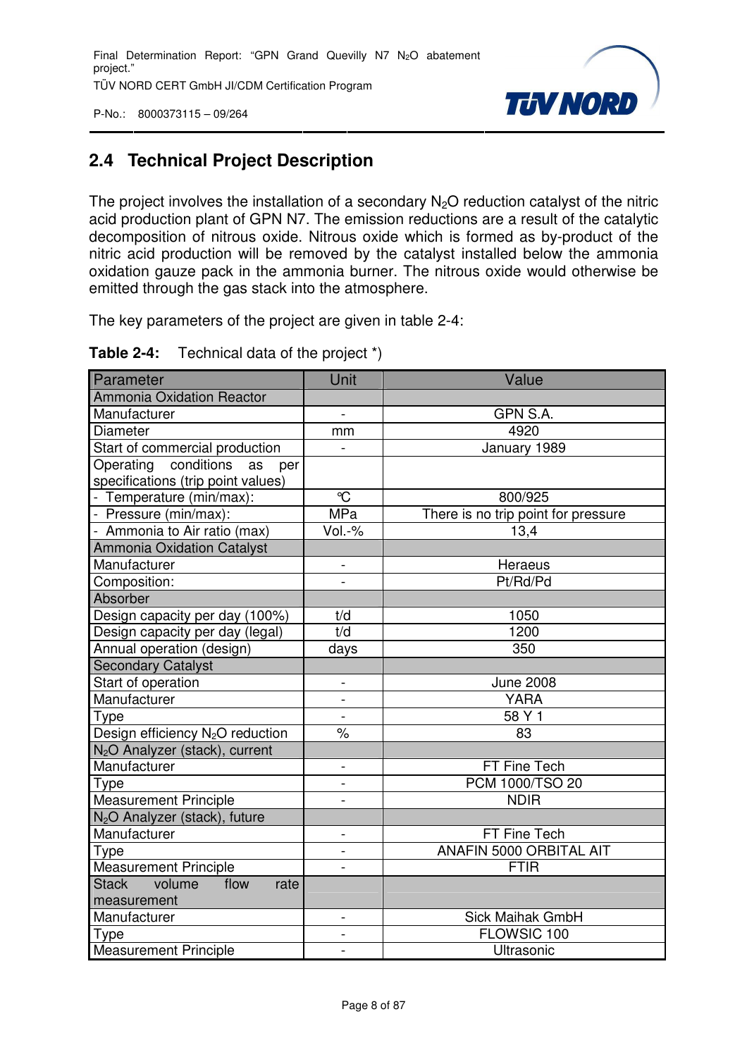## 2.4 Technical Project Description

The project involves the installation of a secondary $N_2O$ reduction catalyst of the nitric acid production plant of GPN N7. The emission reductions are a result of the catalytic decomposition of nitrous oxide. Nitrous oxide which is formed as by-product of the nitric acid production will be removed by the catalyst installed below the ammonia oxidation gauze pack in the ammonia burner. The nitrous oxide would otherwise be emitted through the gas stack into the atmosphere.

The key parameters of the project are given in table 2-4:

**Table 2-4:** Technical data of the project *)

| Parameter | Unit | Value |
|---|---|---|
| Ammonia Oxidation Reactor | | |
| Manufacturer | - | GPN S.A. |
| Diameter | mm | 4920 |
| Start of commercial production | - | January 1989 |
| Operating conditions as per specifications (trip point values) | | |
| - Temperature (min/max): | °C | 800/925 |
| - Pressure (min/max): | MPa | There is no trip point for pressure |
| - Ammonia to Air ratio (max) | Vol.-% | 13,4 |
| Ammonia Oxidation Catalyst | | |
| Manufacturer | - | Heraeus |
| Composition: | - | Pt/Rd/Pd |
| Absorber | | |
| Design capacity per day (100%) | t/d | 1050 |
| Design capacity per day (legal) | t/d | 1200 |
| Annual operation (design) | days | 350 |
| Secondary Catalyst | | |
| Start of operation | - | June 2008 |
| Manufacturer | - | YARA |
| Type | - | 58 Y 1 |
| Design efficiency $N_2O$ reduction | % | 83 |
| $N_2O$ Analyzer (stack), current | | |
| Manufacturer | - | FT Fine Tech |
| Type | - | PCM 1000/TSO 20 |
| Measurement Principle | - | NDIR |
| $N_2O$ Analyzer (stack), future | | |
| Manufacturer | - | FT Fine Tech |
| Type | - | ANAFIN 5000 ORBITAL AIT |
| Measurement Principle | - | FTIR |
| Stack volume flow rate measurement | | |
| Manufacturer | - | Sick Maihak GmbH |
| Type | - | FLOWSIC 100 |
| Measurement Principle | - | Ultrasonic |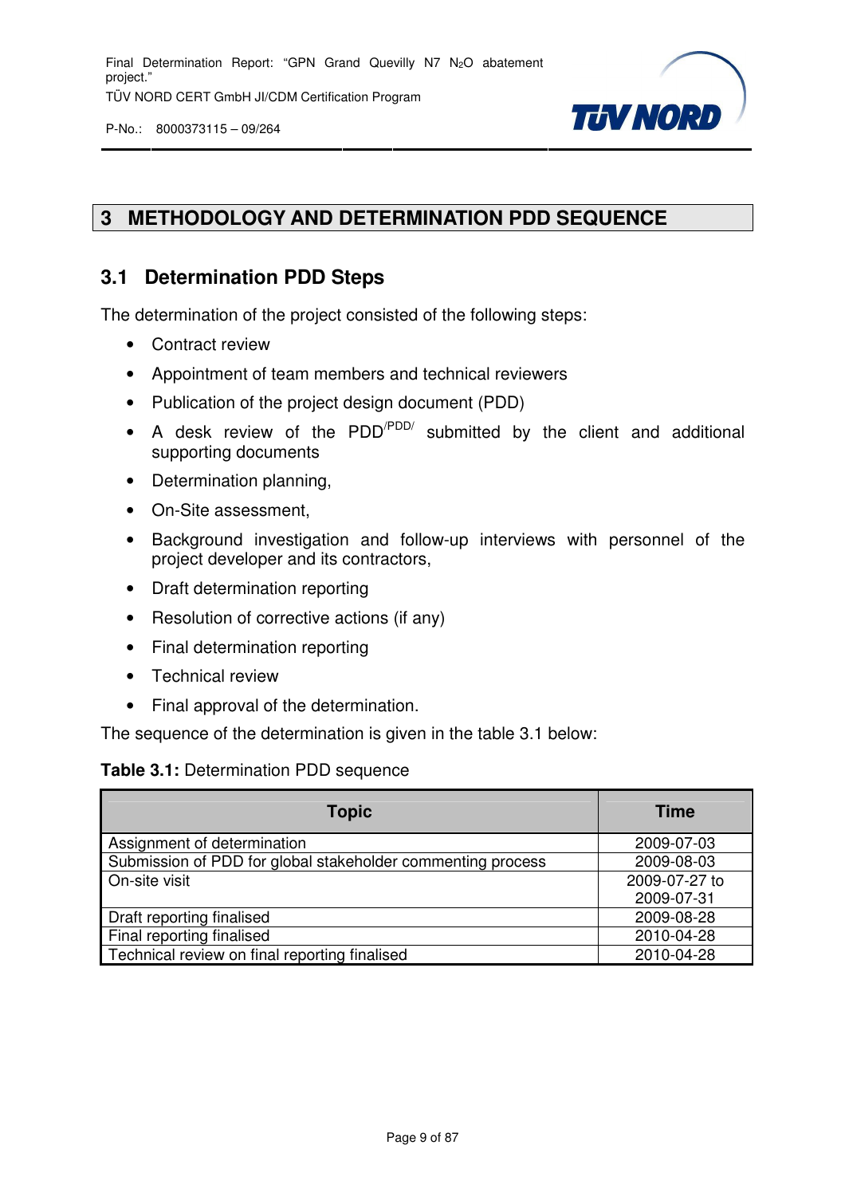# 3 METHODOLOGY AND DETERMINATION PDD SEQUENCE

## 3.1 Determination PDD Steps

The determination of the project consisted of the following steps:

- Contract review
- Appointment of team members and technical reviewers
- Publication of the project design document (PDD)
- A desk review of the PDD[/PDD/] submitted by the client and additional supporting documents
- Determination planning,
- On-Site assessment,
- Background investigation and follow-up interviews with personnel of the project developer and its contractors,
- Draft determination reporting
- Resolution of corrective actions (if any)
- Final determination reporting
- Technical review
- Final approval of the determination.

The sequence of the determination is given in the table 3.1 below:

**Table 3.1:** Determination PDD sequence

| Topic | Time |
|---|---|
| Assignment of determination | 2009-07-03 |
| Submission of PDD for global stakeholder commenting process | 2009-08-03 |
| On-site visit | 2009-07-27 to 2009-07-31 |
| Draft reporting finalised | 2009-08-28 |
| Final reporting finalised | 2010-04-28 |
| Technical review on final reporting finalised | 2010-04-28 |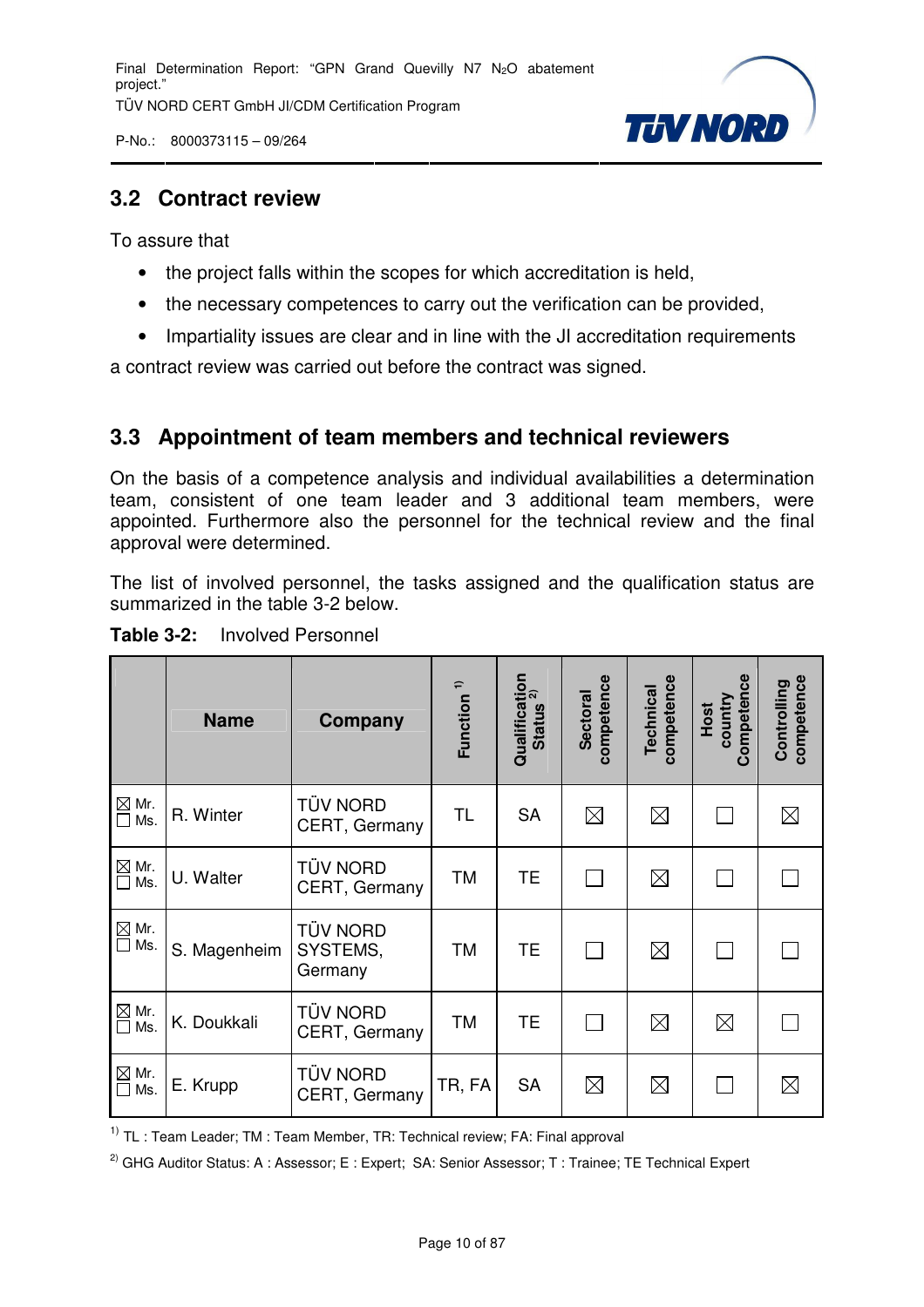## 3.2 Contract review

To assure that

- the project falls within the scopes for which accreditation is held,
- the necessary competences to carry out the verification can be provided,
- Impartiality issues are clear and in line with the JI accreditation requirements

a contract review was carried out before the contract was signed.

## 3.3 Appointment of team members and technical reviewers

On the basis of a competence analysis and individual availabilities a determination team, consistent of one team leader and 3 additional team members, were appointed. Furthermore also the personnel for the technical review and the final approval were determined.

The list of involved personnel, the tasks assigned and the qualification status are summarized in the table 3-2 below.

**Table 3-2:** Involved Personnel

| | Name | Company | Function [1] | Qualification Status [2] | Sectoral competence | Technical competence | Host country Competence | Controlling competence |
|---|---|---|---|---|---|---|---|---|
| ☒ Mr. ☐ Ms. | R. Winter | TÜV NORD CERT, Germany | TL | SA | ☒ | ☒ | ☐ | ☒ |
| ☒ Mr. ☐ Ms. | U. Walter | TÜV NORD CERT, Germany | TM | TE | ☐ | ☒ | ☐ | ☐ |
| ☒ Mr. ☐ Ms. | S. Magenheim | TÜV NORD SYSTEMS, Germany | TM | TE | ☐ | ☒ | ☐ | ☐ |
| ☒ Mr. ☐ Ms. | K. Doukkali | TÜV NORD CERT, Germany | TM | TE | ☐ | ☒ | ☒ | ☐ |
| ☒ Mr. ☐ Ms. | E. Krupp | TÜV NORD CERT, Germany | TR, FA | SA | ☒ | ☒ | ☐ | ☒ |

[1] TL : Team Leader; TM : Team Member, TR: Technical review; FA: Final approval

[2] GHG Auditor Status: A : Assessor; E : Expert; SA: Senior Assessor; T : Trainee; TE Technical Expert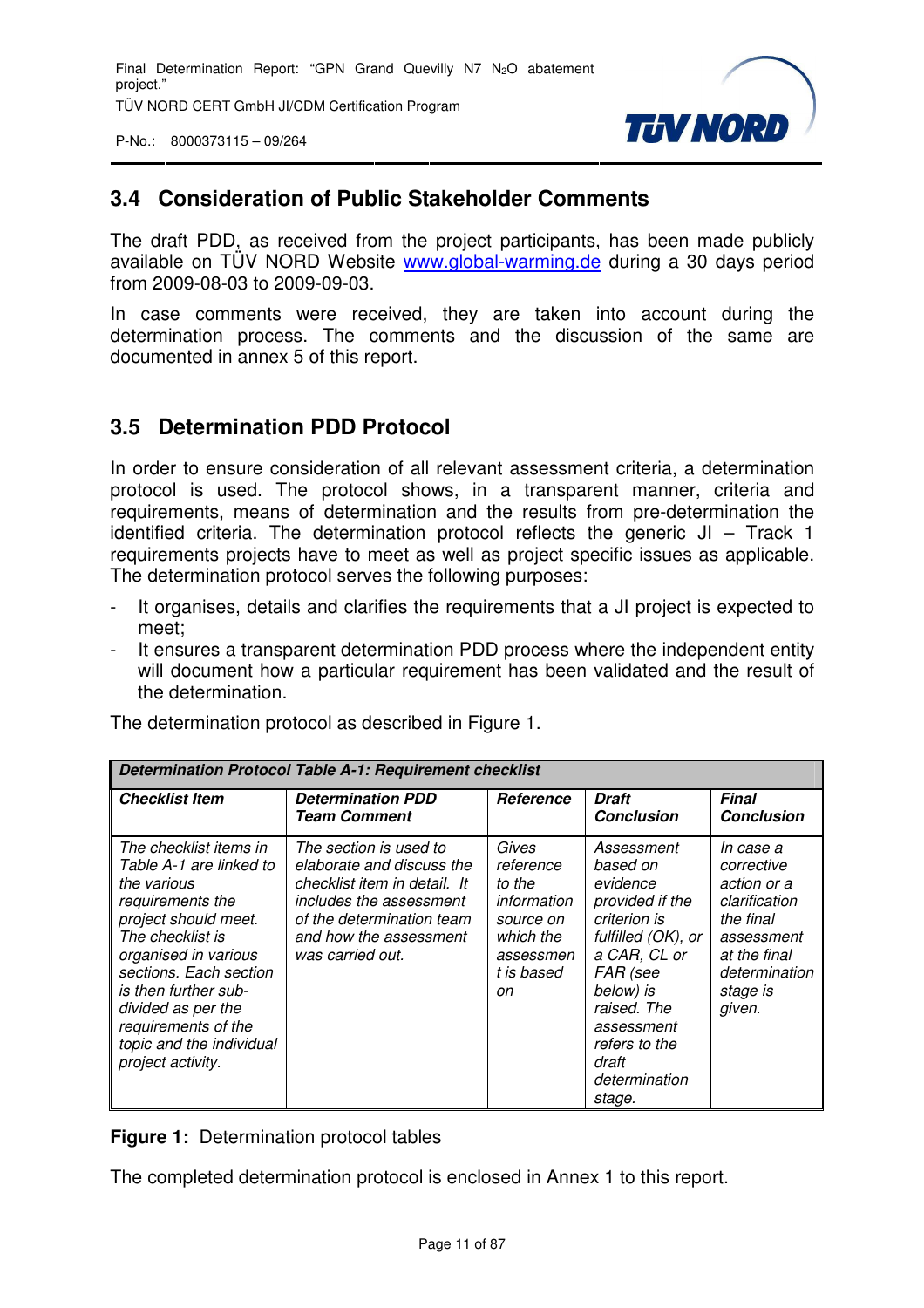## 3.4 Consideration of Public Stakeholder Comments

The draft PDD, as received from the project participants, has been made publicly available on TÜV NORD Website www.global-warming.de during a 30 days period from 2009-08-03 to 2009-09-03.

In case comments were received, they are taken into account during the determination process. The comments and the discussion of the same are documented in annex 5 of this report.

## 3.5 Determination PDD Protocol

In order to ensure consideration of all relevant assessment criteria, a determination protocol is used. The protocol shows, in a transparent manner, criteria and requirements, means of determination and the results from pre-determination the identified criteria. The determination protocol reflects the generic JI – Track 1 requirements projects have to meet as well as project specific issues as applicable. The determination protocol serves the following purposes:

- It organises, details and clarifies the requirements that a JI project is expected to meet;
- It ensures a transparent determination PDD process where the independent entity will document how a particular requirement has been validated and the result of the determination.

The determination protocol as described in Figure 1.

| ***Determination Protocol Table A-1: Requirement checklist*** | | | | |
|---|---|---|---|---|
| ***Checklist Item*** | ***Determination PDD Team Comment*** | ***Reference*** | ***Draft Conclusion*** | ***Final Conclusion*** |
| *The checklist items in Table A-1 are linked to the various requirements the project should meet. The checklist is organised in various sections. Each section is then further sub-divided as per the requirements of the topic and the individual project activity.* | *The section is used to elaborate and discuss the checklist item in detail. It includes the assessment of the determination team and how the assessment was carried out.* | *Gives reference to the information source on which the assessment is based on* | *Assessment based on evidence provided if the criterion is fulfilled (OK), or a CAR, CL or FAR (see below) is raised. The assessment refers to the draft determination stage.* | *In case a corrective action or a clarification the final assessment at the final determination stage is given.* |

**Figure 1:** Determination protocol tables

The completed determination protocol is enclosed in Annex 1 to this report.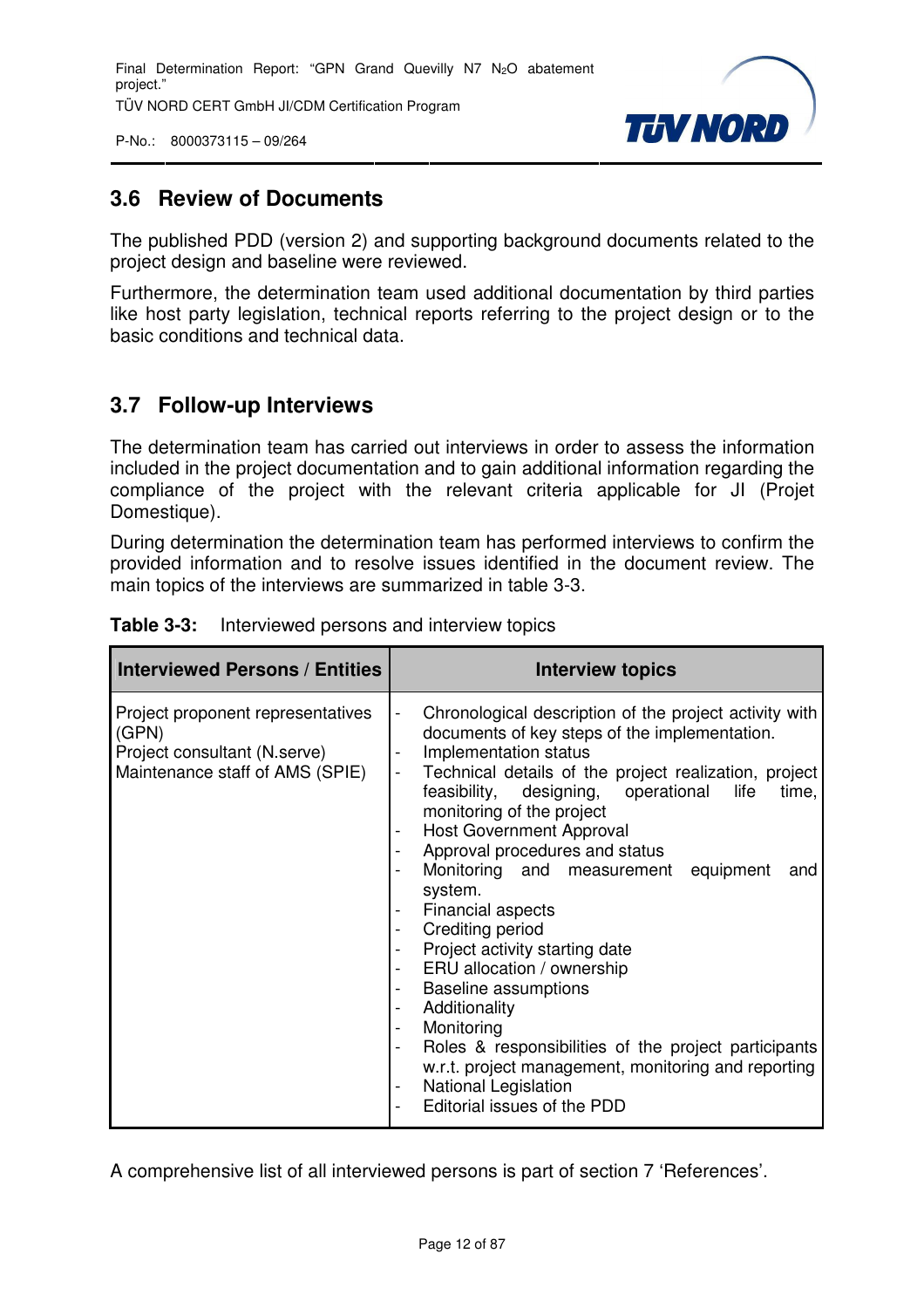## 3.6 Review of Documents

The published PDD (version 2) and supporting background documents related to the project design and baseline were reviewed.

Furthermore, the determination team used additional documentation by third parties like host party legislation, technical reports referring to the project design or to the basic conditions and technical data.

## 3.7 Follow-up Interviews

The determination team has carried out interviews in order to assess the information included in the project documentation and to gain additional information regarding the compliance of the project with the relevant criteria applicable for JI (Projet Domestique).

During determination the determination team has performed interviews to confirm the provided information and to resolve issues identified in the document review. The main topics of the interviews are summarized in table 3-3.

**Table 3-3:** Interviewed persons and interview topics

| Interviewed Persons / Entities | Interview topics |
|---|---|
| Project proponent representatives (GPN)<br>Project consultant (N.serve)<br>Maintenance staff of AMS (SPIE) | - Chronological description of the project activity with documents of key steps of the implementation.<br>- Implementation status<br>- Technical details of the project realization, project feasibility, designing, operational life time, monitoring of the project<br>- Host Government Approval<br>- Approval procedures and status<br>- Monitoring and measurement equipment and system.<br>- Financial aspects<br>- Crediting period<br>- Project activity starting date<br>- ERU allocation / ownership<br>- Baseline assumptions<br>- Additionality<br>- Monitoring<br>- Roles & responsibilities of the project participants w.r.t. project management, monitoring and reporting<br>- National Legislation<br>- Editorial issues of the PDD |

A comprehensive list of all interviewed persons is part of section 7 ‘References’.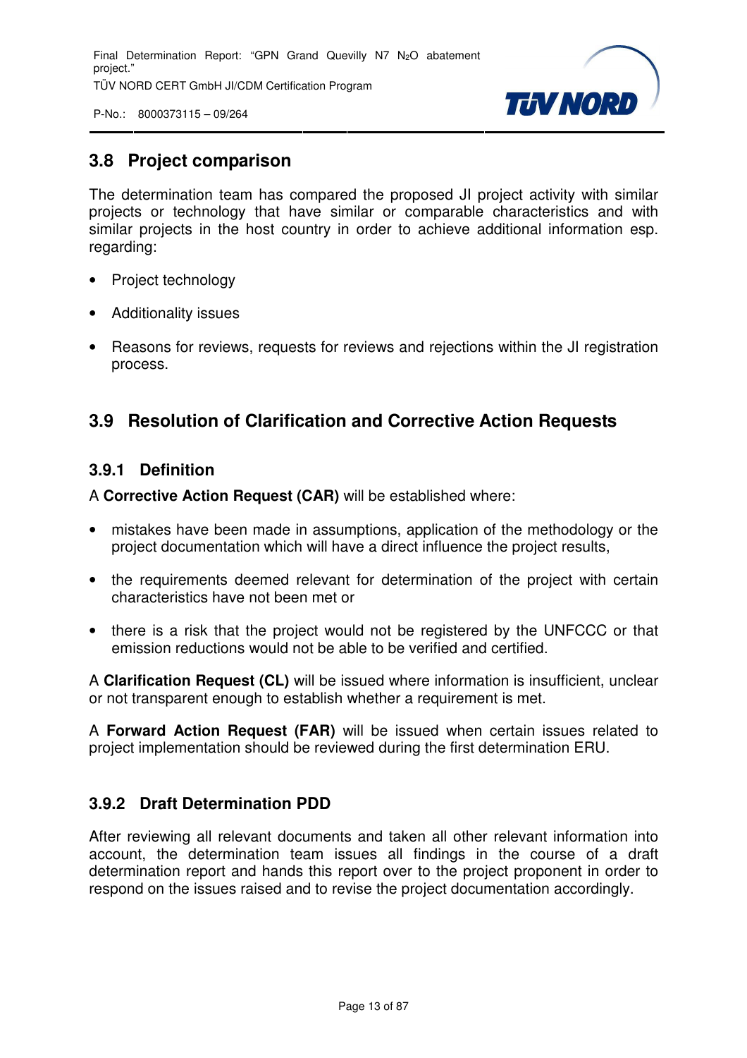## 3.8 Project comparison

The determination team has compared the proposed JI project activity with similar projects or technology that have similar or comparable characteristics and with similar projects in the host country in order to achieve additional information esp. regarding:

- Project technology
- Additionality issues
- Reasons for reviews, requests for reviews and rejections within the JI registration process.

## 3.9 Resolution of Clarification and Corrective Action Requests

### 3.9.1 Definition

A **Corrective Action Request (CAR)** will be established where:

- mistakes have been made in assumptions, application of the methodology or the project documentation which will have a direct influence the project results,
- the requirements deemed relevant for determination of the project with certain characteristics have not been met or
- there is a risk that the project would not be registered by the UNFCCC or that emission reductions would not be able to be verified and certified.

A **Clarification Request (CL)** will be issued where information is insufficient, unclear or not transparent enough to establish whether a requirement is met.

A **Forward Action Request (FAR)** will be issued when certain issues related to project implementation should be reviewed during the first determination ERU.

### 3.9.2 Draft Determination PDD

After reviewing all relevant documents and taken all other relevant information into account, the determination team issues all findings in the course of a draft determination report and hands this report over to the project proponent in order to respond on the issues raised and to revise the project documentation accordingly.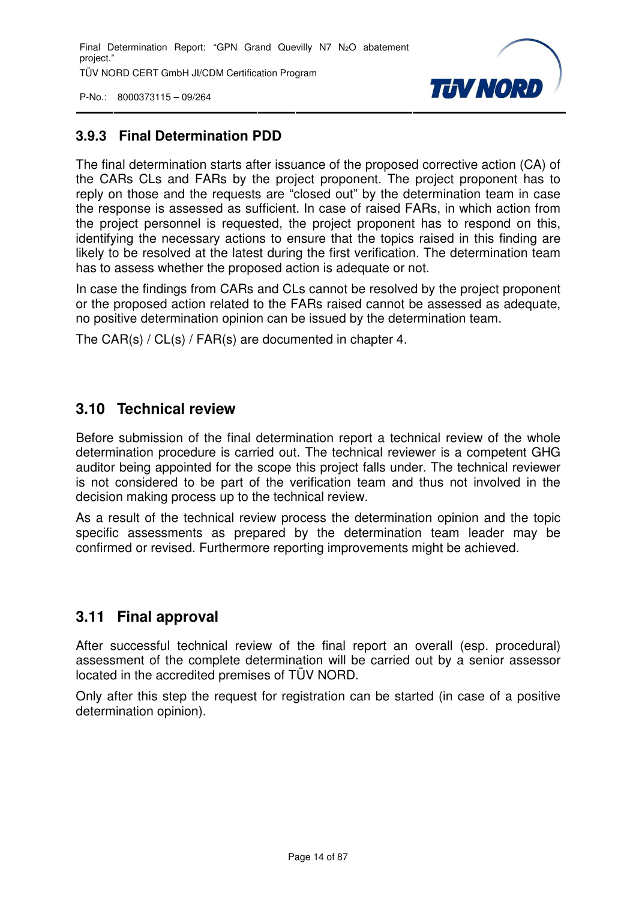### 3.9.3 Final Determination PDD

The final determination starts after issuance of the proposed corrective action (CA) of the CARs CLs and FARs by the project proponent. The project proponent has to reply on those and the requests are "closed out" by the determination team in case the response is assessed as sufficient. In case of raised FARs, in which action from the project personnel is requested, the project proponent has to respond on this, identifying the necessary actions to ensure that the topics raised in this finding are likely to be resolved at the latest during the first verification. The determination team has to assess whether the proposed action is adequate or not.

In case the findings from CARs and CLs cannot be resolved by the project proponent or the proposed action related to the FARs raised cannot be assessed as adequate, no positive determination opinion can be issued by the determination team.

The CAR(s) / CL(s) / FAR(s) are documented in chapter 4.

## 3.10 Technical review

Before submission of the final determination report a technical review of the whole determination procedure is carried out. The technical reviewer is a competent GHG auditor being appointed for the scope this project falls under. The technical reviewer is not considered to be part of the verification team and thus not involved in the decision making process up to the technical review.

As a result of the technical review process the determination opinion and the topic specific assessments as prepared by the determination team leader may be confirmed or revised. Furthermore reporting improvements might be achieved.

## 3.11 Final approval

After successful technical review of the final report an overall (esp. procedural) assessment of the complete determination will be carried out by a senior assessor located in the accredited premises of TÜV NORD.

Only after this step the request for registration can be started (in case of a positive determination opinion).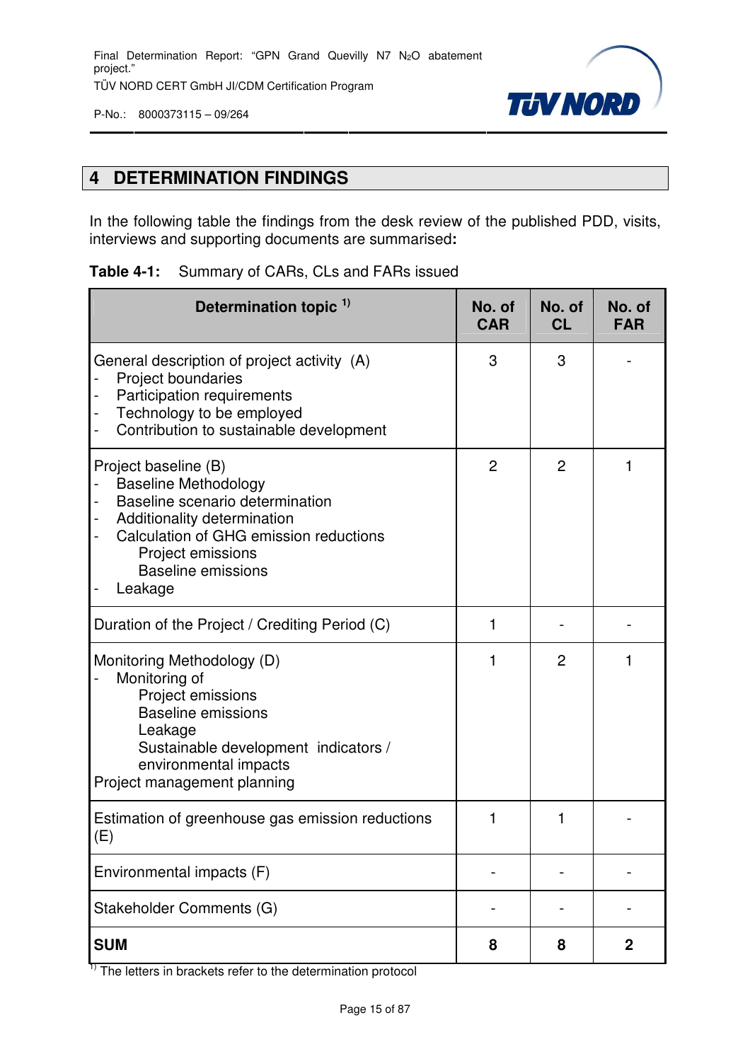## 4 DETERMINATION FINDINGS

In the following table the findings from the desk review of the published PDD, visits, interviews and supporting documents are summarised**:**

**Table 4-1:** Summary of CARs, CLs and FARs issued

| Determination topic [1)] | No. of CAR | No. of CL | No. of FAR |
|---|---|---|---|
| General description of project activity (A)<br>- Project boundaries<br>- Participation requirements<br>- Technology to be employed<br>- Contribution to sustainable development | 3 | 3 | - |
| Project baseline (B)<br>- Baseline Methodology<br>- Baseline scenario determination<br>- Additionality determination<br>- Calculation of GHG emission reductions<br>Project emissions<br>Baseline emissions<br>- Leakage | 2 | 2 | 1 |
| Duration of the Project / Crediting Period (C) | 1 | - | - |
| Monitoring Methodology (D)<br>- Monitoring of<br>Project emissions<br>Baseline emissions<br>Leakage<br>Sustainable development indicators / environmental impacts<br>Project management planning | 1 | 2 | 1 |
| Estimation of greenhouse gas emission reductions (E) | 1 | 1 | - |
| Environmental impacts (F) | - | - | - |
| Stakeholder Comments (G) | - | - | - |
| **SUM** | **8** | **8** | **2** |

[1)] The letters in brackets refer to the determination protocol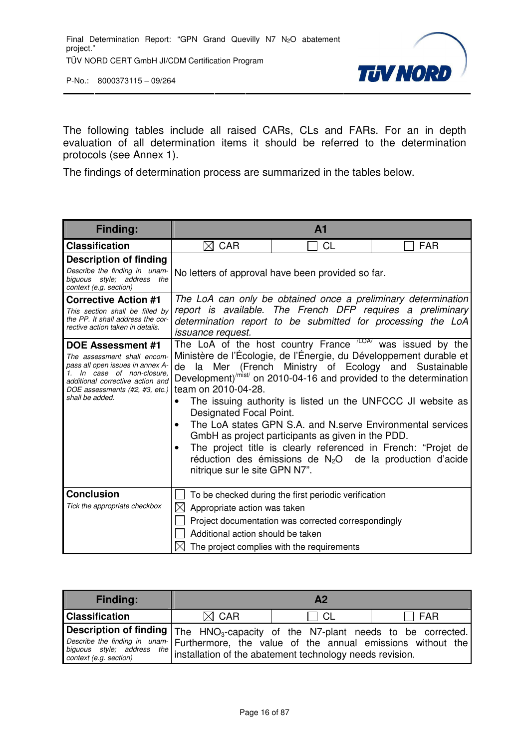The following tables include all raised CARs, CLs and FARs. For an in depth evaluation of all determination items it should be referred to the determination protocols (see Annex 1).

The findings of determination process are summarized in the tables below.

| **Finding:** | **A1** | | |
|---|---|---|---|
| **Classification** | ☒ CAR | ☐ CL | ☐ FAR |
| **Description of finding**<br>*Describe the finding in unambiguous style; address the context (e.g. section)* | No letters of approval have been provided so far. | | |
| **Corrective Action #1**<br>*This section shall be filled by the PP. It shall address the corrective action taken in details.* | *The LoA can only be obtained once a preliminary determination report is available. The French DFP requires a preliminary determination report to be submitted for processing the LoA issuance request.* | | |
| **DOE Assessment #1**<br>*The assessment shall encompass all open issues in annex A-1. In case of non-closure, additional corrective action and DOE assessments (#2, #3, etc.) shall be added.* | The LoA of the host country France [/LOA/] was issued by the Ministère de l'Écologie, de l'Énergie, du Développement durable et de la Mer (French Ministry of Ecology and Sustainable Development)[/mist/] on 2010-04-16 and provided to the determination team on 2010-04-28.<br>• The issuing authority is listed un the UNFCCC JI website as Designated Focal Point.<br>• The LoA states GPN S.A. and N.serve Environmental services GmbH as project participants as given in the PDD.<br>• The project title is clearly referenced in French: "Projet de réduction des émissions de $N_2O$ de la production d'acide nitrique sur le site GPN N7". | | |
| **Conclusion**<br>*Tick the appropriate checkbox* | ☐ To be checked during the first periodic verification<br>☒ Appropriate action was taken<br>☐ Project documentation was corrected correspondingly<br>☐ Additional action should be taken<br>☒ The project complies with the requirements | | |

| **Finding:** | **A2** | | |
|---|---|---|---|
| **Classification** | ☒ CAR | ☐ CL | ☐ FAR |
| **Description of finding**<br>*Describe the finding in unambiguous style; address the context (e.g. section)* | The $HNO_3$-capacity of the N7-plant needs to be corrected. Furthermore, the value of the annual emissions without the installation of the abatement technology needs revision. | | |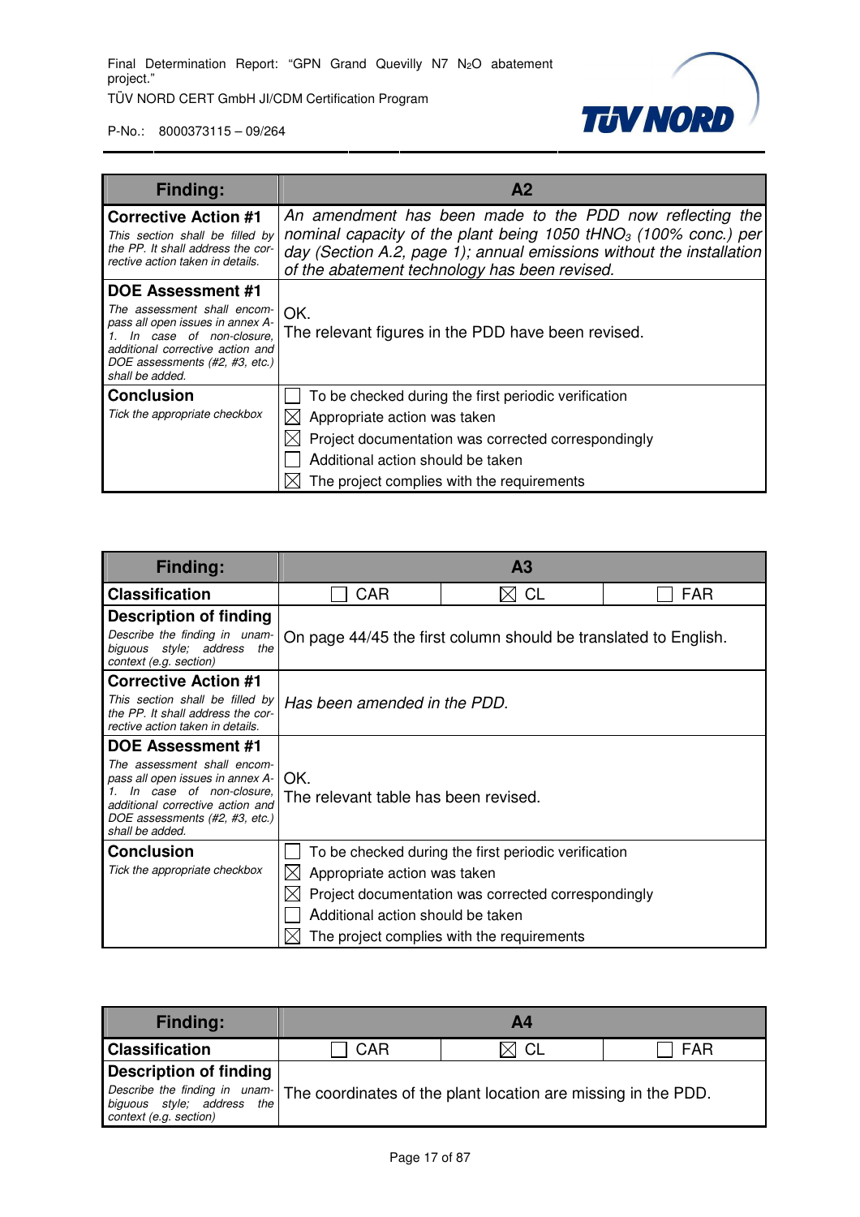| **Finding:** | **A2** | | |
|---|---|---|---|
| **Corrective Action #1**<br>*This section shall be filled by the PP. It shall address the corrective action taken in details.* | *An amendment has been made to the PDD now reflecting the nominal capacity of the plant being 1050 $tHNO_3$ (100% conc.) per day (Section A.2, page 1); annual emissions without the installation of the abatement technology has been revised.* | | |
| **DOE Assessment #1**<br>*The assessment shall encompass all open issues in annex A-1. In case of non-closure, additional corrective action and DOE assessments (#2, #3, etc.) shall be added.* | OK.<br>The relevant figures in the PDD have been revised. | | |
| **Conclusion**<br>*Tick the appropriate checkbox* | ☐ To be checked during the first periodic verification<br>☒ Appropriate action was taken<br>☒ Project documentation was corrected correspondingly<br>☐ Additional action should be taken<br>☒ The project complies with the requirements | | |

| **Finding:** | **A3** | | |
|---|---|---|---|
| **Classification** | ☐ CAR | ☒ CL | ☐ FAR |
| **Description of finding**<br>*Describe the finding in unambiguous style; address the context (e.g. section)* | On page 44/45 the first column should be translated to English. | | |
| **Corrective Action #1**<br>*This section shall be filled by the PP. It shall address the corrective action taken in details.* | *Has been amended in the PDD.* | | |
| **DOE Assessment #1**<br>*The assessment shall encompass all open issues in annex A-1. In case of non-closure, additional corrective action and DOE assessments (#2, #3, etc.) shall be added.* | OK.<br>The relevant table has been revised. | | |
| **Conclusion**<br>*Tick the appropriate checkbox* | ☐ To be checked during the first periodic verification<br>☒ Appropriate action was taken<br>☒ Project documentation was corrected correspondingly<br>☐ Additional action should be taken<br>☒ The project complies with the requirements | | |

| **Finding:** | **A4** | | |
|---|---|---|---|
| **Classification** | ☐ CAR | ☒ CL | ☐ FAR |
| **Description of finding**<br>*Describe the finding in unambiguous style; address the context (e.g. section)* | The coordinates of the plant location are missing in the PDD. | | |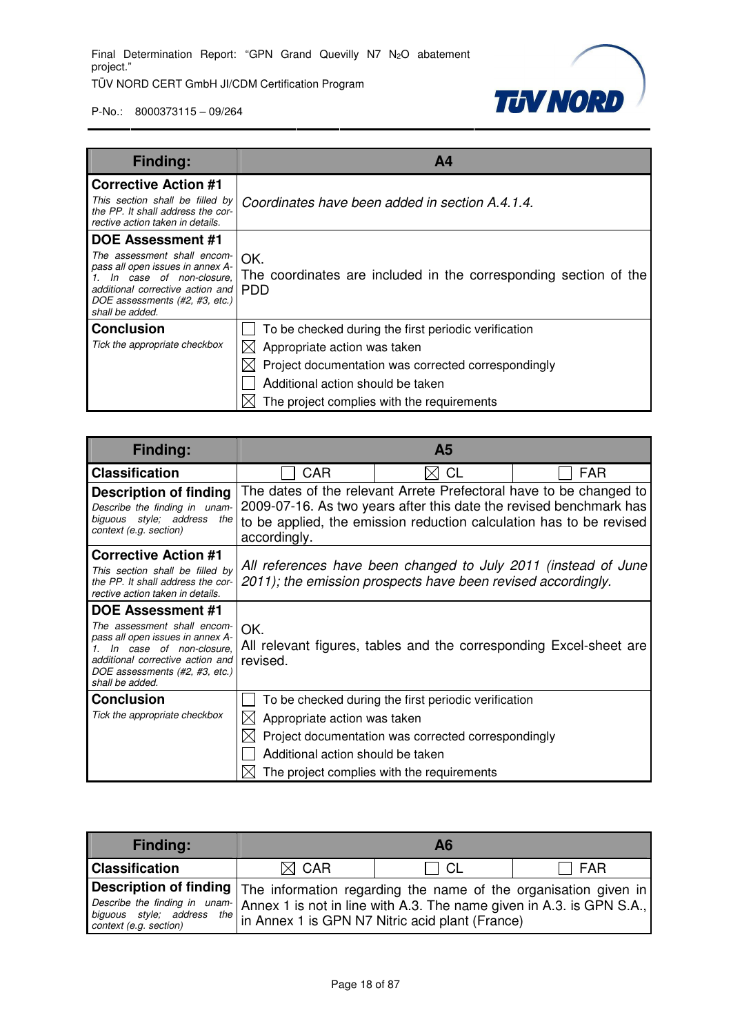| **Finding:** | **A4** | | |
|---|---|---|---|
| **Corrective Action #1**<br>*This section shall be filled by the PP. It shall address the corrective action taken in details.* | *Coordinates have been added in section A.4.1.4.* | | |
| **DOE Assessment #1**<br>*The assessment shall encompass all open issues in annex A-1. In case of non-closure, additional corrective action and DOE assessments (#2, #3, etc.) shall be added.* | OK.<br>The coordinates are included in the corresponding section of the PDD | | |
| **Conclusion**<br>*Tick the appropriate checkbox* | ☐ To be checked during the first periodic verification<br>☒ Appropriate action was taken<br>☒ Project documentation was corrected correspondingly<br>☐ Additional action should be taken<br>☒ The project complies with the requirements | | |

| **Finding:** | **A5** | | |
|---|---|---|---|
| **Classification** | ☐ CAR | ☒ CL | ☐ FAR |
| **Description of finding**<br>*Describe the finding in unambiguous style; address the context (e.g. section)* | The dates of the relevant Arrete Prefectoral have to be changed to 2009-07-16. As two years after this date the revised benchmark has to be applied, the emission reduction calculation has to be revised accordingly. | | |
| **Corrective Action #1**<br>*This section shall be filled by the PP. It shall address the corrective action taken in details.* | *All references have been changed to July 2011 (instead of June 2011); the emission prospects have been revised accordingly.* | | |
| **DOE Assessment #1**<br>*The assessment shall encompass all open issues in annex A-1. In case of non-closure, additional corrective action and DOE assessments (#2, #3, etc.) shall be added.* | OK.<br>All relevant figures, tables and the corresponding Excel-sheet are revised. | | |
| **Conclusion**<br>*Tick the appropriate checkbox* | ☐ To be checked during the first periodic verification<br>☒ Appropriate action was taken<br>☒ Project documentation was corrected correspondingly<br>☐ Additional action should be taken<br>☒ The project complies with the requirements | | |

| **Finding:** | **A6** | | |
|---|---|---|---|
| **Classification** | ☒ CAR | ☐ CL | ☐ FAR |
| **Description of finding**<br>*Describe the finding in unambiguous style; address the context (e.g. section)* | The information regarding the name of the organisation given in Annex 1 is not in line with A.3. The name given in A.3. is GPN S.A., in Annex 1 is GPN N7 Nitric acid plant (France) | | |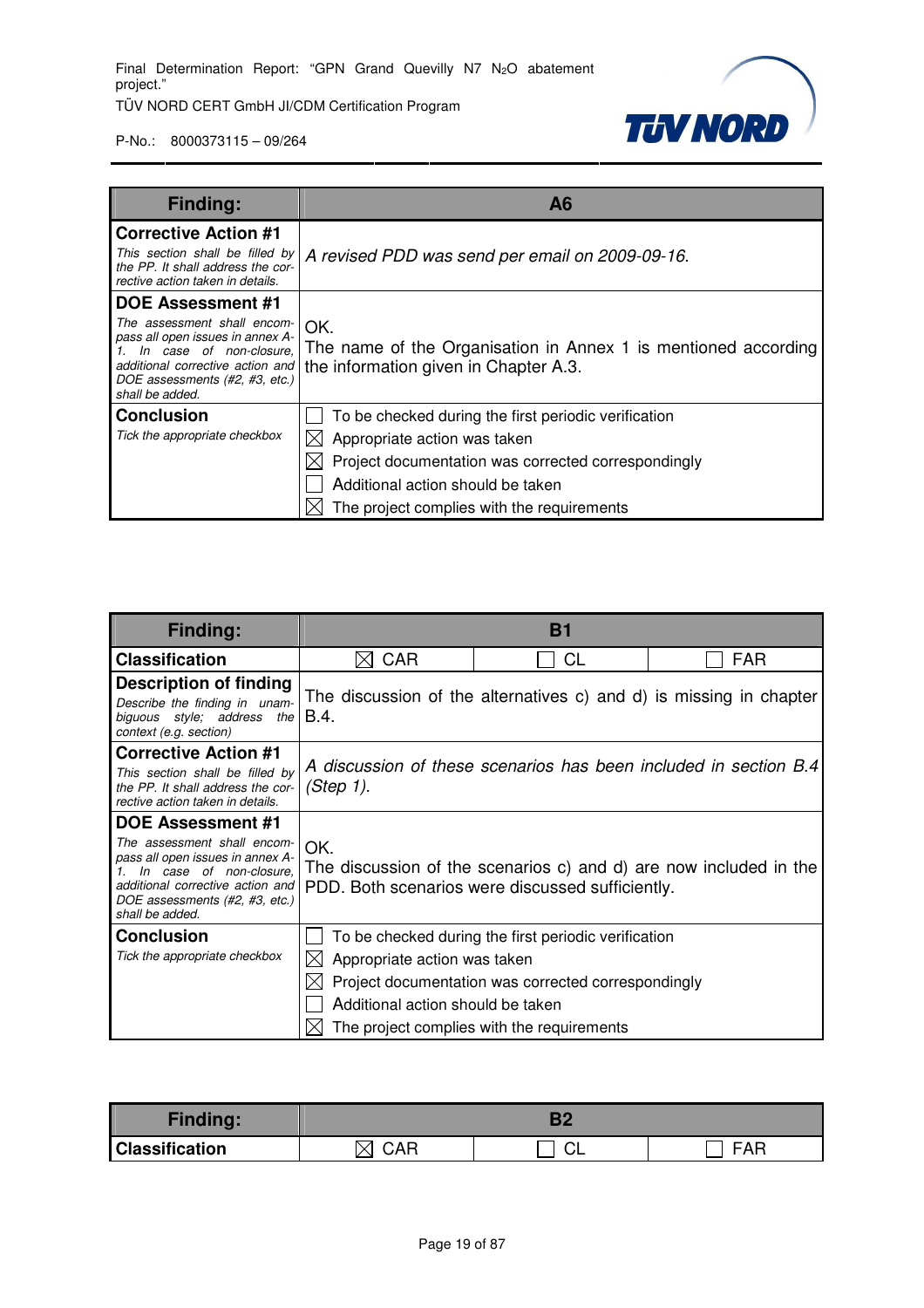| Finding: | A6 |
|---|---|
| **Corrective Action #1**<br>*This section shall be filled by the PP. It shall address the corrective action taken in details.* | *A revised PDD was send per email on 2009-09-16.* |
| **DOE Assessment #1**<br>*The assessment shall encompass all open issues in annex A-1. In case of non-closure, additional corrective action and DOE assessments (#2, #3, etc.) shall be added.* | OK.<br>The name of the Organisation in Annex 1 is mentioned according the information given in Chapter A.3. |
| **Conclusion**<br>*Tick the appropriate checkbox* | ☐ To be checked during the first periodic verification<br>☒ Appropriate action was taken<br>☒ Project documentation was corrected correspondingly<br>☐ Additional action should be taken<br>☒ The project complies with the requirements |

| Finding: | B1 | | |
|---|---|---|---|
| **Classification** | ☒ CAR | ☐ CL | ☐ FAR |
| **Description of finding**<br>*Describe the finding in unambiguous style; address the context (e.g. section)* | The discussion of the alternatives c) and d) is missing in chapter B.4. | | |
| **Corrective Action #1**<br>*This section shall be filled by the PP. It shall address the corrective action taken in details.* | *A discussion of these scenarios has been included in section B.4 (Step 1).* | | |
| **DOE Assessment #1**<br>*The assessment shall encompass all open issues in annex A-1. In case of non-closure, additional corrective action and DOE assessments (#2, #3, etc.) shall be added.* | OK.<br>The discussion of the scenarios c) and d) are now included in the PDD. Both scenarios were discussed sufficiently. | | |
| **Conclusion**<br>*Tick the appropriate checkbox* | ☐ To be checked during the first periodic verification<br>☒ Appropriate action was taken<br>☒ Project documentation was corrected correspondingly<br>☐ Additional action should be taken<br>☒ The project complies with the requirements | | |

| Finding: | B2 | | |
|---|---|---|---|
| **Classification** | ☒ CAR | ☐ CL | ☐ FAR |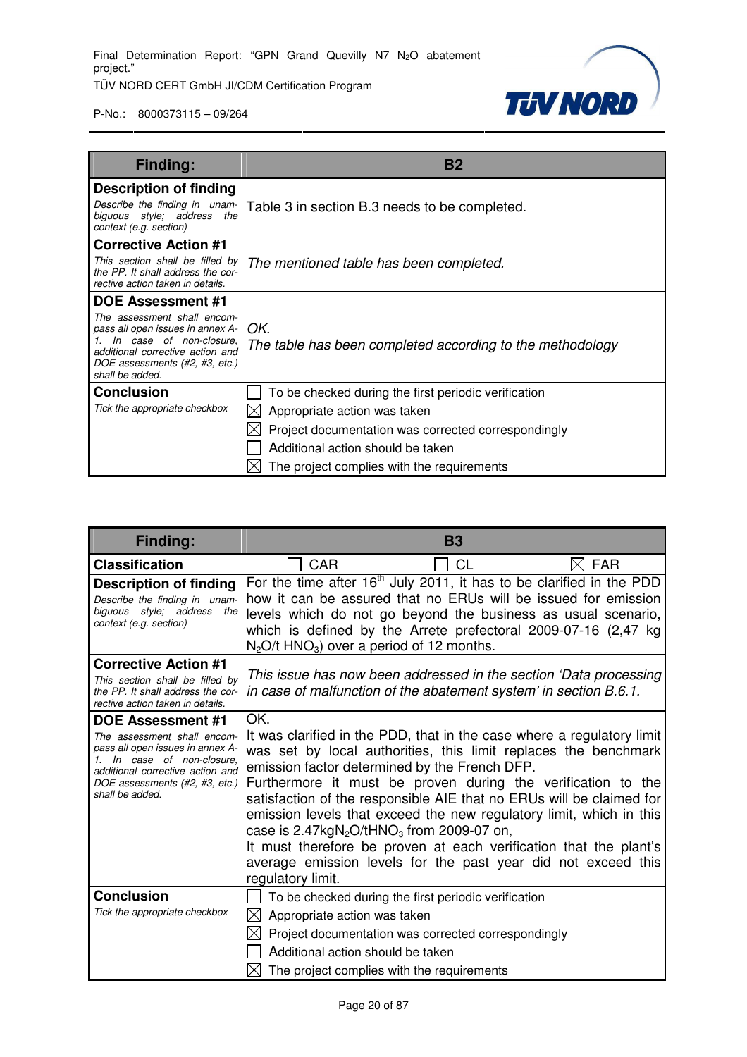| Finding: | B2 |
|---|---|
| **Description of finding**<br>*Describe the finding in unambiguous style; address the context (e.g. section)* | Table 3 in section B.3 needs to be completed. |
| **Corrective Action #1**<br>*This section shall be filled by the PP. It shall address the corrective action taken in details.* | *The mentioned table has been completed.* |
| **DOE Assessment #1**<br>*The assessment shall encompass all open issues in annex A-1. In case of non-closure, additional corrective action and DOE assessments (#2, #3, etc.) shall be added.* | *OK.*<br>*The table has been completed according to the methodology* |
| **Conclusion**<br>*Tick the appropriate checkbox* | ☐ To be checked during the first periodic verification<br>☒ Appropriate action was taken<br>☒ Project documentation was corrected correspondingly<br>☐ Additional action should be taken<br>☒ The project complies with the requirements |

| Finding: | B3 | | |
|---|---|---|---|
| **Classification** | ☐ CAR | ☐ CL | ☒ FAR |
| **Description of finding**<br>*Describe the finding in unambiguous style; address the context (e.g. section)* | For the time after 16th July 2011, it has to be clarified in the PDD how it can be assured that no ERUs will be issued for emission levels which do not go beyond the business as usual scenario, which is defined by the Arrete prefectoral 2009-07-16 (2,47 kg $N_2O$/t $HNO_3$) over a period of 12 months. | | |
| **Corrective Action #1**<br>*This section shall be filled by the PP. It shall address the corrective action taken in details.* | *This issue has now been addressed in the section 'Data processing in case of malfunction of the abatement system' in section B.6.1.* | | |
| **DOE Assessment #1**<br>*The assessment shall encompass all open issues in annex A-1. In case of non-closure, additional corrective action and DOE assessments (#2, #3, etc.) shall be added.* | OK.<br>It was clarified in the PDD, that in the case where a regulatory limit was set by local authorities, this limit replaces the benchmark emission factor determined by the French DFP.<br>Furthermore it must be proven during the verification to the satisfaction of the responsible AIE that no ERUs will be claimed for emission levels that exceed the new regulatory limit, which in this case is 2.47kg$N_2O$/t$HNO_3$ from 2009-07 on,<br>It must therefore be proven at each verification that the plant's average emission levels for the past year did not exceed this regulatory limit. | | |
| **Conclusion**<br>*Tick the appropriate checkbox* | ☐ To be checked during the first periodic verification<br>☒ Appropriate action was taken<br>☒ Project documentation was corrected correspondingly<br>☐ Additional action should be taken<br>☒ The project complies with the requirements | | |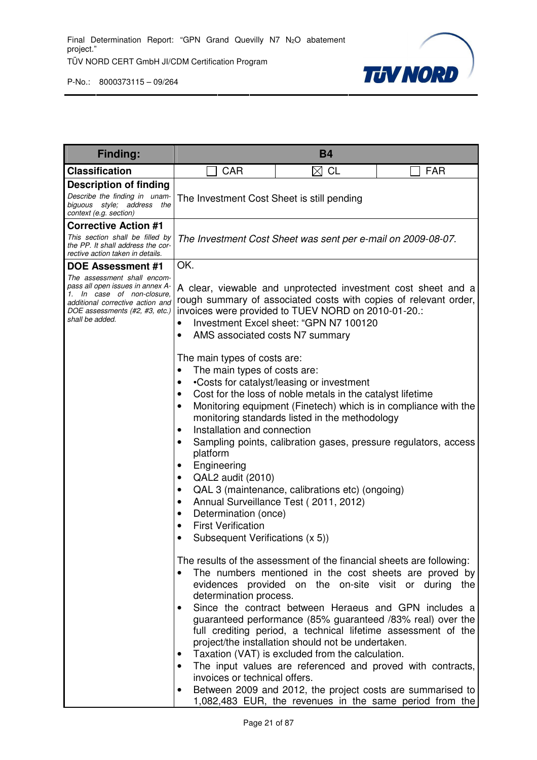| Finding: | B4 | | |
|---|---|---|---|
| **Classification** | ☐ CAR | ☒ CL | ☐ FAR |
| **Description of finding**<br>*Describe the finding in unambiguous style; address the context (e.g. section)* | The Investment Cost Sheet is still pending | | |
| **Corrective Action #1**<br>*This section shall be filled by the PP. It shall address the corrective action taken in details.* | *The Investment Cost Sheet was sent per e-mail on 2009-08-07.* | | |
| **DOE Assessment #1**<br>*The assessment shall encompass all open issues in annex A-1. In case of non-closure, additional corrective action and DOE assessments (#2, #3, etc.) shall be added.* | OK.<br><br>A clear, viewable and unprotected investment cost sheet and a rough summary of associated costs with copies of relevant order, invoices were provided to TUEV NORD on 2010-01-20.:<br>• Investment Excel sheet: "GPN N7 100120<br>• AMS associated costs N7 summary<br><br>The main types of costs are:<br>• The main types of costs are:<br>• •Costs for catalyst/leasing or investment<br>• Cost for the loss of noble metals in the catalyst lifetime<br>• Monitoring equipment (Finetech) which is in compliance with the monitoring standards listed in the methodology<br>• Installation and connection<br>• Sampling points, calibration gases, pressure regulators, access platform<br>• Engineering<br>• QAL2 audit (2010)<br>• QAL 3 (maintenance, calibrations etc) (ongoing)<br>• Annual Surveillance Test ( 2011, 2012)<br>• Determination (once)<br>• First Verification<br>• Subsequent Verifications (x 5))<br><br>The results of the assessment of the financial sheets are following:<br>• The numbers mentioned in the cost sheets are proved by evidences provided on the on-site visit or during the determination process.<br>• Since the contract between Heraeus and GPN includes a guaranteed performance (85% guaranteed /83% real) over the full crediting period, a technical lifetime assessment of the project/the installation should not be undertaken.<br>• Taxation (VAT) is excluded from the calculation.<br>• The input values are referenced and proved with contracts, invoices or technical offers.<br>• Between 2009 and 2012, the project costs are summarised to 1,082,483 EUR, the revenues in the same period from the | | |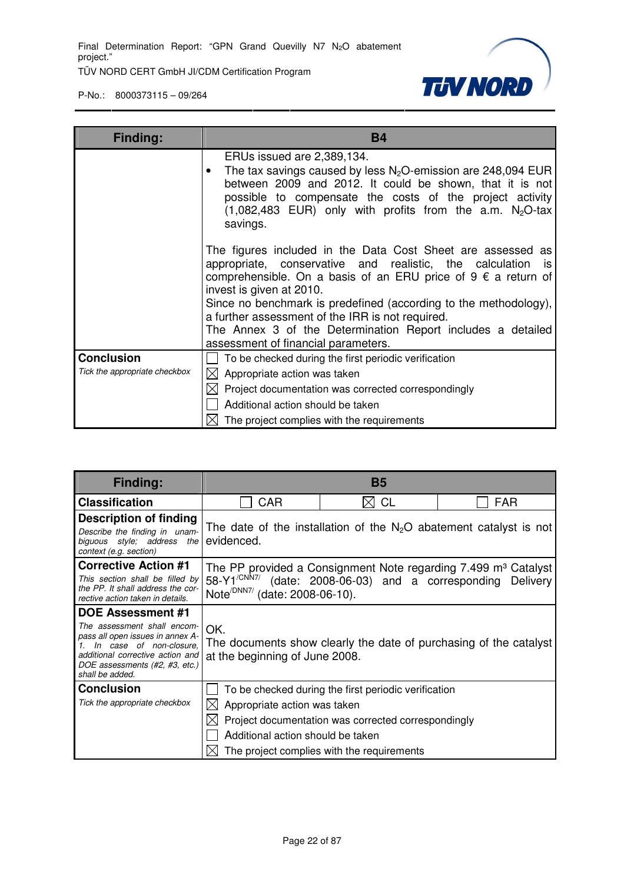| Finding: | B4 |
|---|---|
| | ERUs issued are 2,389,134.<br>• The tax savings caused by less $N_2O$-emission are 248,094 EUR between 2009 and 2012. It could be shown, that it is not possible to compensate the costs of the project activity (1,082,483 EUR) only with profits from the a.m. $N_2O$-tax savings.<br><br>The figures included in the Data Cost Sheet are assessed as appropriate, conservative and realistic, the calculation is comprehensible. On a basis of an ERU price of 9 € a return of invest is given at 2010.<br>Since no benchmark is predefined (according to the methodology), a further assessment of the IRR is not required.<br>The Annex 3 of the Determination Report includes a detailed assessment of financial parameters. |
| **Conclusion**<br>*Tick the appropriate checkbox* | ☐ To be checked during the first periodic verification<br>☒ Appropriate action was taken<br>☒ Project documentation was corrected correspondingly<br>☐ Additional action should be taken<br>☒ The project complies with the requirements |

| Finding: | B5 | | |
|---|---|---|---|
| **Classification** | ☐ CAR | ☒ CL | ☐ FAR |
| **Description of finding**<br>*Describe the finding in unambiguous style; address the context (e.g. section)* | The date of the installation of the $N_2O$ abatement catalyst is not evidenced. | | |
| **Corrective Action #1**<br>*This section shall be filled by the PP. It shall address the corrective action taken in details.* | The PP provided a Consignment Note regarding 7.499 m³ Catalyst 58-Y1[/CNN7/] (date: 2008-06-03) and a corresponding Delivery Note[/DNN7/] (date: 2008-06-10). | | |
| **DOE Assessment #1**<br>*The assessment shall encompass all open issues in annex A-1. In case of non-closure, additional corrective action and DOE assessments (#2, #3, etc.) shall be added.* | OK.<br>The documents show clearly the date of purchasing of the catalyst at the beginning of June 2008. | | |
| **Conclusion**<br>*Tick the appropriate checkbox* | ☐ To be checked during the first periodic verification<br>☒ Appropriate action was taken<br>☒ Project documentation was corrected correspondingly<br>☐ Additional action should be taken<br>☒ The project complies with the requirements | | |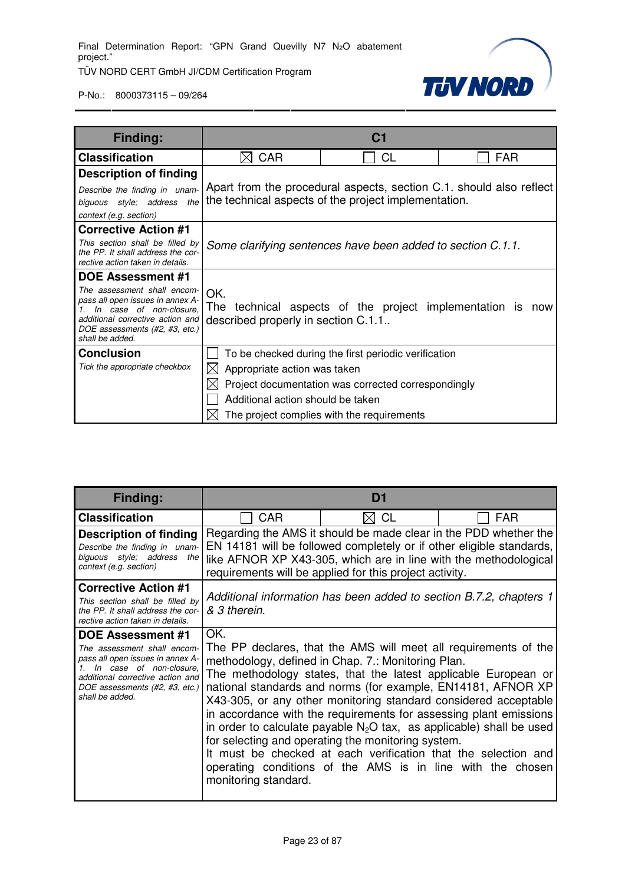| Finding: | C1 | | |
|---|---|---|---|
| **Classification** | ☒ CAR | ☐ CL | ☐ FAR |
| **Description of finding** *Describe the finding in unambiguous style; address the context (e.g. section)* | Apart from the procedural aspects, section C.1. should also reflect the technical aspects of the project implementation. | | |
| **Corrective Action #1** *This section shall be filled by the PP. It shall address the corrective action taken in details.* | *Some clarifying sentences have been added to section C.1.1.* | | |
| **DOE Assessment #1** *The assessment shall encompass all open issues in annex A-1. In case of non-closure, additional corrective action and DOE assessments (#2, #3, etc.) shall be added.* | OK.<br>The technical aspects of the project implementation is now described properly in section C.1.1.. | | |
| **Conclusion** *Tick the appropriate checkbox* | ☐ To be checked during the first periodic verification<br>☒ Appropriate action was taken<br>☒ Project documentation was corrected correspondingly<br>☐ Additional action should be taken<br>☒ The project complies with the requirements | | |

| Finding: | D1 | | |
|---|---|---|---|
| **Classification** | ☐ CAR | ☒ CL | ☐ FAR |
| **Description of finding** *Describe the finding in unambiguous style; address the context (e.g. section)* | Regarding the AMS it should be made clear in the PDD whether the EN 14181 will be followed completely or if other eligible standards, like AFNOR XP X43-305, which are in line with the methodological requirements will be applied for this project activity. | | |
| **Corrective Action #1** *This section shall be filled by the PP. It shall address the corrective action taken in details.* | *Additional information has been added to section B.7.2, chapters 1 & 3 therein.* | | |
| **DOE Assessment #1** *The assessment shall encompass all open issues in annex A-1. In case of non-closure, additional corrective action and DOE assessments (#2, #3, etc.) shall be added.* | OK.<br>The PP declares, that the AMS will meet all requirements of the methodology, defined in Chap. 7.: Monitoring Plan.<br>The methodology states, that the latest applicable European or national standards and norms (for example, EN14181, AFNOR XP X43-305, or any other monitoring standard considered acceptable in accordance with the requirements for assessing plant emissions in order to calculate payable $N_2O$ tax, as applicable) shall be used for selecting and operating the monitoring system.<br>It must be checked at each verification that the selection and operating conditions of the AMS is in line with the chosen monitoring standard. | | |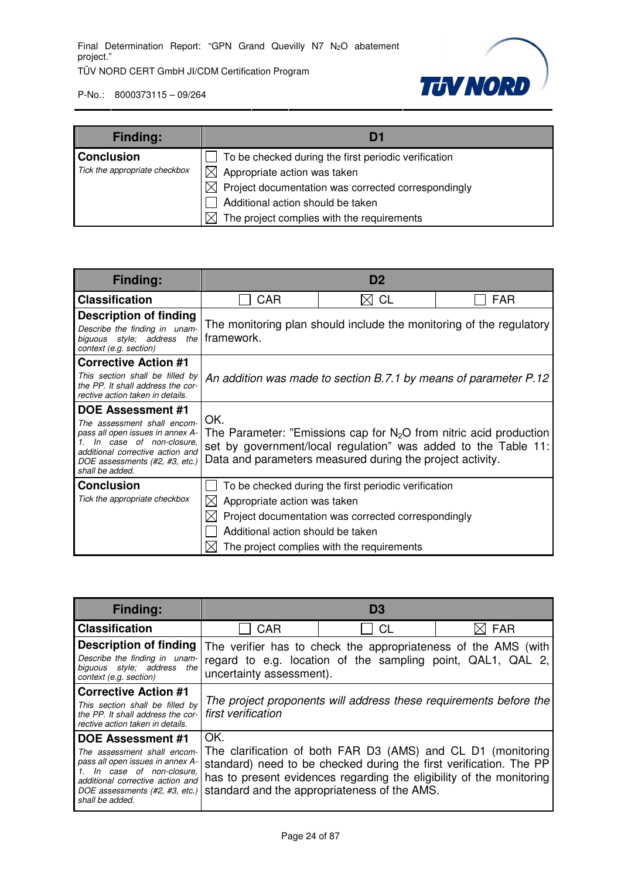| Finding: | D1 |
|---|---|
| **Conclusion**<br>*Tick the appropriate checkbox* | ☐ To be checked during the first periodic verification<br>☒ Appropriate action was taken<br>☒ Project documentation was corrected correspondingly<br>☐ Additional action should be taken<br>☒ The project complies with the requirements |

| Finding: | D2 | | |
|---|---|---|---|
| **Classification** | ☐ CAR | ☒ CL | ☐ FAR |
| **Description of finding**<br>*Describe the finding in unambiguous style; address the context (e.g. section)* | The monitoring plan should include the monitoring of the regulatory framework. | | |
| **Corrective Action #1**<br>*This section shall be filled by the PP. It shall address the corrective action taken in details.* | *An addition was made to section B.7.1 by means of parameter P.12* | | |
| **DOE Assessment #1**<br>*The assessment shall encompass all open issues in annex A-1. In case of non-closure, additional corrective action and DOE assessments (#2, #3, etc.) shall be added.* | OK.<br>The Parameter: "Emissions cap for $N_2O$ from nitric acid production set by government/local regulation" was added to the Table 11: Data and parameters measured during the project activity. | | |
| **Conclusion**<br>*Tick the appropriate checkbox* | ☐ To be checked during the first periodic verification<br>☒ Appropriate action was taken<br>☒ Project documentation was corrected correspondingly<br>☐ Additional action should be taken<br>☒ The project complies with the requirements | | |

| Finding: | D3 | | |
|---|---|---|---|
| **Classification** | ☐ CAR | ☐ CL | ☒ FAR |
| **Description of finding**<br>*Describe the finding in unambiguous style; address the context (e.g. section)* | The verifier has to check the appropriateness of the AMS (with regard to e.g. location of the sampling point, QAL1, QAL 2, uncertainty assessment). | | |
| **Corrective Action #1**<br>*This section shall be filled by the PP. It shall address the corrective action taken in details.* | *The project proponents will address these requirements before the first verification* | | |
| **DOE Assessment #1**<br>*The assessment shall encompass all open issues in annex A-1. In case of non-closure, additional corrective action and DOE assessments (#2, #3, etc.) shall be added.* | OK.<br>The clarification of both FAR D3 (AMS) and CL D1 (monitoring standard) need to be checked during the first verification. The PP has to present evidences regarding the eligibility of the monitoring standard and the appropriateness of the AMS. | | |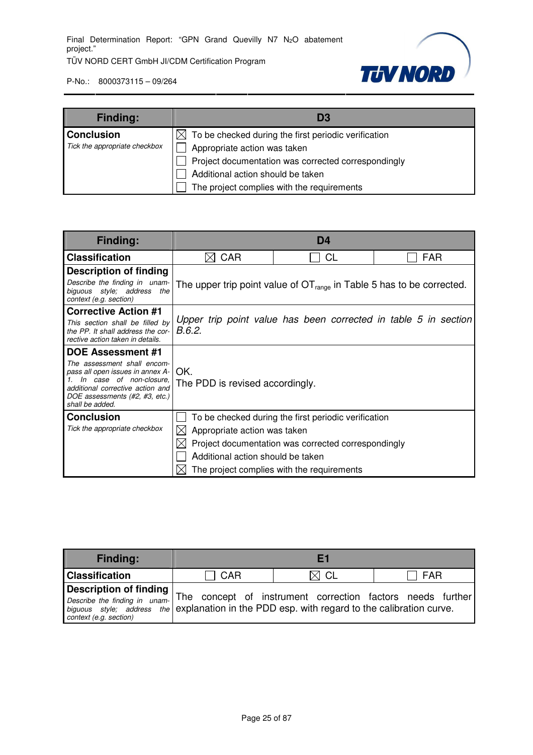| Finding: | D3 |
|---|---|
| **Conclusion**<br>*Tick the appropriate checkbox* | ☒ To be checked during the first periodic verification<br>☐ Appropriate action was taken<br>☐ Project documentation was corrected correspondingly<br>☐ Additional action should be taken<br>☐ The project complies with the requirements |

| Finding: | D4 | | |
|---|---|---|---|
| **Classification** | ☒ CAR | ☐ CL | ☐ FAR |
| **Description of finding**<br>*Describe the finding in unambiguous style; address the context (e.g. section)* | The upper trip point value of $OT_{range}$ in Table 5 has to be corrected. | | |
| **Corrective Action #1**<br>*This section shall be filled by the PP. It shall address the corrective action taken in details.* | *Upper trip point value has been corrected in table 5 in section B.6.2.* | | |
| **DOE Assessment #1**<br>*The assessment shall encompass all open issues in annex A-1. In case of non-closure, additional corrective action and DOE assessments (#2, #3, etc.) shall be added.* | OK.<br>The PDD is revised accordingly. | | |
| **Conclusion**<br>*Tick the appropriate checkbox* | ☐ To be checked during the first periodic verification<br>☒ Appropriate action was taken<br>☒ Project documentation was corrected correspondingly<br>☐ Additional action should be taken<br>☒ The project complies with the requirements | | |

| Finding: | E1 | | |
|---|---|---|---|
| **Classification** | ☐ CAR | ☒ CL | ☐ FAR |
| **Description of finding**<br>*Describe the finding in unambiguous style; address the context (e.g. section)* | The concept of instrument correction factors needs further explanation in the PDD esp. with regard to the calibration curve. | | |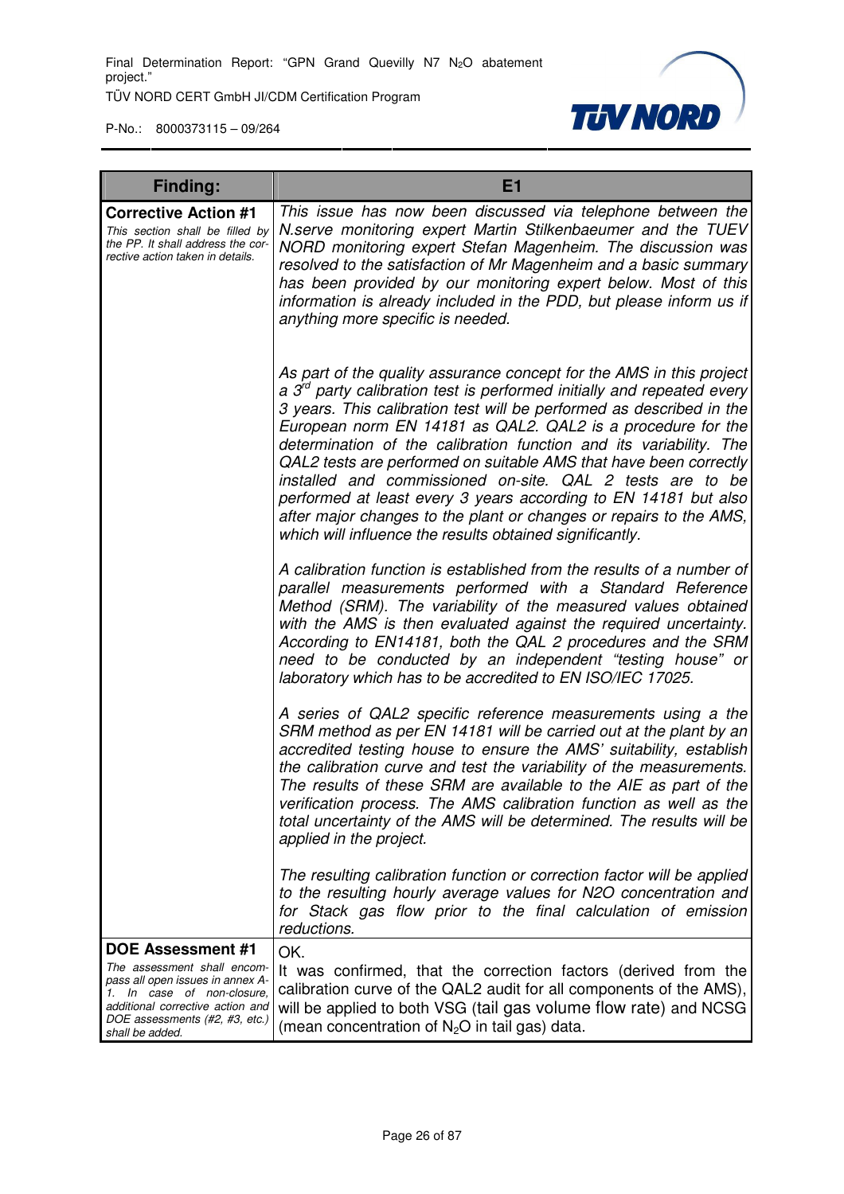| Finding: | E1 |
|---|---|
| **Corrective Action #1**<br>*This section shall be filled by the PP. It shall address the corrective action taken in details.* | *This issue has now been discussed via telephone between the N.serve monitoring expert Martin Stilkenbaeumer and the TUEV NORD monitoring expert Stefan Magenheim. The discussion was resolved to the satisfaction of Mr Magenheim and a basic summary has been provided by our monitoring expert below. Most of this information is already included in the PDD, but please inform us if anything more specific is needed.*<br><br>*As part of the quality assurance concept for the AMS in this project a 3rd party calibration test is performed initially and repeated every 3 years. This calibration test will be performed as described in the European norm EN 14181 as QAL2. QAL2 is a procedure for the determination of the calibration function and its variability. The QAL2 tests are performed on suitable AMS that have been correctly installed and commissioned on-site. QAL 2 tests are to be performed at least every 3 years according to EN 14181 but also after major changes to the plant or changes or repairs to the AMS, which will influence the results obtained significantly.*<br><br>*A calibration function is established from the results of a number of parallel measurements performed with a Standard Reference Method (SRM). The variability of the measured values obtained with the AMS is then evaluated against the required uncertainty. According to EN14181, both the QAL 2 procedures and the SRM need to be conducted by an independent "testing house" or laboratory which has to be accredited to EN ISO/IEC 17025.*<br><br>*A series of QAL2 specific reference measurements using a the SRM method as per EN 14181 will be carried out at the plant by an accredited testing house to ensure the AMS' suitability, establish the calibration curve and test the variability of the measurements. The results of these SRM are available to the AIE as part of the verification process. The AMS calibration function as well as the total uncertainty of the AMS will be determined. The results will be applied in the project.*<br><br>*The resulting calibration function or correction factor will be applied to the resulting hourly average values for N2O concentration and for Stack gas flow prior to the final calculation of emission reductions.* |
| **DOE Assessment #1**<br>*The assessment shall encompass all open issues in annex A-1. In case of non-closure, additional corrective action and DOE assessments (#2, #3, etc.) shall be added.* | OK.<br>It was confirmed, that the correction factors (derived from the calibration curve of the QAL2 audit for all components of the AMS), will be applied to both VSG (tail gas volume flow rate) and NCSG (mean concentration of $N_2O$ in tail gas) data. |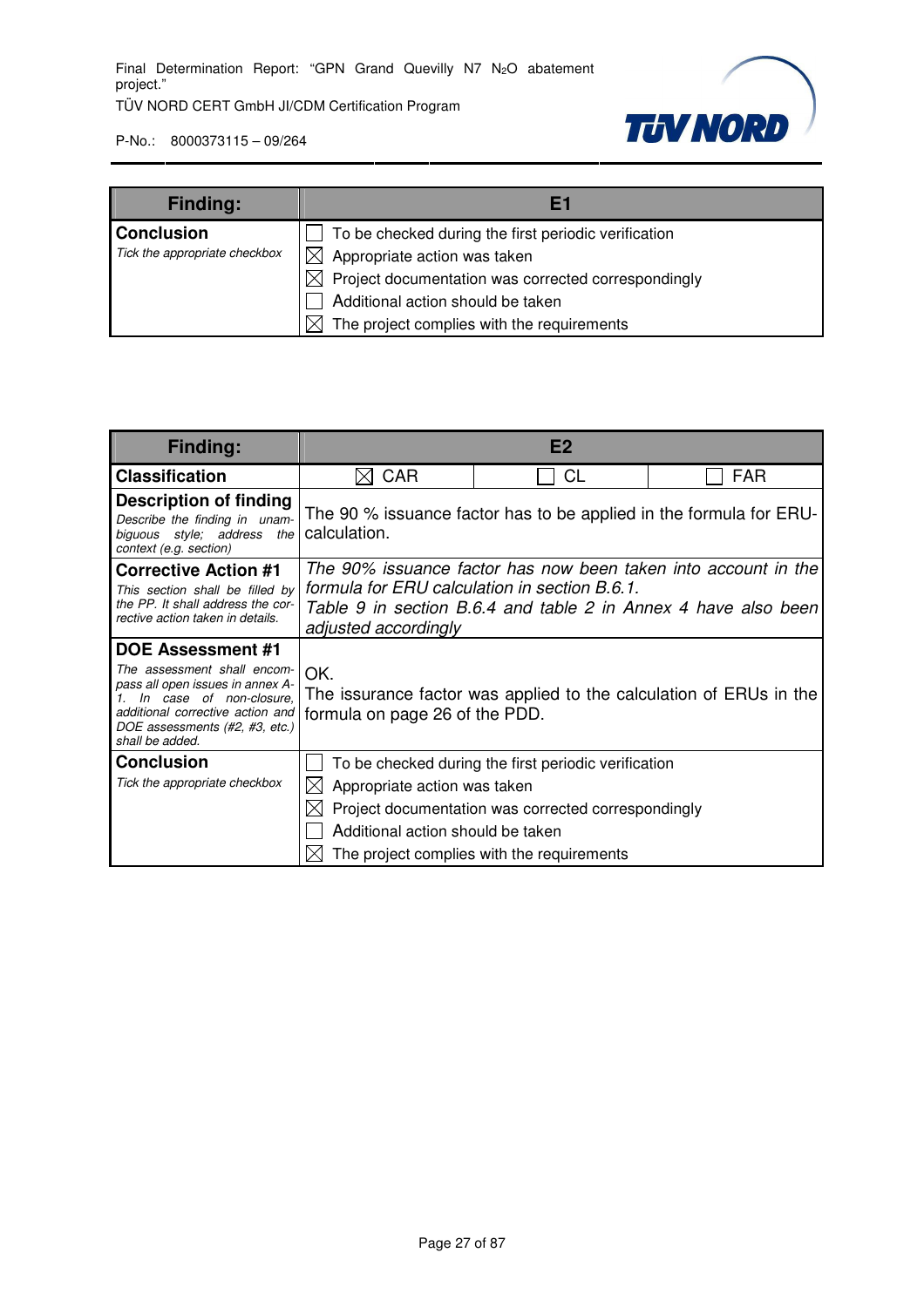| Finding: | E1 |
|---|---|
| **Conclusion**<br>*Tick the appropriate checkbox* | ☐ To be checked during the first periodic verification<br>☒ Appropriate action was taken<br>☒ Project documentation was corrected correspondingly<br>☐ Additional action should be taken<br>☒ The project complies with the requirements |

| Finding: | E2 | | |
|---|---|---|---|
| **Classification** | ☒ CAR | ☐ CL | ☐ FAR |
| **Description of finding**<br>*Describe the finding in unambiguous style; address the context (e.g. section)* | The 90 % issuance factor has to be applied in the formula for ERU-calculation. | | |
| **Corrective Action #1**<br>*This section shall be filled by the PP. It shall address the corrective action taken in details.* | *The 90% issuance factor has now been taken into account in the formula for ERU calculation in section B.6.1.*<br>*Table 9 in section B.6.4 and table 2 in Annex 4 have also been adjusted accordingly* | | |
| **DOE Assessment #1**<br>*The assessment shall encompass all open issues in annex A-1. In case of non-closure, additional corrective action and DOE assessments (#2, #3, etc.) shall be added.* | OK.<br>The issurance factor was applied to the calculation of ERUs in the formula on page 26 of the PDD. | | |
| **Conclusion**<br>*Tick the appropriate checkbox* | ☐ To be checked during the first periodic verification<br>☒ Appropriate action was taken<br>☒ Project documentation was corrected correspondingly<br>☐ Additional action should be taken<br>☒ The project complies with the requirements | | |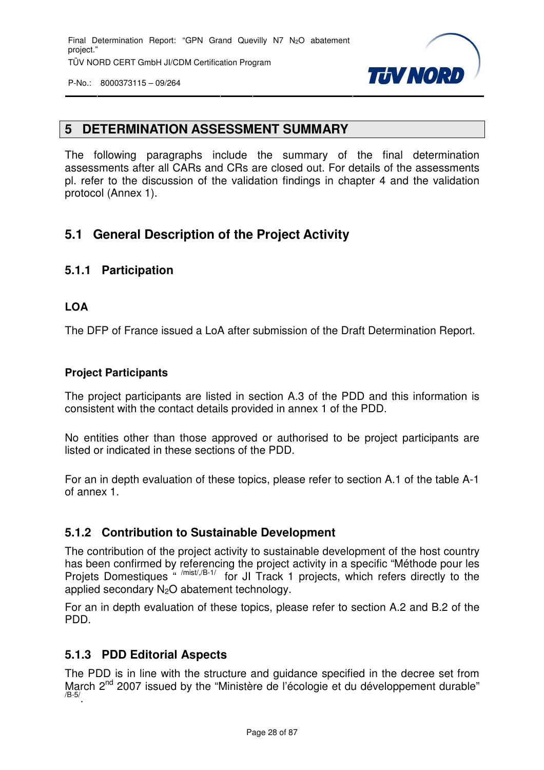# 5 DETERMINATION ASSESSMENT SUMMARY

The following paragraphs include the summary of the final determination assessments after all CARs and CRs are closed out. For details of the assessments pl. refer to the discussion of the validation findings in chapter 4 and the validation protocol (Annex 1).

## 5.1 General Description of the Project Activity

### 5.1.1 Participation

**LOA**

The DFP of France issued a LoA after submission of the Draft Determination Report.

**Project Participants**

The project participants are listed in section A.3 of the PDD and this information is consistent with the contact details provided in annex 1 of the PDD.

No entities other than those approved or authorised to be project participants are listed or indicated in these sections of the PDD.

For an in depth evaluation of these topics, please refer to section A.1 of the table A-1 of annex 1.

### 5.1.2 Contribution to Sustainable Development

The contribution of the project activity to sustainable development of the host country has been confirmed by referencing the project activity in a specific "Méthode pour les Projets Domestiques " [/mist/,/B-1/] for JI Track 1 projects, which refers directly to the applied secondary $N_2O$ abatement technology.

For an in depth evaluation of these topics, please refer to section A.2 and B.2 of the PDD.

### 5.1.3 PDD Editorial Aspects

The PDD is in line with the structure and guidance specified in the decree set from March 2[nd] 2007 issued by the "Ministère de l'écologie et du développement durable" [/B-5/].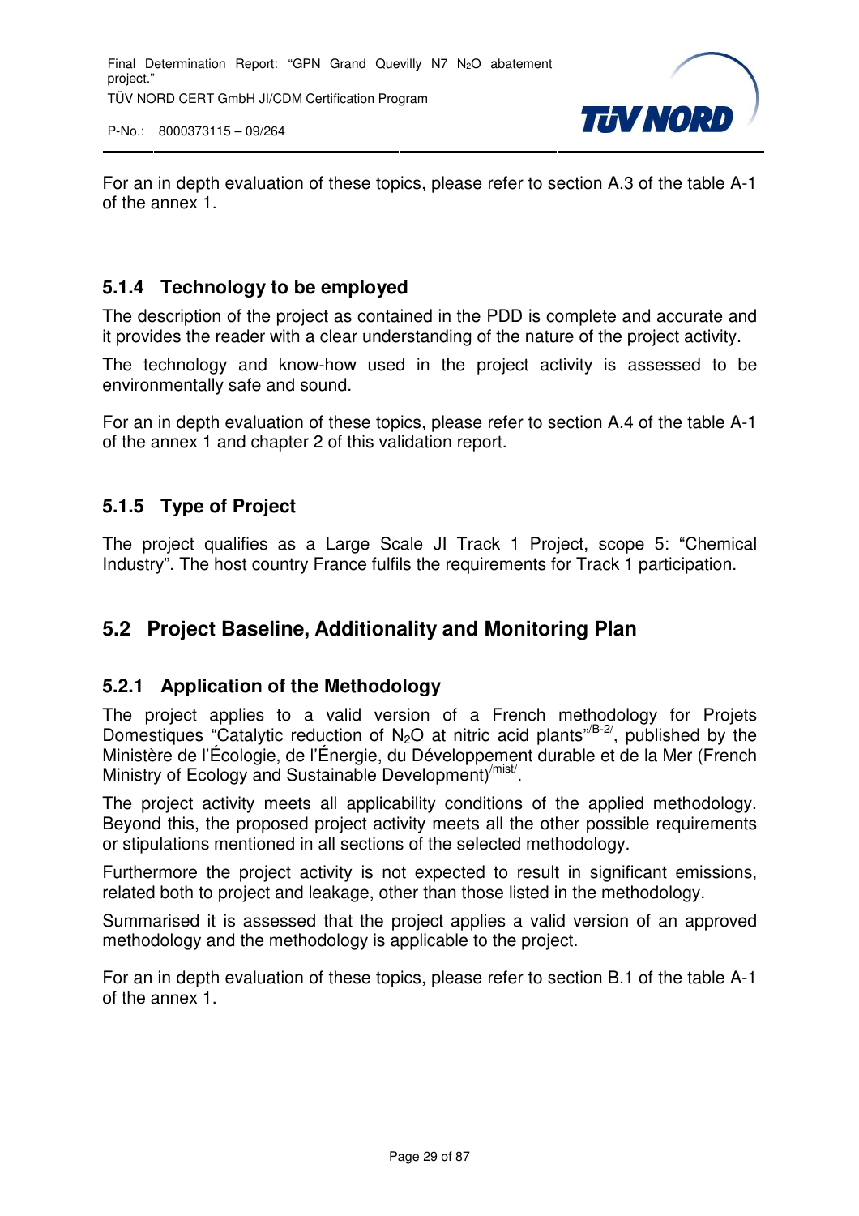For an in depth evaluation of these topics, please refer to section A.3 of the table A-1 of the annex 1.

### 5.1.4 Technology to be employed

The description of the project as contained in the PDD is complete and accurate and it provides the reader with a clear understanding of the nature of the project activity.

The technology and know-how used in the project activity is assessed to be environmentally safe and sound.

For an in depth evaluation of these topics, please refer to section A.4 of the table A-1 of the annex 1 and chapter 2 of this validation report.

### 5.1.5 Type of Project

The project qualifies as a Large Scale JI Track 1 Project, scope 5: "Chemical Industry". The host country France fulfils the requirements for Track 1 participation.

## 5.2 Project Baseline, Additionality and Monitoring Plan

### 5.2.1 Application of the Methodology

The project applies to a valid version of a French methodology for Projets Domestiques "Catalytic reduction of $N_2O$ at nitric acid plants"[/B-2/], published by the Ministère de l'Écologie, de l'Énergie, du Développement durable et de la Mer (French Ministry of Ecology and Sustainable Development)[/mist/].

The project activity meets all applicability conditions of the applied methodology. Beyond this, the proposed project activity meets all the other possible requirements or stipulations mentioned in all sections of the selected methodology.

Furthermore the project activity is not expected to result in significant emissions, related both to project and leakage, other than those listed in the methodology.

Summarised it is assessed that the project applies a valid version of an approved methodology and the methodology is applicable to the project.

For an in depth evaluation of these topics, please refer to section B.1 of the table A-1 of the annex 1.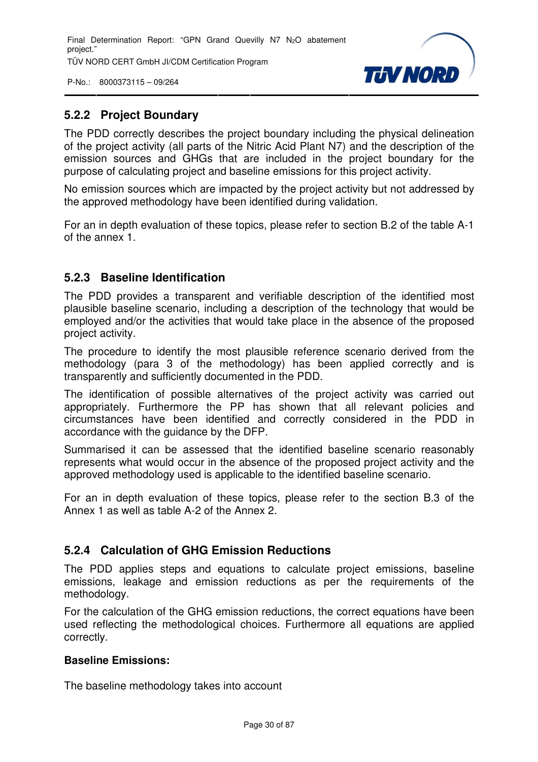### 5.2.2 Project Boundary

The PDD correctly describes the project boundary including the physical delineation of the project activity (all parts of the Nitric Acid Plant N7) and the description of the emission sources and GHGs that are included in the project boundary for the purpose of calculating project and baseline emissions for this project activity.

No emission sources which are impacted by the project activity but not addressed by the approved methodology have been identified during validation.

For an in depth evaluation of these topics, please refer to section B.2 of the table A-1 of the annex 1.

### 5.2.3 Baseline Identification

The PDD provides a transparent and verifiable description of the identified most plausible baseline scenario, including a description of the technology that would be employed and/or the activities that would take place in the absence of the proposed project activity.

The procedure to identify the most plausible reference scenario derived from the methodology (para 3 of the methodology) has been applied correctly and is transparently and sufficiently documented in the PDD.

The identification of possible alternatives of the project activity was carried out appropriately. Furthermore the PP has shown that all relevant policies and circumstances have been identified and correctly considered in the PDD in accordance with the guidance by the DFP.

Summarised it can be assessed that the identified baseline scenario reasonably represents what would occur in the absence of the proposed project activity and the approved methodology used is applicable to the identified baseline scenario.

For an in depth evaluation of these topics, please refer to the section B.3 of the Annex 1 as well as table A-2 of the Annex 2.

### 5.2.4 Calculation of GHG Emission Reductions

The PDD applies steps and equations to calculate project emissions, baseline emissions, leakage and emission reductions as per the requirements of the methodology.

For the calculation of the GHG emission reductions, the correct equations have been used reflecting the methodological choices. Furthermore all equations are applied correctly.

**Baseline Emissions:**

The baseline methodology takes into account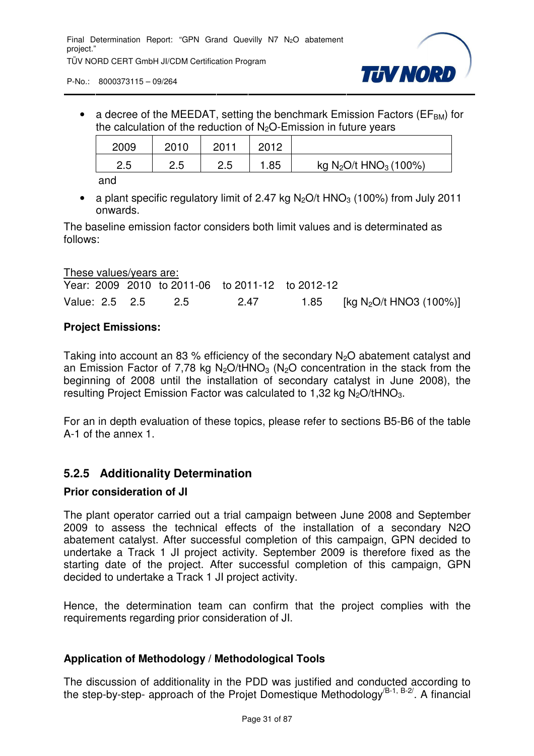- a decree of the MEEDAT, setting the benchmark Emission Factors ($EF_{BM}$) for the calculation of the reduction of $N_2O$-Emission in future years

| 2009 | 2010 | 2011 | 2012 | |
|---|---|---|---|---|
| 2.5 | 2.5 | 2.5 | 1.85 | kg $N_2O$/t $HNO_3$ (100%) |

and

- a plant specific regulatory limit of 2.47 kg $N_2O$/t $HNO_3$ (100%) from July 2011 onwards.

The baseline emission factor considers both limit values and is determinated as follows:

These values/years are:

| Year: | 2009 | 2010 | to 2011-06 | to 2011-12 | to 2012-12 | |
|---|---|---|---|---|---|---|
| Value: | 2.5 | 2.5 | 2.5 | 2.47 | 1.85 | [kg $N_2O$/t HNO3 (100%)] |

**Project Emissions:**

Taking into account an 83 % efficiency of the secondary $N_2O$ abatement catalyst and an Emission Factor of 7,78 kg $N_2O$/t$HNO_3$ ($N_2O$ concentration in the stack from the beginning of 2008 until the installation of secondary catalyst in June 2008), the resulting Project Emission Factor was calculated to 1,32 kg $N_2O$/t$HNO_3$.

For an in depth evaluation of these topics, please refer to sections B5-B6 of the table A-1 of the annex 1.

### 5.2.5 Additionality Determination

**Prior consideration of JI**

The plant operator carried out a trial campaign between June 2008 and September 2009 to assess the technical effects of the installation of a secondary N2O abatement catalyst. After successful completion of this campaign, GPN decided to undertake a Track 1 JI project activity. September 2009 is therefore fixed as the starting date of the project. After successful completion of this campaign, GPN decided to undertake a Track 1 JI project activity.

Hence, the determination team can confirm that the project complies with the requirements regarding prior consideration of JI.

**Application of Methodology / Methodological Tools**

The discussion of additionality in the PDD was justified and conducted according to the step-by-step- approach of the Projet Domestique Methodology[/B-1, B-2/]. A financial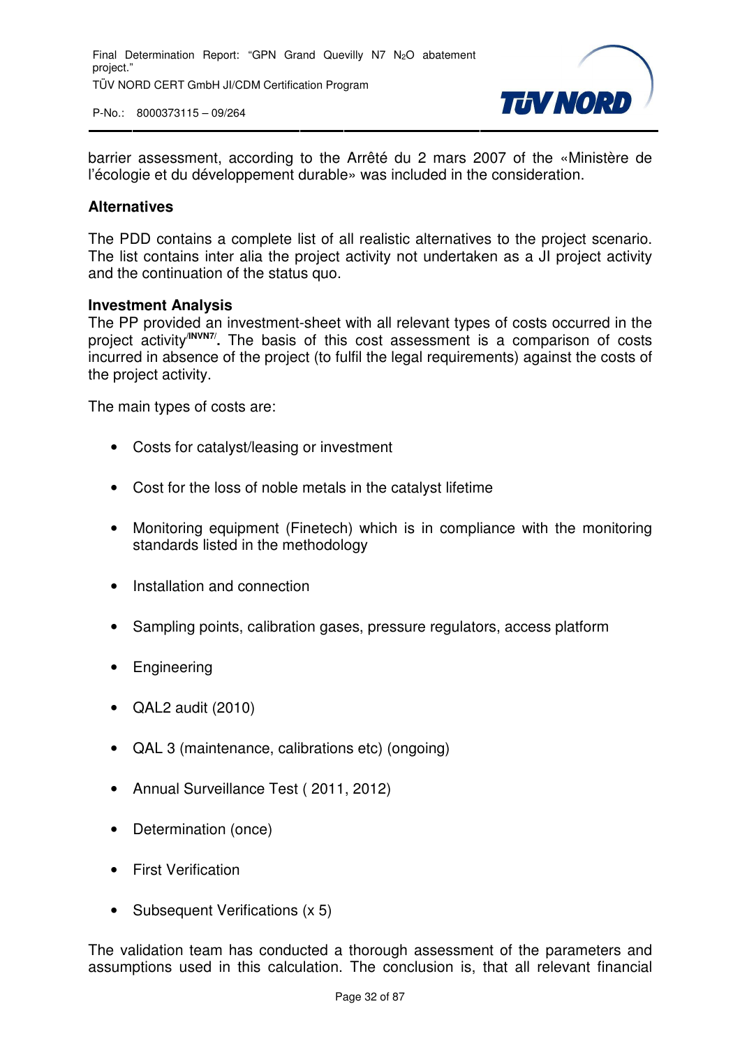barrier assessment, according to the Arrêté du 2 mars 2007 of the «Ministère de l'écologie et du développement durable» was included in the consideration.

**Alternatives**

The PDD contains a complete list of all realistic alternatives to the project scenario. The list contains inter alia the project activity not undertaken as a JI project activity and the continuation of the status quo.

**Investment Analysis**

The PP provided an investment-sheet with all relevant types of costs occurred in the project activity[/INVN7/]**.** The basis of this cost assessment is a comparison of costs incurred in absence of the project (to fulfil the legal requirements) against the costs of the project activity.

The main types of costs are:

- Costs for catalyst/leasing or investment
- Cost for the loss of noble metals in the catalyst lifetime
- Monitoring equipment (Finetech) which is in compliance with the monitoring standards listed in the methodology
- Installation and connection
- Sampling points, calibration gases, pressure regulators, access platform
- Engineering
- QAL2 audit (2010)
- QAL 3 (maintenance, calibrations etc) (ongoing)
- Annual Surveillance Test ( 2011, 2012)
- Determination (once)
- First Verification
- Subsequent Verifications (x 5)

The validation team has conducted a thorough assessment of the parameters and assumptions used in this calculation. The conclusion is, that all relevant financial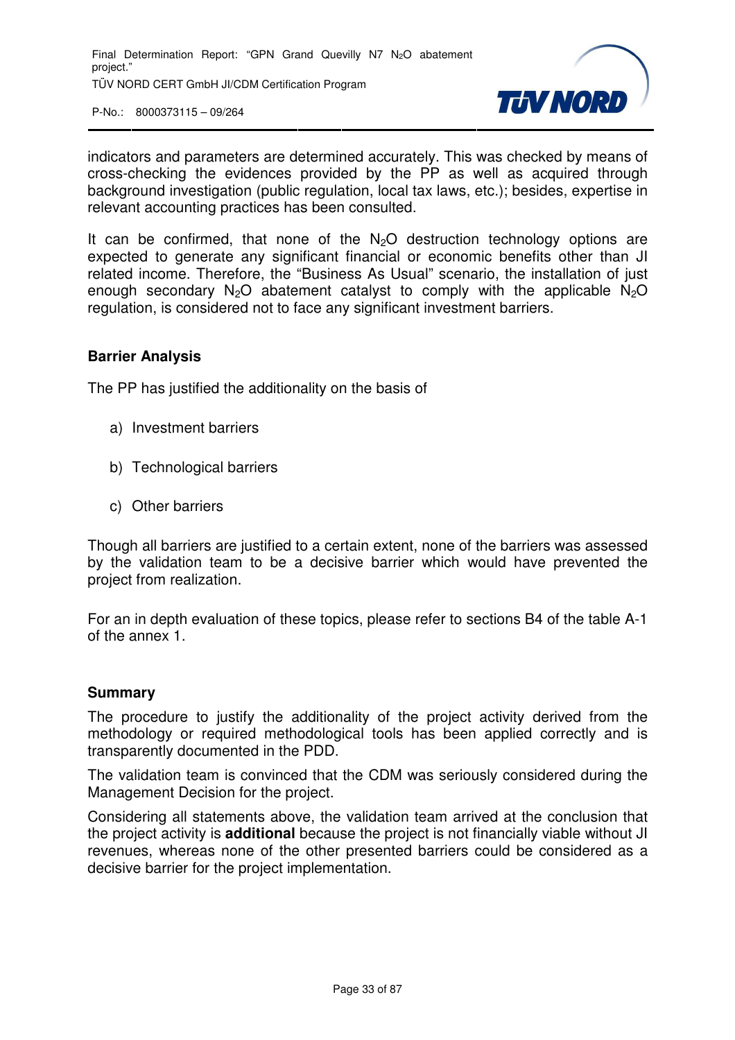indicators and parameters are determined accurately. This was checked by means of cross-checking the evidences provided by the PP as well as acquired through background investigation (public regulation, local tax laws, etc.); besides, expertise in relevant accounting practices has been consulted.

It can be confirmed, that none of the $N_2O$ destruction technology options are expected to generate any significant financial or economic benefits other than JI related income. Therefore, the "Business As Usual" scenario, the installation of just enough secondary $N_2O$ abatement catalyst to comply with the applicable $N_2O$ regulation, is considered not to face any significant investment barriers.

**Barrier Analysis**

The PP has justified the additionality on the basis of

a) Investment barriers

b) Technological barriers

c) Other barriers

Though all barriers are justified to a certain extent, none of the barriers was assessed by the validation team to be a decisive barrier which would have prevented the project from realization.

For an in depth evaluation of these topics, please refer to sections B4 of the table A-1 of the annex 1.

**Summary**

The procedure to justify the additionality of the project activity derived from the methodology or required methodological tools has been applied correctly and is transparently documented in the PDD.

The validation team is convinced that the CDM was seriously considered during the Management Decision for the project.

Considering all statements above, the validation team arrived at the conclusion that the project activity is **additional** because the project is not financially viable without JI revenues, whereas none of the other presented barriers could be considered as a decisive barrier for the project implementation.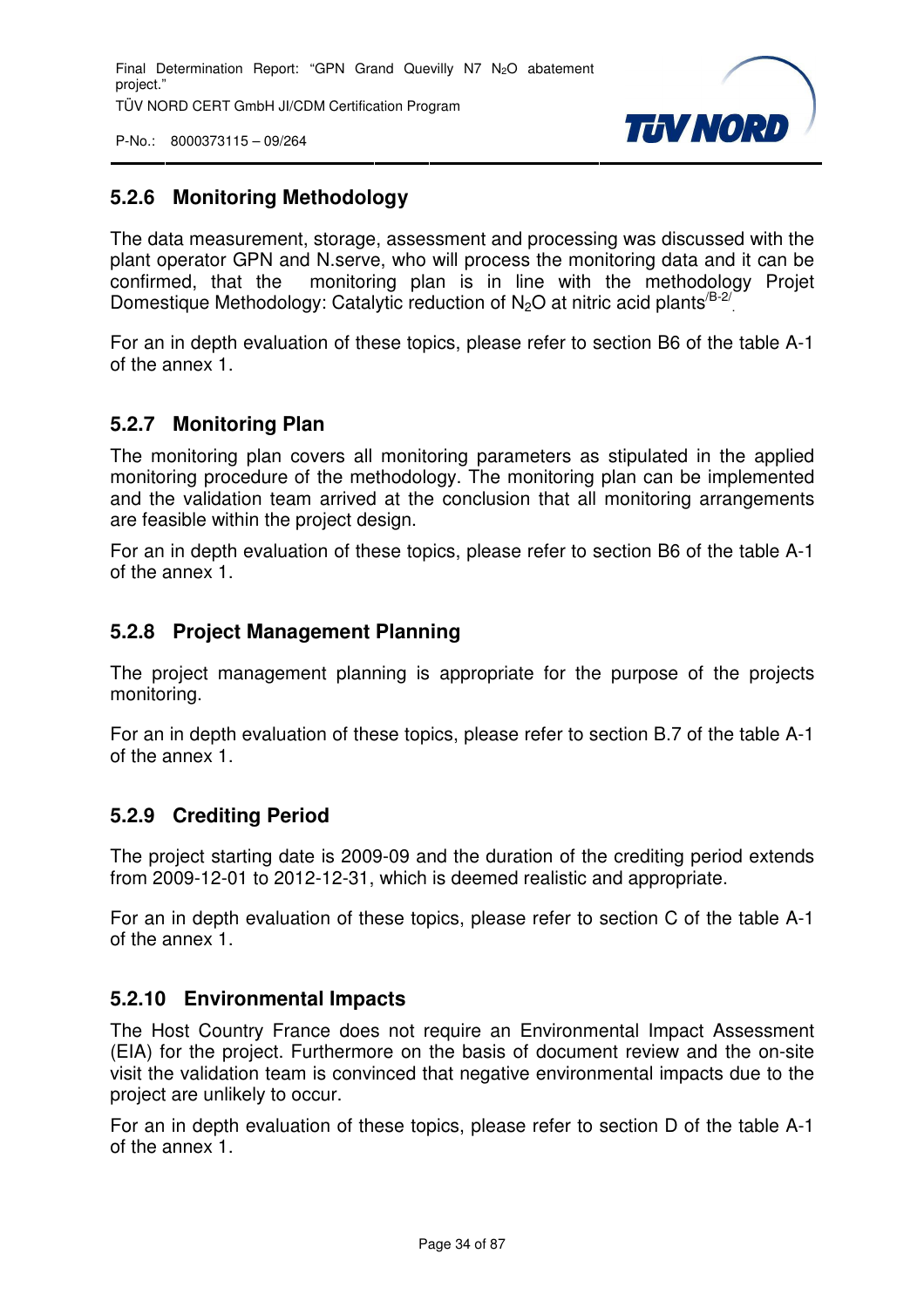### 5.2.6 Monitoring Methodology

The data measurement, storage, assessment and processing was discussed with the plant operator GPN and N.serve, who will process the monitoring data and it can be confirmed, that the monitoring plan is in line with the methodology Projet Domestique Methodology: Catalytic reduction of $N_2O$ at nitric acid plants[/B-2/].

For an in depth evaluation of these topics, please refer to section B6 of the table A-1 of the annex 1.

### 5.2.7 Monitoring Plan

The monitoring plan covers all monitoring parameters as stipulated in the applied monitoring procedure of the methodology. The monitoring plan can be implemented and the validation team arrived at the conclusion that all monitoring arrangements are feasible within the project design.

For an in depth evaluation of these topics, please refer to section B6 of the table A-1 of the annex 1.

### 5.2.8 Project Management Planning

The project management planning is appropriate for the purpose of the projects monitoring.

For an in depth evaluation of these topics, please refer to section B.7 of the table A-1 of the annex 1.

### 5.2.9 Crediting Period

The project starting date is 2009-09 and the duration of the crediting period extends from 2009-12-01 to 2012-12-31, which is deemed realistic and appropriate.

For an in depth evaluation of these topics, please refer to section C of the table A-1 of the annex 1.

### 5.2.10 Environmental Impacts

The Host Country France does not require an Environmental Impact Assessment (EIA) for the project. Furthermore on the basis of document review and the on-site visit the validation team is convinced that negative environmental impacts due to the project are unlikely to occur.

For an in depth evaluation of these topics, please refer to section D of the table A-1 of the annex 1.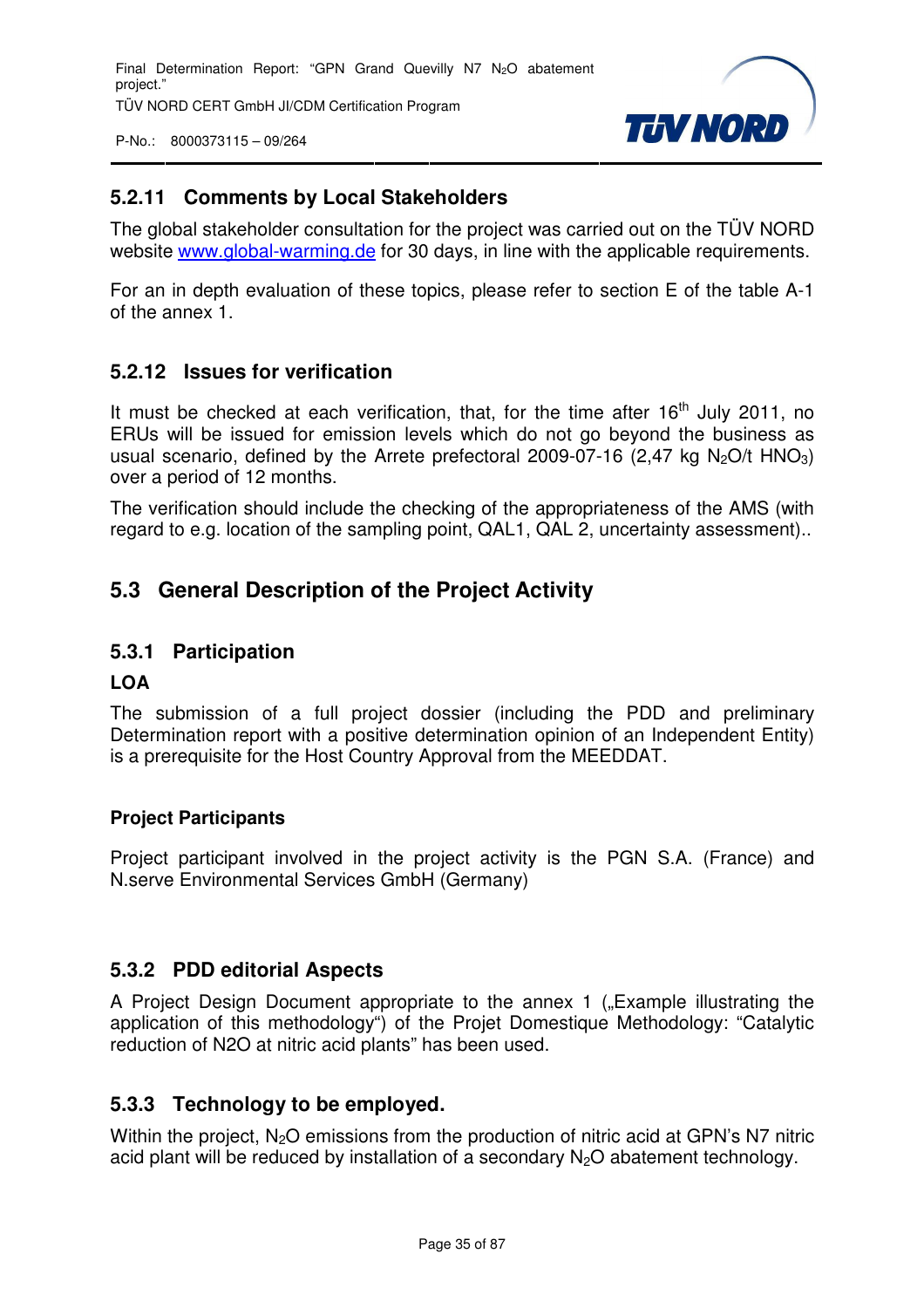### 5.2.11 Comments by Local Stakeholders

The global stakeholder consultation for the project was carried out on the TÜV NORD website www.global-warming.de for 30 days, in line with the applicable requirements.

For an in depth evaluation of these topics, please refer to section E of the table A-1 of the annex 1.

### 5.2.12 Issues for verification

It must be checked at each verification, that, for the time after 16th July 2011, no ERUs will be issued for emission levels which do not go beyond the business as usual scenario, defined by the Arrete prefectoral 2009-07-16 (2,47 kg $N_2O$/t $HNO_3$) over a period of 12 months.

The verification should include the checking of the appropriateness of the AMS (with regard to e.g. location of the sampling point, QAL1, QAL 2, uncertainty assessment)..

## 5.3 General Description of the Project Activity

### 5.3.1 Participation

**LOA**

The submission of a full project dossier (including the PDD and preliminary Determination report with a positive determination opinion of an Independent Entity) is a prerequisite for the Host Country Approval from the MEEDDAT.

**Project Participants**

Project participant involved in the project activity is the PGN S.A. (France) and N.serve Environmental Services GmbH (Germany)

### 5.3.2 PDD editorial Aspects

A Project Design Document appropriate to the annex 1 („Example illustrating the application of this methodology") of the Projet Domestique Methodology: "Catalytic reduction of N2O at nitric acid plants" has been used.

### 5.3.3 Technology to be employed.

Within the project, $N_2O$ emissions from the production of nitric acid at GPN's N7 nitric acid plant will be reduced by installation of a secondary $N_2O$ abatement technology.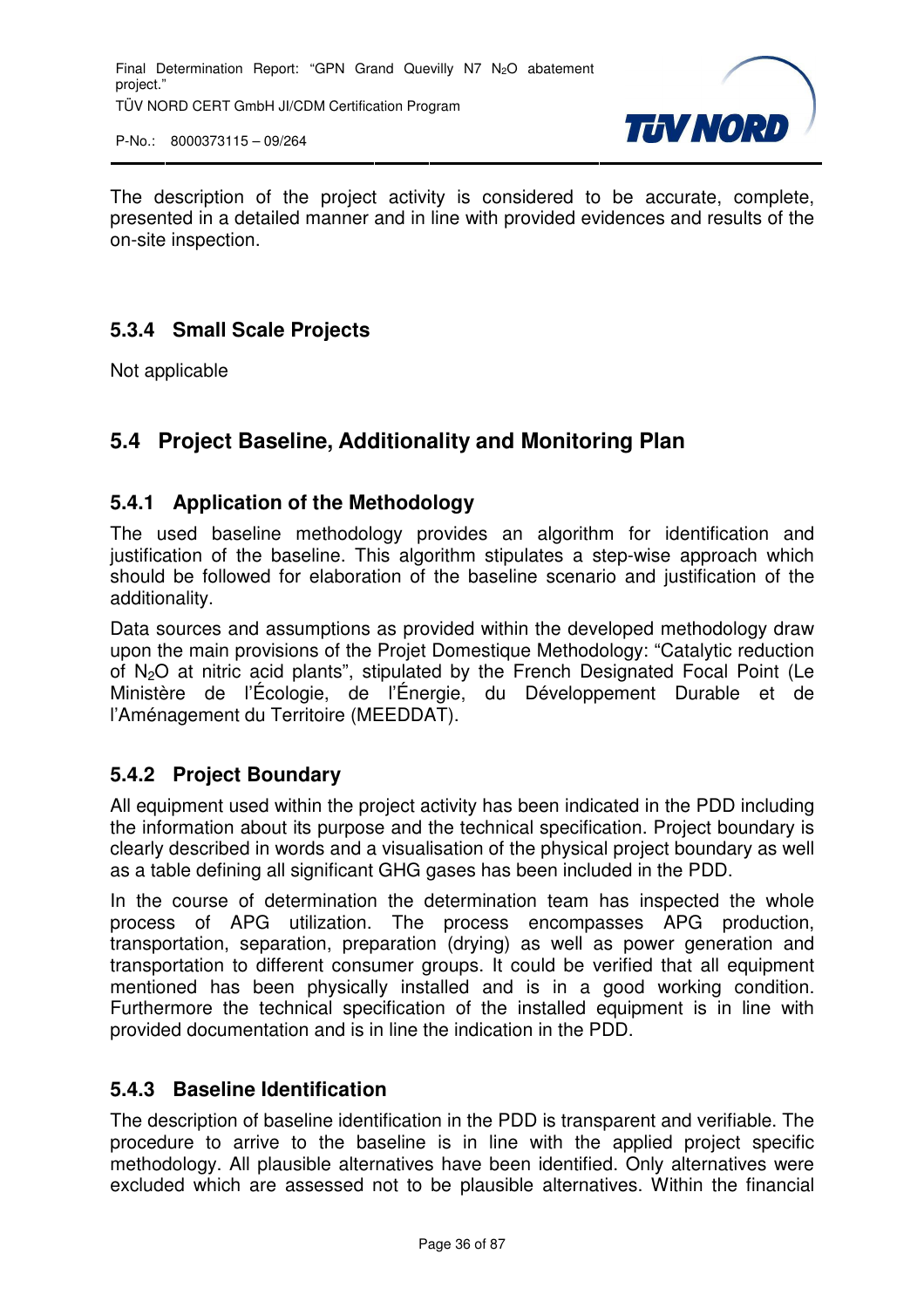The description of the project activity is considered to be accurate, complete, presented in a detailed manner and in line with provided evidences and results of the on-site inspection.

### 5.3.4 Small Scale Projects

Not applicable

## 5.4 Project Baseline, Additionality and Monitoring Plan

### 5.4.1 Application of the Methodology

The used baseline methodology provides an algorithm for identification and justification of the baseline. This algorithm stipulates a step-wise approach which should be followed for elaboration of the baseline scenario and justification of the additionality.

Data sources and assumptions as provided within the developed methodology draw upon the main provisions of the Projet Domestique Methodology: "Catalytic reduction of $N_2O$ at nitric acid plants", stipulated by the French Designated Focal Point (Le Ministère de l'Écologie, de l'Énergie, du Développement Durable et de l'Aménagement du Territoire (MEEDDAT).

### 5.4.2 Project Boundary

All equipment used within the project activity has been indicated in the PDD including the information about its purpose and the technical specification. Project boundary is clearly described in words and a visualisation of the physical project boundary as well as a table defining all significant GHG gases has been included in the PDD.

In the course of determination the determination team has inspected the whole process of APG utilization. The process encompasses APG production, transportation, separation, preparation (drying) as well as power generation and transportation to different consumer groups. It could be verified that all equipment mentioned has been physically installed and is in a good working condition. Furthermore the technical specification of the installed equipment is in line with provided documentation and is in line the indication in the PDD.

### 5.4.3 Baseline Identification

The description of baseline identification in the PDD is transparent and verifiable. The procedure to arrive to the baseline is in line with the applied project specific methodology. All plausible alternatives have been identified. Only alternatives were excluded which are assessed not to be plausible alternatives. Within the financial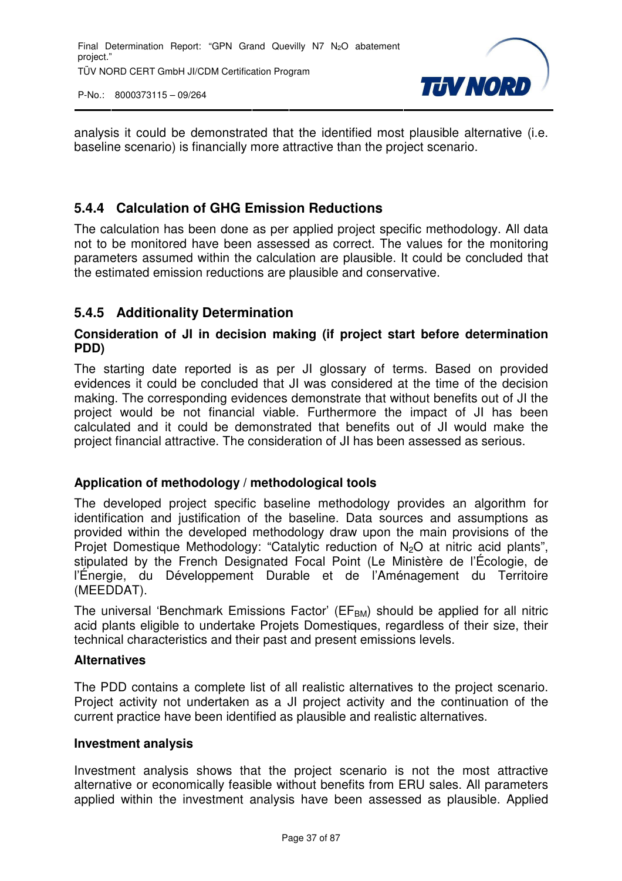analysis it could be demonstrated that the identified most plausible alternative (i.e. baseline scenario) is financially more attractive than the project scenario.

### 5.4.4 Calculation of GHG Emission Reductions

The calculation has been done as per applied project specific methodology. All data not to be monitored have been assessed as correct. The values for the monitoring parameters assumed within the calculation are plausible. It could be concluded that the estimated emission reductions are plausible and conservative.

### 5.4.5 Additionality Determination

**Consideration of JI in decision making (if project start before determination PDD)**

The starting date reported is as per JI glossary of terms. Based on provided evidences it could be concluded that JI was considered at the time of the decision making. The corresponding evidences demonstrate that without benefits out of JI the project would be not financial viable. Furthermore the impact of JI has been calculated and it could be demonstrated that benefits out of JI would make the project financial attractive. The consideration of JI has been assessed as serious.

**Application of methodology / methodological tools**

The developed project specific baseline methodology provides an algorithm for identification and justification of the baseline. Data sources and assumptions as provided within the developed methodology draw upon the main provisions of the Projet Domestique Methodology: "Catalytic reduction of $N_2O$ at nitric acid plants", stipulated by the French Designated Focal Point (Le Ministère de l'Écologie, de l'Énergie, du Développement Durable et de l'Aménagement du Territoire (MEEDDAT).

The universal 'Benchmark Emissions Factor' ($EF_{BM}$) should be applied for all nitric acid plants eligible to undertake Projets Domestiques, regardless of their size, their technical characteristics and their past and present emissions levels.

**Alternatives**

The PDD contains a complete list of all realistic alternatives to the project scenario. Project activity not undertaken as a JI project activity and the continuation of the current practice have been identified as plausible and realistic alternatives.

**Investment analysis**

Investment analysis shows that the project scenario is not the most attractive alternative or economically feasible without benefits from ERU sales. All parameters applied within the investment analysis have been assessed as plausible. Applied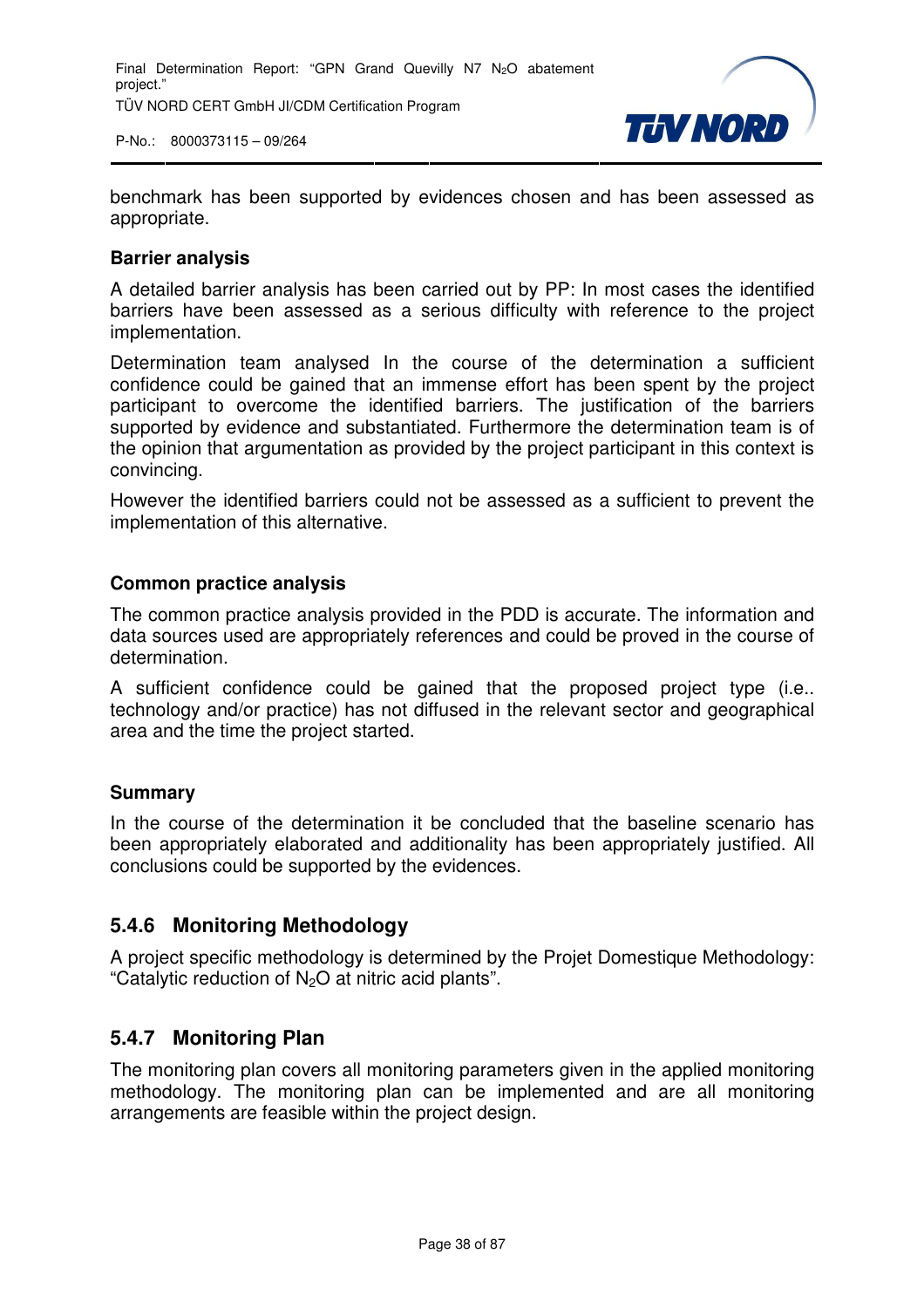benchmark has been supported by evidences chosen and has been assessed as appropriate.

**Barrier analysis**

A detailed barrier analysis has been carried out by PP: In most cases the identified barriers have been assessed as a serious difficulty with reference to the project implementation.

Determination team analysed In the course of the determination a sufficient confidence could be gained that an immense effort has been spent by the project participant to overcome the identified barriers. The justification of the barriers supported by evidence and substantiated. Furthermore the determination team is of the opinion that argumentation as provided by the project participant in this context is convincing.

However the identified barriers could not be assessed as a sufficient to prevent the implementation of this alternative.

**Common practice analysis**

The common practice analysis provided in the PDD is accurate. The information and data sources used are appropriately references and could be proved in the course of determination.

A sufficient confidence could be gained that the proposed project type (i.e.. technology and/or practice) has not diffused in the relevant sector and geographical area and the time the project started.

**Summary**

In the course of the determination it be concluded that the baseline scenario has been appropriately elaborated and additionality has been appropriately justified. All conclusions could be supported by the evidences.

### 5.4.6 Monitoring Methodology

A project specific methodology is determined by the Projet Domestique Methodology: “Catalytic reduction of $N_2O$ at nitric acid plants”.

### 5.4.7 Monitoring Plan

The monitoring plan covers all monitoring parameters given in the applied monitoring methodology. The monitoring plan can be implemented and are all monitoring arrangements are feasible within the project design.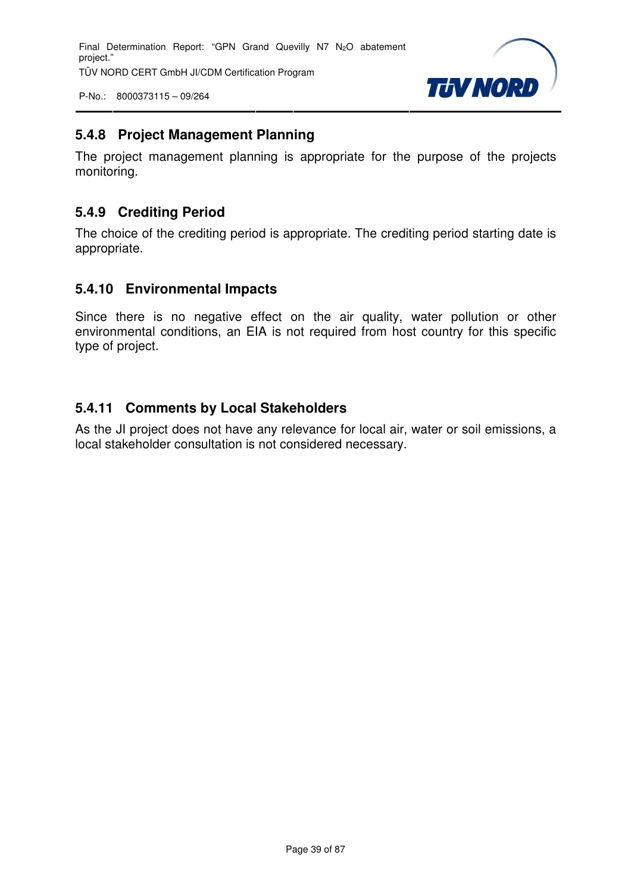### 5.4.8 Project Management Planning

The project management planning is appropriate for the purpose of the projects monitoring.

### 5.4.9 Crediting Period

The choice of the crediting period is appropriate. The crediting period starting date is appropriate.

### 5.4.10 Environmental Impacts

Since there is no negative effect on the air quality, water pollution or other environmental conditions, an EIA is not required from host country for this specific type of project.

### 5.4.11 Comments by Local Stakeholders

As the JI project does not have any relevance for local air, water or soil emissions, a local stakeholder consultation is not considered necessary.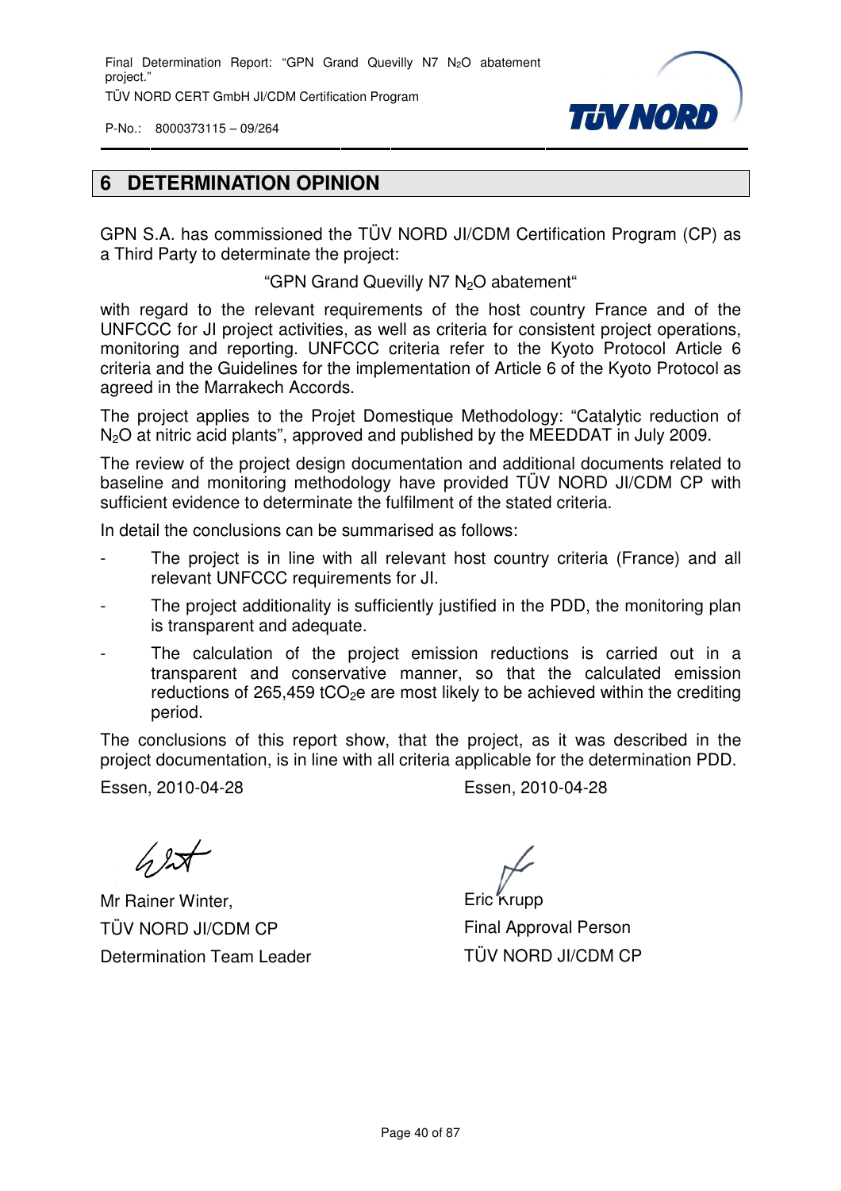# 6 DETERMINATION OPINION

GPN S.A. has commissioned the TÜV NORD JI/CDM Certification Program (CP) as a Third Party to determine the project:

"GPN Grand Quevilly N7 $N_2O$ abatement"

with regard to the relevant requirements of the host country France and of the UNFCCC for JI project activities, as well as criteria for consistent project operations, monitoring and reporting. UNFCCC criteria refer to the Kyoto Protocol Article 6 criteria and the Guidelines for the implementation of Article 6 of the Kyoto Protocol as agreed in the Marrakech Accords.

The project applies to the Projet Domestique Methodology: "Catalytic reduction of $N_2O$ at nitric acid plants", approved and published by the MEEDDAT in July 2009.

The review of the project design documentation and additional documents related to baseline and monitoring methodology have provided TÜV NORD JI/CDM CP with sufficient evidence to determine the fulfilment of the stated criteria.

In detail the conclusions can be summarised as follows:

- The project is in line with all relevant host country criteria (France) and all relevant UNFCCC requirements for JI.
- The project additionality is sufficiently justified in the PDD, the monitoring plan is transparent and adequate.
- The calculation of the project emission reductions is carried out in a transparent and conservative manner, so that the calculated emission reductions of 265,459 $tCO_2e$ are most likely to be achieved within the crediting period.

The conclusions of this report show, that the project, as it was described in the project documentation, is in line with all criteria applicable for the determination PDD.

Essen, 2010-04-28

Mr Rainer Winter,
TÜV NORD JI/CDM CP
Determination Team Leader

Essen, 2010-04-28

Eric Krupp
Final Approval Person
TÜV NORD JI/CDM CP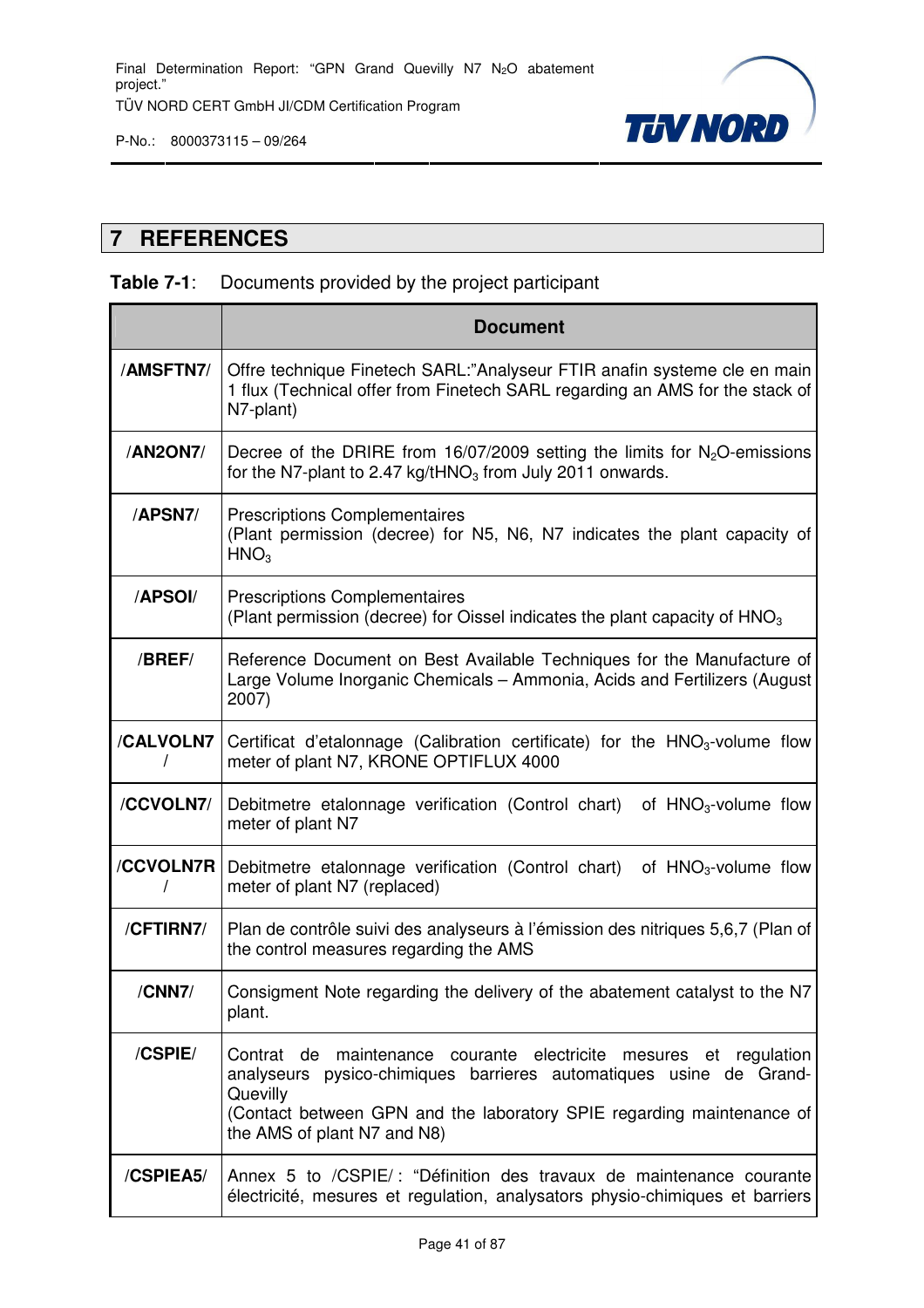# 7 REFERENCES

**Table 7-1**: Documents provided by the project participant

| | Document |
|---|---|
| **/AMSFTN7/** | Offre technique Finetech SARL:"Analyseur FTIR anafin systeme cle en main 1 flux (Technical offer from Finetech SARL regarding an AMS for the stack of N7-plant) |
| **/AN2ON7/** | Decree of the DRIRE from 16/07/2009 setting the limits for $N_2O$-emissions for the N7-plant to 2.47 kg/t$HNO_3$ from July 2011 onwards. |
| **/APSN7/** | Prescriptions Complementaires (Plant permission (decree) for N5, N6, N7 indicates the plant capacity of $HNO_3$ |
| **/APSOI/** | Prescriptions Complementaires (Plant permission (decree) for Oissel indicates the plant capacity of $HNO_3$ |
| **/BREF/** | Reference Document on Best Available Techniques for the Manufacture of Large Volume Inorganic Chemicals – Ammonia, Acids and Fertilizers (August 2007) |
| **/CALVOLN7/** | Certificat d'etalonnage (Calibration certificate) for the $HNO_3$-volume flow meter of plant N7, KRONE OPTIFLUX 4000 |
| **/CCVOLN7/** | Debitmetre etalonnage verification (Control chart) of $HNO_3$-volume flow meter of plant N7 |
| **/CCVOLN7R/** | Debitmetre etalonnage verification (Control chart) of $HNO_3$-volume flow meter of plant N7 (replaced) |
| **/CFTIRN7/** | Plan de contrôle suivi des analyseurs à l'émission des nitriques 5,6,7 (Plan of the control measures regarding the AMS |
| **/CNN7/** | Consignment Note regarding the delivery of the abatement catalyst to the N7 plant. |
| **/CSPIE/** | Contrat de maintenance courante electricite mesures et regulation analyseurs pysico-chimiques barrieres automatiques usine de Grand-Quevilly (Contact between GPN and the laboratory SPIE regarding maintenance of the AMS of plant N7 and N8) |
| **/CSPIEA5/** | Annex 5 to /CSPIE/ : "Définition des travaux de maintenance courante électricité, mesures et regulation, analysators physio-chimiques et barriers |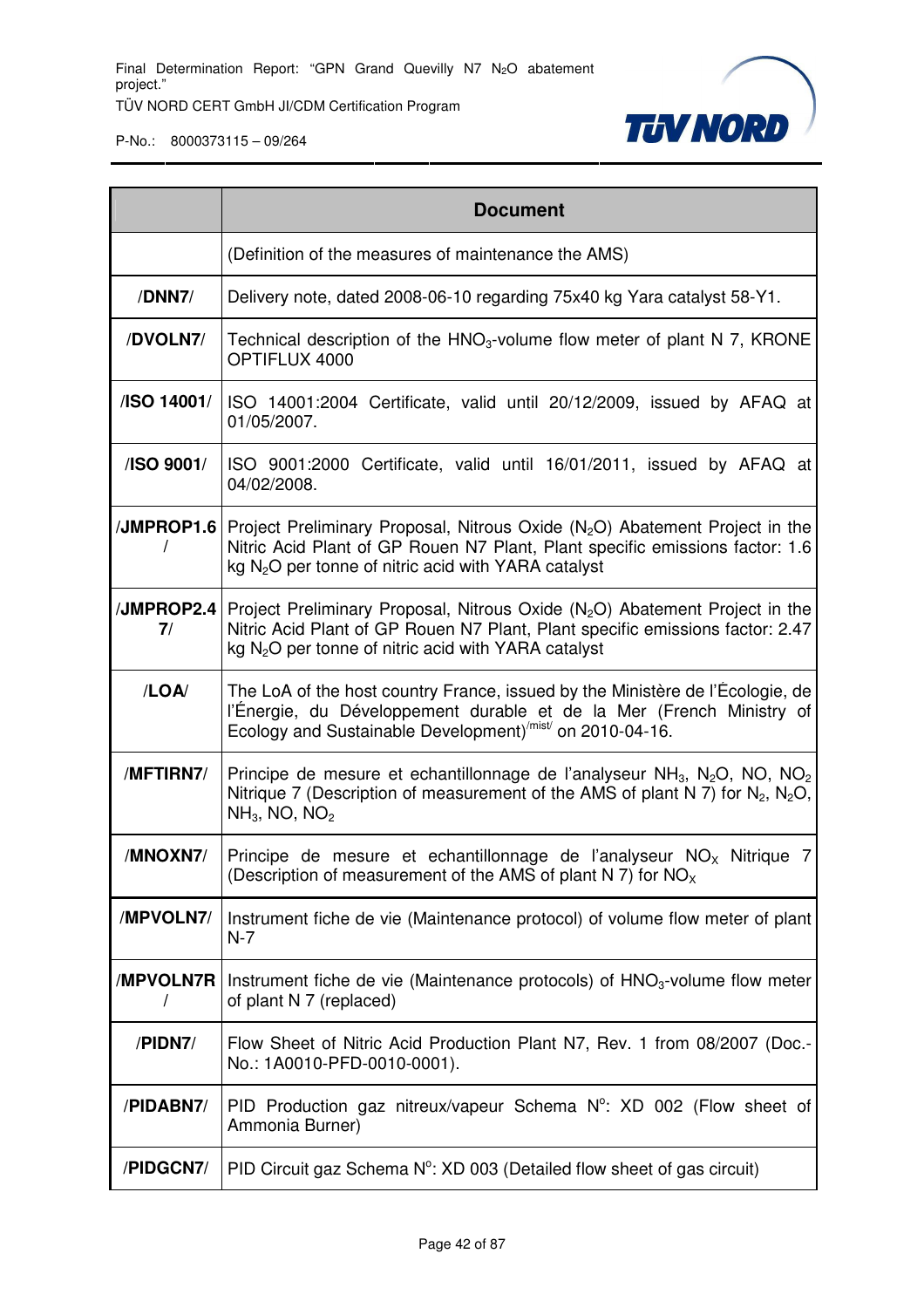| | Document |
|---|---|
| | (Definition of the measures of maintenance the AMS) |
| /DNN7/ | Delivery note, dated 2008-06-10 regarding 75x40 kg Yara catalyst 58-Y1. |
| /DVOLN7/ | Technical description of the $HNO_3$-volume flow meter of plant N 7, KRONE OPTIFLUX 4000 |
| /ISO 14001/ | ISO 14001:2004 Certificate, valid until 20/12/2009, issued by AFAQ at 01/05/2007. |
| /ISO 9001/ | ISO 9001:2000 Certificate, valid until 16/01/2011, issued by AFAQ at 04/02/2008. |
| /JMPROP1.6/ | Project Preliminary Proposal, Nitrous Oxide ($N_2O$) Abatement Project in the Nitric Acid Plant of GP Rouen N7 Plant, Plant specific emissions factor: 1.6 kg $N_2O$ per tonne of nitric acid with YARA catalyst |
| /JMPROP2.47/ | Project Preliminary Proposal, Nitrous Oxide ($N_2O$) Abatement Project in the Nitric Acid Plant of GP Rouen N7 Plant, Plant specific emissions factor: 2.47 kg $N_2O$ per tonne of nitric acid with YARA catalyst |
| /LOA/ | The LoA of the host country France, issued by the Ministère de l'Écologie, de l'Énergie, du Développement durable et de la Mer (French Ministry of Ecology and Sustainable Development)[/mist/] on 2010-04-16. |
| /MFTIRN7/ | Principe de mesure et echantillonnage de l'analyseur $NH_3$, $N_2O$, NO, $NO_2$ Nitrique 7 (Description of measurement of the AMS of plant N 7) for $N_2$, $N_2O$, $NH_3$, NO, $NO_2$ |
| /MNOXN7/ | Principe de mesure et echantillonnage de l'analyseur $NO_X$ Nitrique 7 (Description of measurement of the AMS of plant N 7) for $NO_X$ |
| /MPVOLN7/ | Instrument fiche de vie (Maintenance protocol) of volume flow meter of plant N-7 |
| /MPVOLN7R/ | Instrument fiche de vie (Maintenance protocols) of $HNO_3$-volume flow meter of plant N 7 (replaced) |
| /PIDN7/ | Flow Sheet of Nitric Acid Production Plant N7, Rev. 1 from 08/2007 (Doc.-No.: 1A0010-PFD-0010-0001). |
| /PIDABN7/ | PID Production gaz nitreux/vapeur Schema N°: XD 002 (Flow sheet of Ammonia Burner) |
| /PIDGCN7/ | PID Circuit gaz Schema N°: XD 003 (Detailed flow sheet of gas circuit) |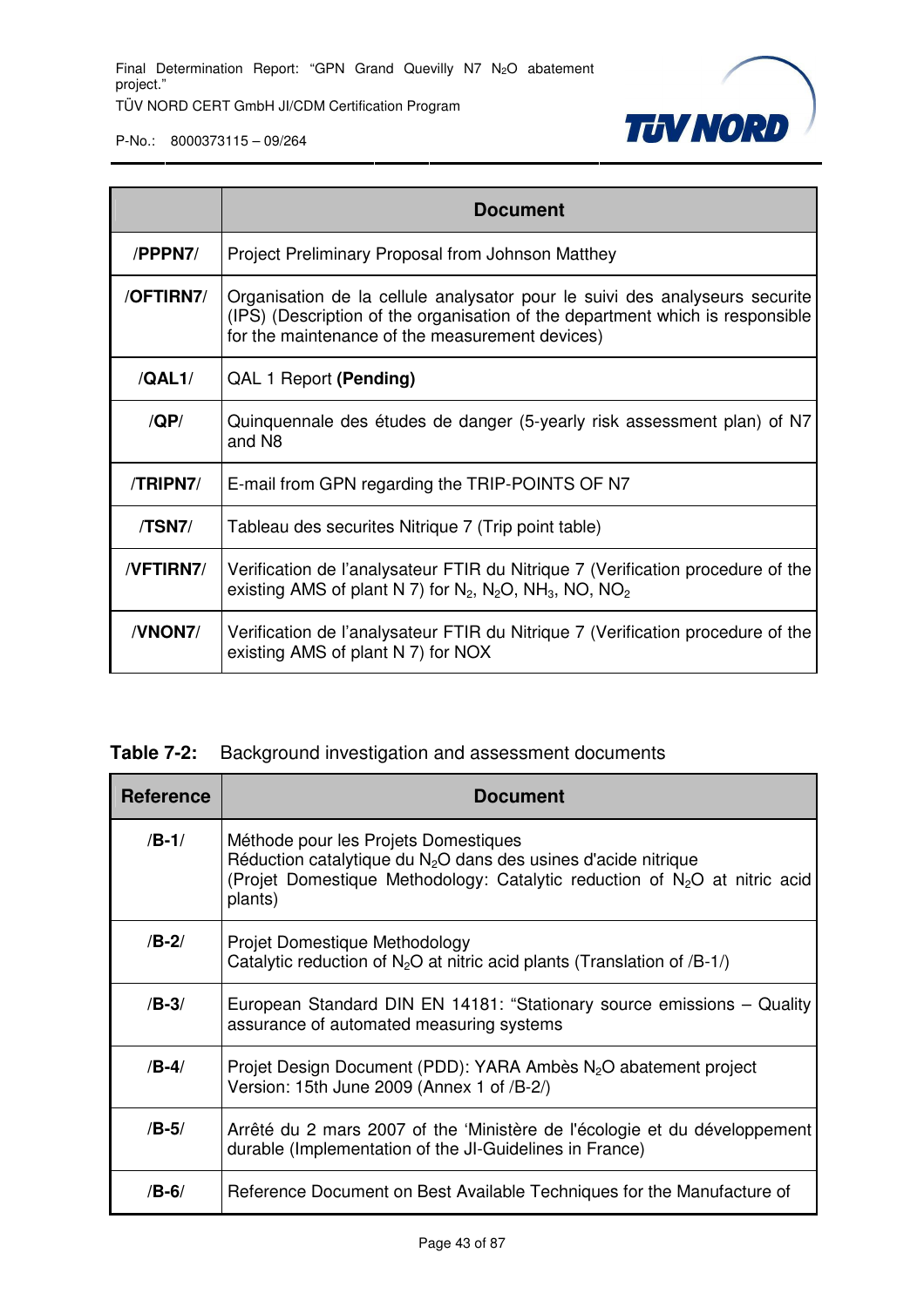| | Document |
|---|---|
| /PPPN7/ | Project Preliminary Proposal from Johnson Matthey |
| /OFTIRN7/ | Organisation de la cellule analysator pour le suivi des analyseurs securite (IPS) (Description of the organisation of the department which is responsible for the maintenance of the measurement devices) |
| /QAL1/ | QAL 1 Report **(Pending)** |
| /QP/ | Quinquennale des études de danger (5-yearly risk assessment plan) of N7 and N8 |
| /TRIPN7/ | E-mail from GPN regarding the TRIP-POINTS OF N7 |
| /TSN7/ | Tableau des securites Nitrique 7 (Trip point table) |
| /VFTIRN7/ | Verification de l'analysateur FTIR du Nitrique 7 (Verification procedure of the existing AMS of plant N 7) for $N_2$, $N_2O$, $NH_3$, NO, $NO_2$ |
| /VNON7/ | Verification de l'analysateur FTIR du Nitrique 7 (Verification procedure of the existing AMS of plant N 7) for NOX |

**Table 7-2:** Background investigation and assessment documents

| Reference | Document |
|---|---|
| /B-1/ | Méthode pour les Projets Domestiques<br>Réduction catalytique du $N_2O$ dans des usines d'acide nitrique<br>(Projet Domestique Methodology: Catalytic reduction of $N_2O$ at nitric acid plants) |
| /B-2/ | Projet Domestique Methodology<br>Catalytic reduction of $N_2O$ at nitric acid plants (Translation of /B-1/) |
| /B-3/ | European Standard DIN EN 14181: "Stationary source emissions – Quality assurance of automated measuring systems |
| /B-4/ | Projet Design Document (PDD): YARA Ambès $N_2O$ abatement project<br>Version: 15th June 2009 (Annex 1 of /B-2/) |
| /B-5/ | Arrêté du 2 mars 2007 of the 'Ministère de l'écologie et du développement durable (Implementation of the JI-Guidelines in France) |
| /B-6/ | Reference Document on Best Available Techniques for the Manufacture of |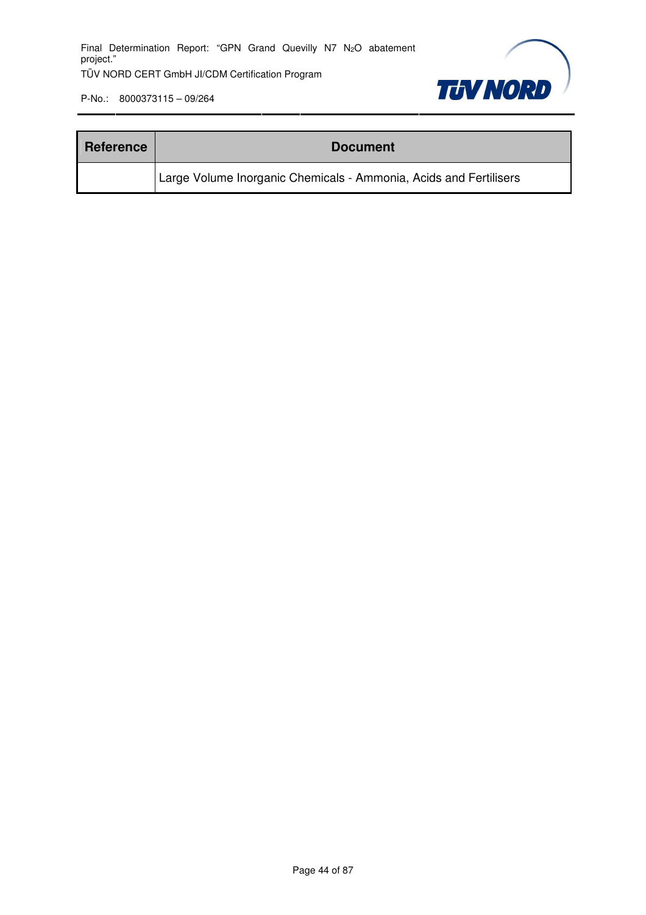| Reference | Document |
| --- | --- |
| | Large Volume Inorganic Chemicals - Ammonia, Acids and Fertilisers |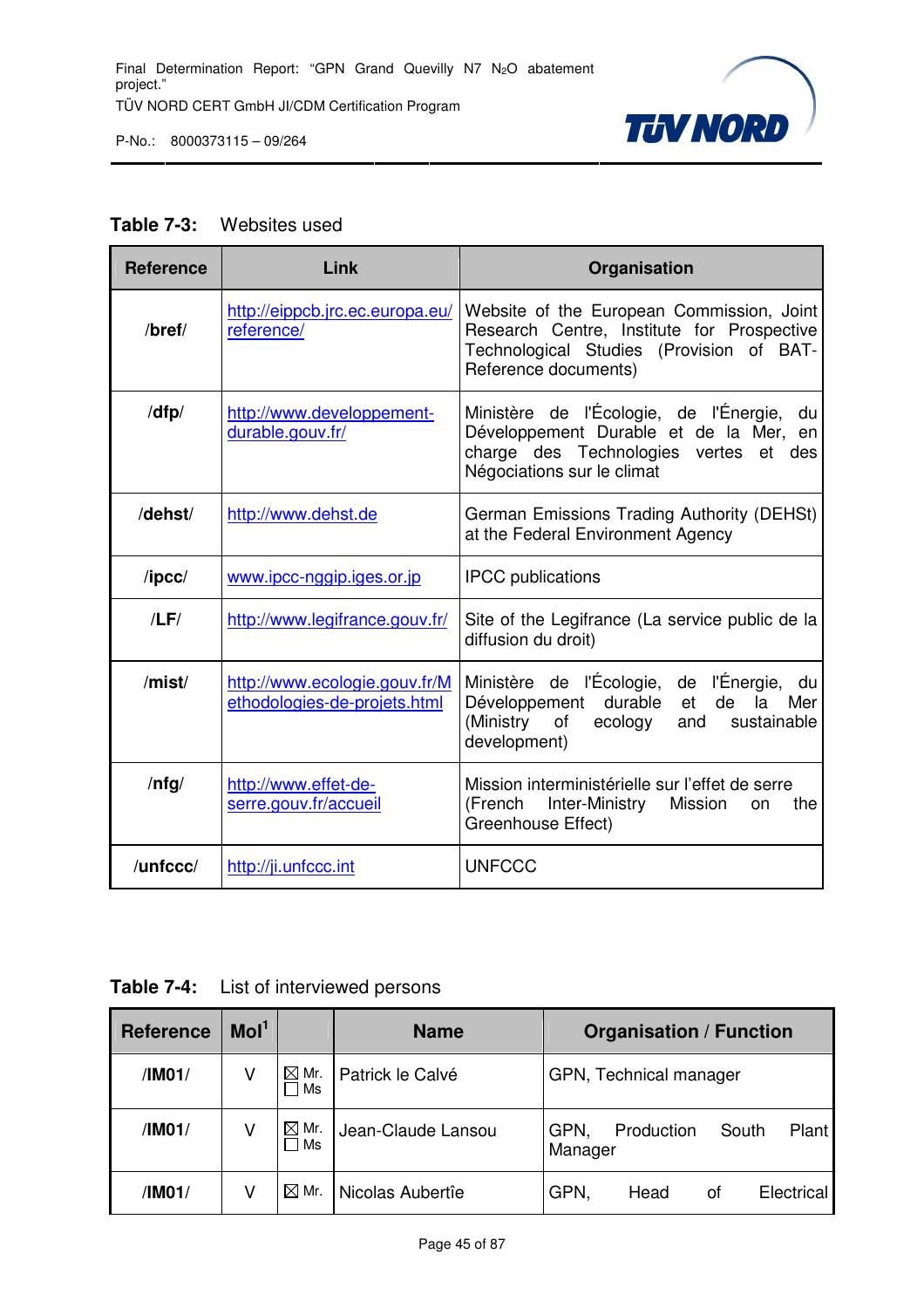**Table 7-3:** Websites used

| Reference | Link | Organisation |
|---|---|---|
| /bref/ | http://eippcb.jrc.ec.europa.eu/reference/ | Website of the European Commission, Joint Research Centre, Institute for Prospective Technological Studies (Provision of BAT-Reference documents) |
| /dfp/ | http://www.developpement-durable.gouv.fr/ | Ministère de l'Écologie, de l'Énergie, du Développement Durable et de la Mer, en charge des Technologies vertes et des Négociations sur le climat |
| /dehst/ | http://www.dehst.de | German Emissions Trading Authority (DEHSt) at the Federal Environment Agency |
| /ipcc/ | www.ipcc-nggip.iges.or.jp | IPCC publications |
| /LF/ | http://www.legifrance.gouv.fr/ | Site of the Legifrance (La service public de la diffusion du droit) |
| /mist/ | http://www.ecologie.gouv.fr/Methodologies-de-projets.html | Ministère de l'Écologie, de l'Énergie, du Développement durable et de la Mer (Ministry of ecology and sustainable development) |
| /nfg/ | http://www.effet-de-serre.gouv.fr/accueil | Mission interministérielle sur l'effet de serre (French Inter-Ministry Mission on the Greenhouse Effect) |
| /unfccc/ | http://ji.unfccc.int | UNFCCC |

**Table 7-4:** List of interviewed persons

| Reference | MoI[1] | | Name | Organisation / Function |
|---|---|---|---|---|
| /IM01/ | V | ☒ Mr. ☐ Ms | Patrick le Calvé | GPN, Technical manager |
| /IM01/ | V | ☒ Mr. ☐ Ms | Jean-Claude Lansou | GPN, Production South Plant Manager |
| /IM01/ | V | ☒ Mr. | Nicolas Aubertîe | GPN, Head of Electrical |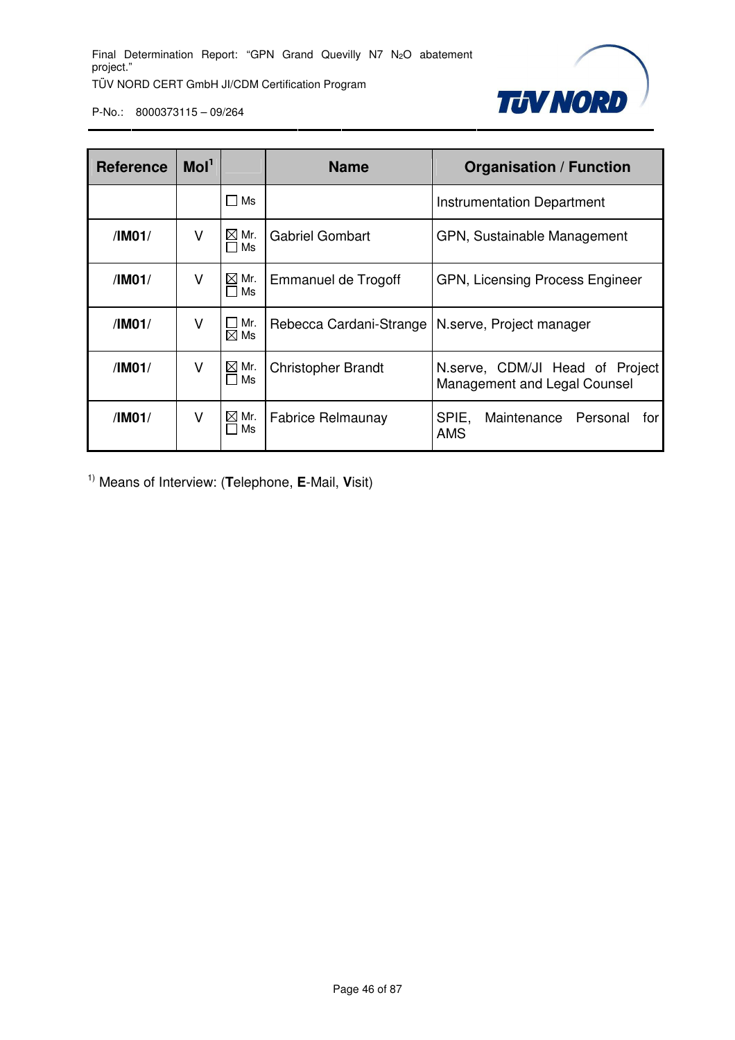| Reference | MoI[1] | | Name | Organisation / Function |
|---|---|---|---|---|
| | | ☐ Ms | | Instrumentation Department |
| **/IM01/** | V | ☒ Mr. ☐ Ms | Gabriel Gombart | GPN, Sustainable Management |
| **/IM01/** | V | ☒ Mr. ☐ Ms | Emmanuel de Trogoff | GPN, Licensing Process Engineer |
| **/IM01/** | V | ☐ Mr. ☒ Ms | Rebecca Cardani-Strange | N.serve, Project manager |
| **/IM01/** | V | ☒ Mr. ☐ Ms | Christopher Brandt | N.serve, CDM/JI Head of Project Management and Legal Counsel |
| **/IM01/** | V | ☒ Mr. ☐ Ms | Fabrice Relmaunay | SPIE, Maintenance Personal for AMS |

[1)] Means of Interview: (**T**elephone, **E**-Mail, **V**isit)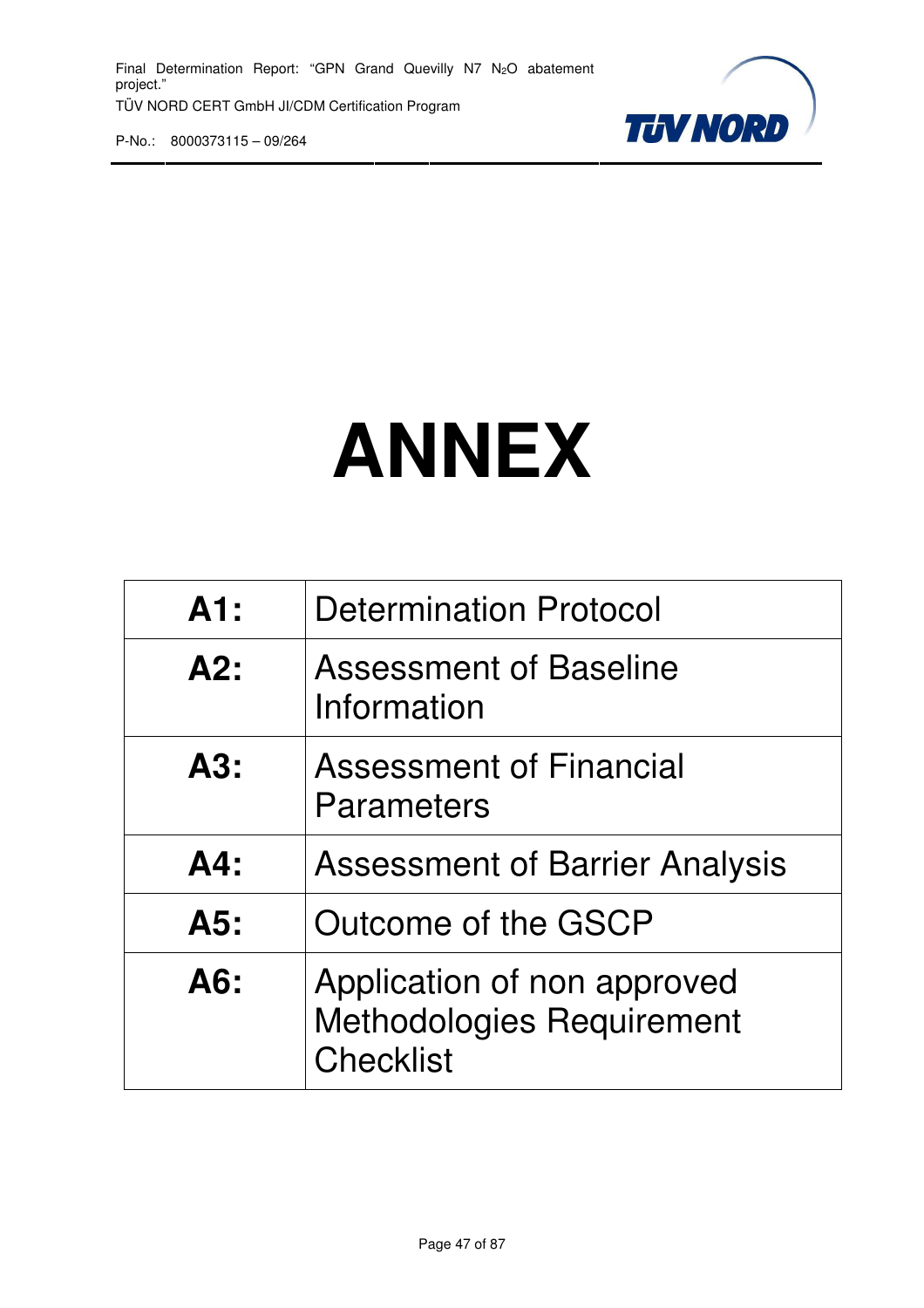# ANNEX

| | |
|---|---|
| **A1:** | Determination Protocol |
| **A2:** | Assessment of Baseline Information |
| **A3:** | Assessment of Financial Parameters |
| **A4:** | Assessment of Barrier Analysis |
| **A5:** | Outcome of the GSCP |
| **A6:** | Application of non approved Methodologies Requirement Checklist |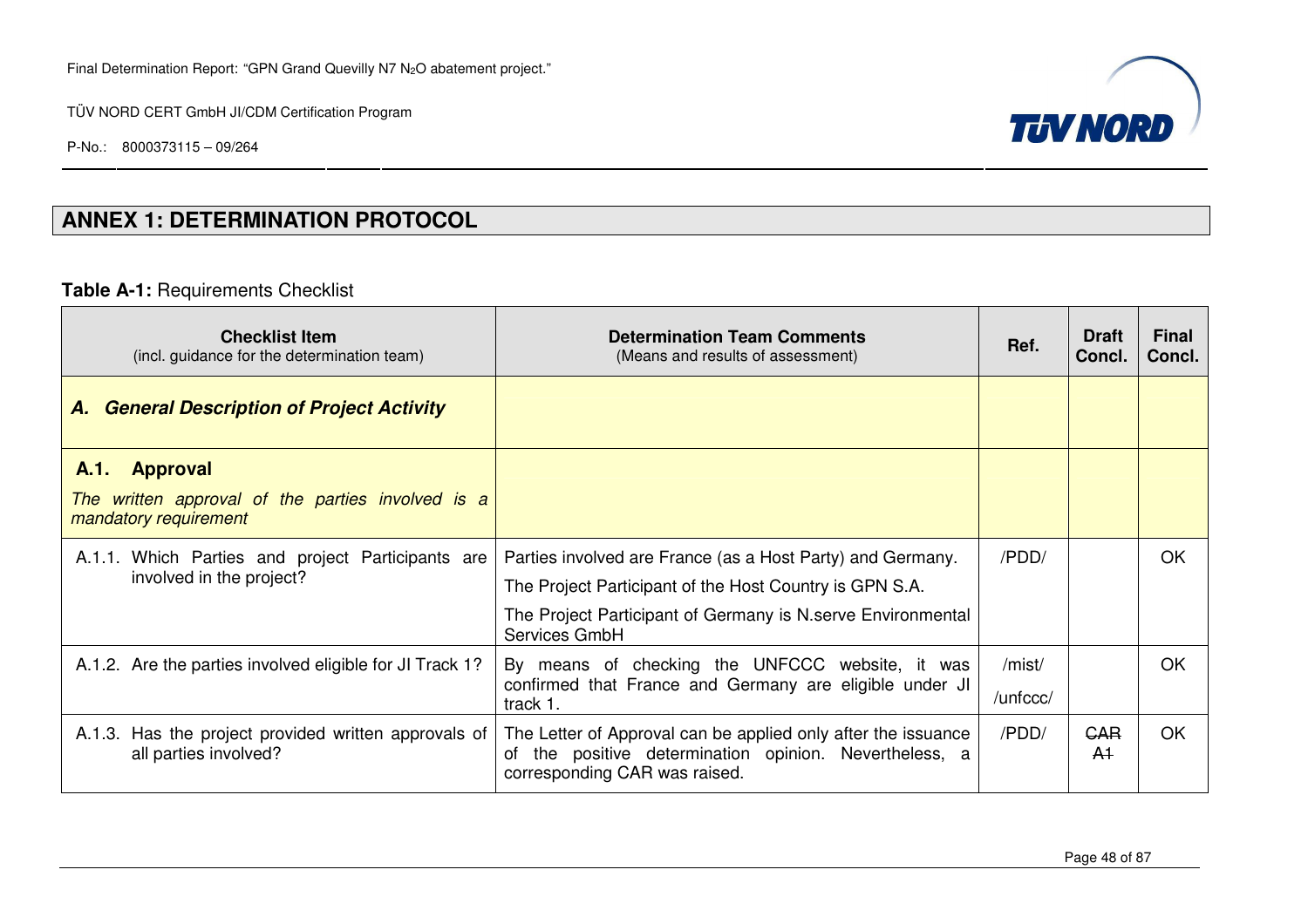## ANNEX 1: DETERMINATION PROTOCOL

**Table A-1:** Requirements Checklist

| **Checklist Item** (incl. guidance for the determination team) | **Determination Team Comments** (Means and results of assessment) | **Ref.** | **Draft Concl.** | **Final Concl.** |
|---|---|---|---|---|
| ***A. General Description of Project Activity*** | | | | |
| **A.1. Approval** *The written approval of the parties involved is a mandatory requirement* | | | | |
| A.1.1. Which Parties and project Participants are involved in the project? | Parties involved are France (as a Host Party) and Germany. The Project Participant of the Host Country is GPN S.A. The Project Participant of Germany is N.serve Environmental Services GmbH | /PDD/ | | OK |
| A.1.2. Are the parties involved eligible for JI Track 1? | By means of checking the UNFCCC website, it was confirmed that France and Germany are eligible under JI track 1. | /mist/ /unfccc/ | | OK |
| A.1.3. Has the project provided written approvals of all parties involved? | The Letter of Approval can be applied only after the issuance of the positive determination opinion. Nevertheless, a corresponding CAR was raised. | /PDD/ | ~~CAR A1~~ | OK |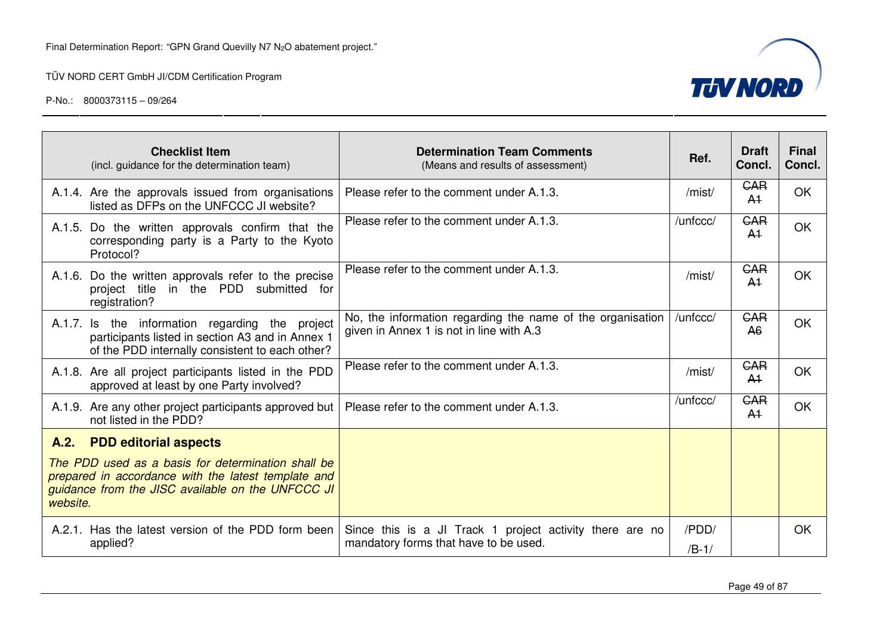| **Checklist Item** (incl. guidance for the determination team) | **Determination Team Comments** (Means and results of assessment) | **Ref.** | **Draft Concl.** | **Final Concl.** |
|---|---|---|---|---|
| A.1.4. Are the approvals issued from organisations listed as DFPs on the UNFCCC JI website? | Please refer to the comment under A.1.3. | /mist/ | ~~CAR A1~~ | OK |
| A.1.5. Do the written approvals confirm that the corresponding party is a Party to the Kyoto Protocol? | Please refer to the comment under A.1.3. | /unfccc/ | ~~CAR A1~~ | OK |
| A.1.6. Do the written approvals refer to the precise project title in the PDD submitted for registration? | Please refer to the comment under A.1.3. | /mist/ | ~~CAR A1~~ | OK |
| A.1.7. Is the information regarding the project participants listed in section A3 and in Annex 1 of the PDD internally consistent to each other? | No, the information regarding the name of the organisation given in Annex 1 is not in line with A.3 | /unfccc/ | ~~CAR A6~~ | OK |
| A.1.8. Are all project participants listed in the PDD approved at least by one Party involved? | Please refer to the comment under A.1.3. | /mist/ | ~~CAR A1~~ | OK |
| A.1.9. Are any other project participants approved but not listed in the PDD? | Please refer to the comment under A.1.3. | /unfccc/ | ~~CAR A1~~ | OK |
| **A.2. PDD editorial aspects** *The PDD used as a basis for determination shall be prepared in accordance with the latest template and guidance from the JISC available on the UNFCCC JI website.* | | | | |
| A.2.1. Has the latest version of the PDD form been applied? | Since this is a JI Track 1 project activity there are no mandatory forms that have to be used. | /PDD/ /B-1/ | | OK |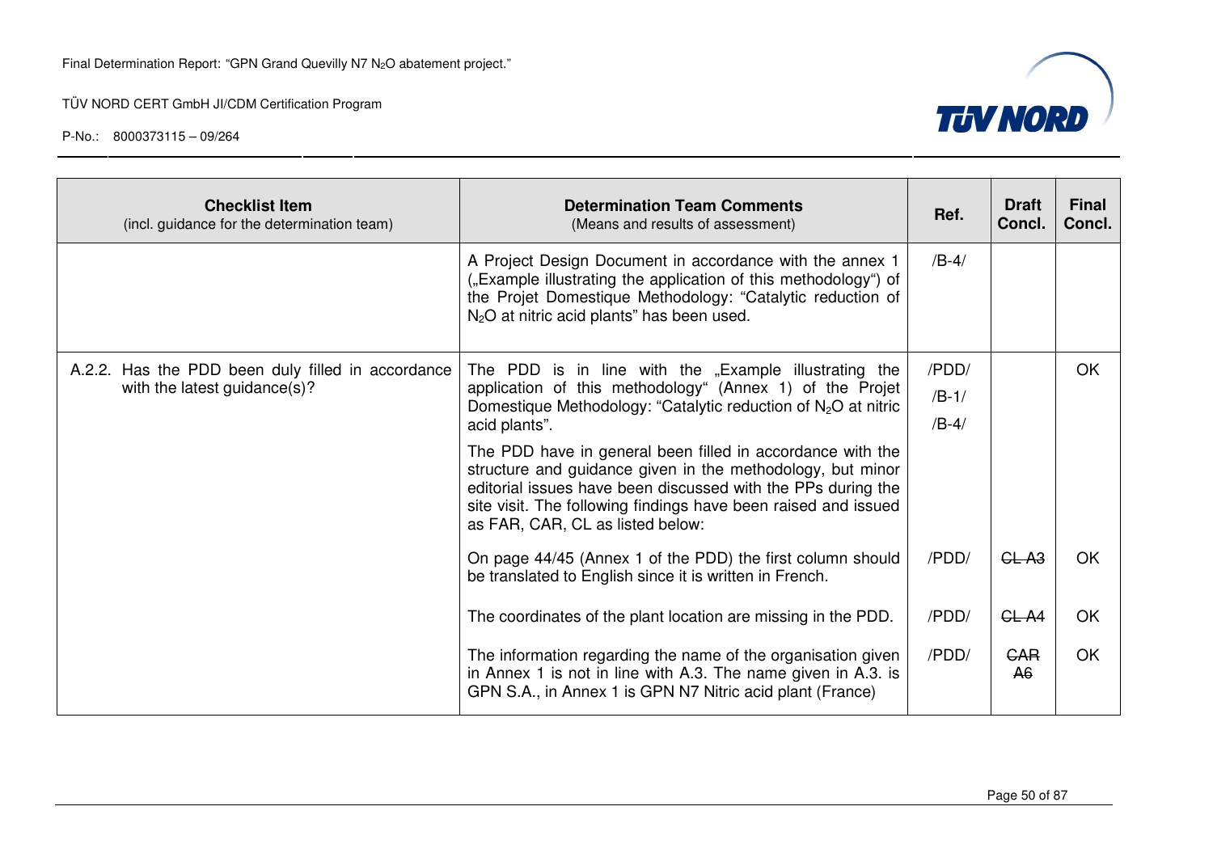| Checklist Item<br>(incl. guidance for the determination team) | Determination Team Comments<br>(Means and results of assessment) | Ref. | Draft Concl. | Final Concl. |
|---|---|---|---|---|
| | A Project Design Document in accordance with the annex 1 („Example illustrating the application of this methodology") of the Projet Domestique Methodology: "Catalytic reduction of $N_2O$ at nitric acid plants" has been used. | /B-4/ | | |
| A.2.2. Has the PDD been duly filled in accordance with the latest guidance(s)? | The PDD is in line with the „Example illustrating the application of this methodology" (Annex 1) of the Projet Domestique Methodology: "Catalytic reduction of $N_2O$ at nitric acid plants".<br><br>The PDD have in general been filled in accordance with the structure and guidance given in the methodology, but minor editorial issues have been discussed with the PPs during the site visit. The following findings have been raised and issued as FAR, CAR, CL as listed below: | /PDD/<br>/B-1/<br>/B-4/ | | OK |
| | On page 44/45 (Annex 1 of the PDD) the first column should be translated to English since it is written in French. | /PDD/ | ~~CL A3~~ | OK |
| | The coordinates of the plant location are missing in the PDD. | /PDD/ | ~~CL A4~~ | OK |
| | The information regarding the name of the organisation given in Annex 1 is not in line with A.3. The name given in A.3. is GPN S.A., in Annex 1 is GPN N7 Nitric acid plant (France) | /PDD/ | ~~CAR A6~~ | OK |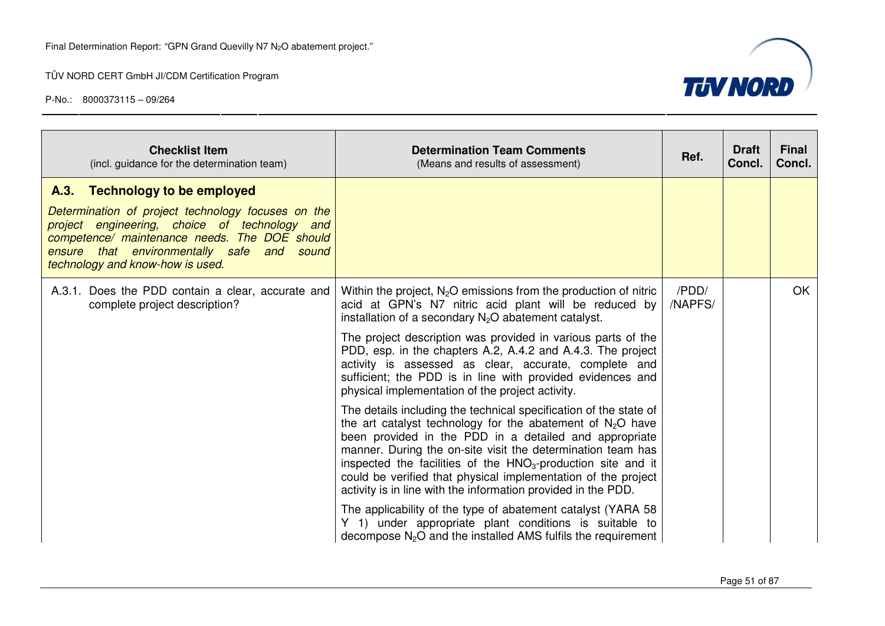| Checklist Item (incl. guidance for the determination team) | Determination Team Comments (Means and results of assessment) | Ref. | Draft Concl. | Final Concl. |
|---|---|---|---|---|
| **A.3. Technology to be employed** *Determination of project technology focuses on the project engineering, choice of technology and competence/ maintenance needs. The DOE should ensure that environmentally safe and sound technology and know-how is used.* | | | | |
| A.3.1. Does the PDD contain a clear, accurate and complete project description? | Within the project, $N_2O$ emissions from the production of nitric acid at GPN's N7 nitric acid plant will be reduced by installation of a secondary $N_2O$ abatement catalyst. The project description was provided in various parts of the PDD, esp. in the chapters A.2, A.4.2 and A.4.3. The project activity is assessed as clear, accurate, complete and sufficient; the PDD is in line with provided evidences and physical implementation of the project activity. The details including the technical specification of the state of the art catalyst technology for the abatement of $N_2O$ have been provided in the PDD in a detailed and appropriate manner. During the on-site visit the determination team has inspected the facilities of the $HNO_3$-production site and it could be verified that physical implementation of the project activity is in line with the information provided in the PDD. The applicability of the type of abatement catalyst (YARA 58 Y 1) under appropriate plant conditions is suitable to decompose $N_2O$ and the installed AMS fulfils the requirement | /PDD/ /NAPFS/ | | OK |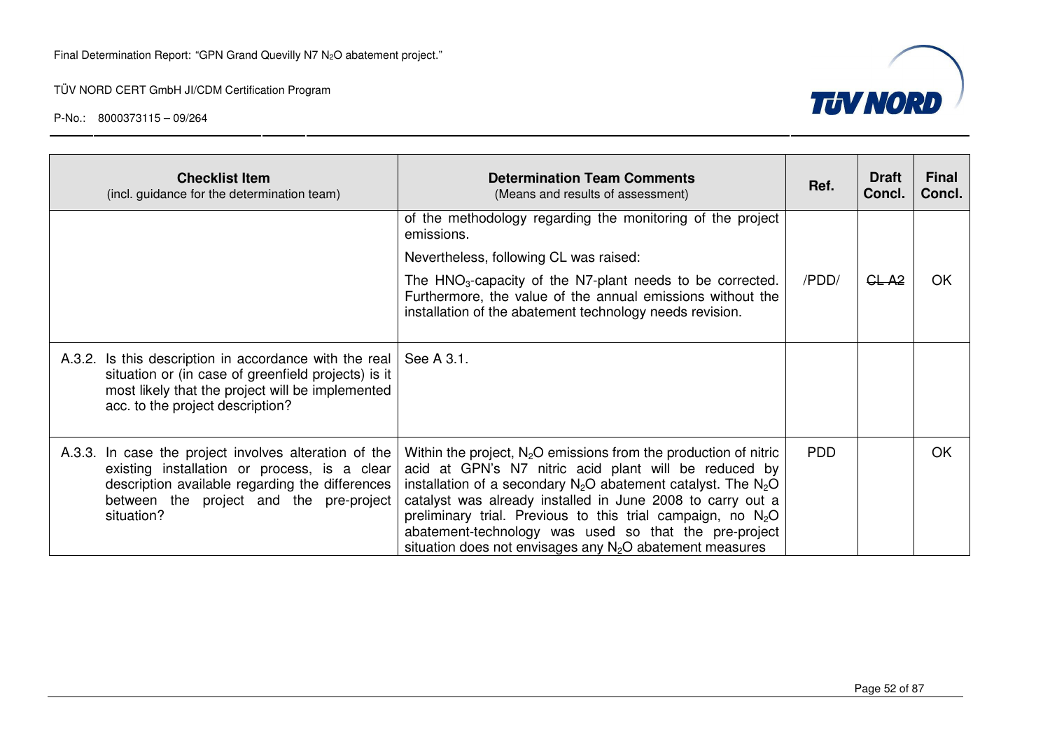| Checklist Item (incl. guidance for the determination team) | Determination Team Comments (Means and results of assessment) | Ref. | Draft Concl. | Final Concl. |
|---|---|---|---|---|
| | of the methodology regarding the monitoring of the project emissions.<br><br>Nevertheless, following CL was raised:<br><br>The $HNO_3$-capacity of the N7-plant needs to be corrected. Furthermore, the value of the annual emissions without the installation of the abatement technology needs revision. | /PDD/ | ~~CL A2~~ | OK |
| A.3.2. Is this description in accordance with the real situation or (in case of greenfield projects) is it most likely that the project will be implemented acc. to the project description? | See A 3.1. | | | |
| A.3.3. In case the project involves alteration of the existing installation or process, is a clear description available regarding the differences between the project and the pre-project situation? | Within the project, $N_2O$ emissions from the production of nitric acid at GPN's N7 nitric acid plant will be reduced by installation of a secondary $N_2O$ abatement catalyst. The $N_2O$ catalyst was already installed in June 2008 to carry out a preliminary trial. Previous to this trial campaign, no $N_2O$ abatement-technology was used so that the pre-project situation does not envisages any $N_2O$ abatement measures | PDD | | OK |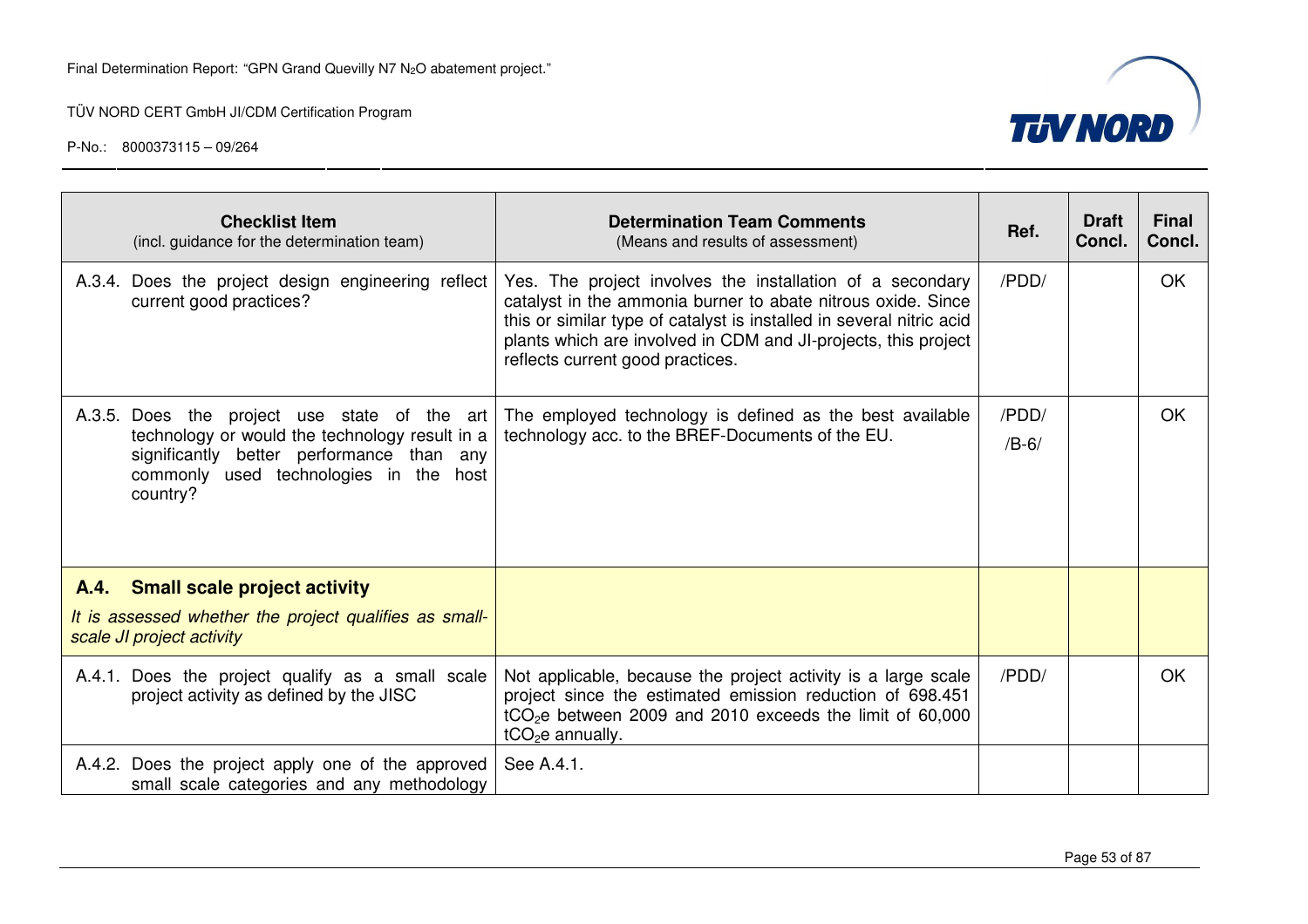| Checklist Item (incl. guidance for the determination team) | Determination Team Comments (Means and results of assessment) | Ref. | Draft Concl. | Final Concl. |
|---|---|---|---|---|
| A.3.4. Does the project design engineering reflect current good practices? | Yes. The project involves the installation of a secondary catalyst in the ammonia burner to abate nitrous oxide. Since this or similar type of catalyst is installed in several nitric acid plants which are involved in CDM and JI-projects, this project reflects current good practices. | /PDD/ | | OK |
| A.3.5. Does the project use state of the art technology or would the technology result in a significantly better performance than any commonly used technologies in the host country? | The employed technology is defined as the best available technology acc. to the BREF-Documents of the EU. | /PDD/ /B-6/ | | OK |
| **A.4. Small scale project activity** *It is assessed whether the project qualifies as small-scale JI project activity* | | | | |
| A.4.1. Does the project qualify as a small scale project activity as defined by the JISC | Not applicable, because the project activity is a large scale project since the estimated emission reduction of 698.451 $tCO_2e$ between 2009 and 2010 exceeds the limit of 60,000 $tCO_2e$ annually. | /PDD/ | | OK |
| A.4.2. Does the project apply one of the approved small scale categories and any methodology | See A.4.1. | | | |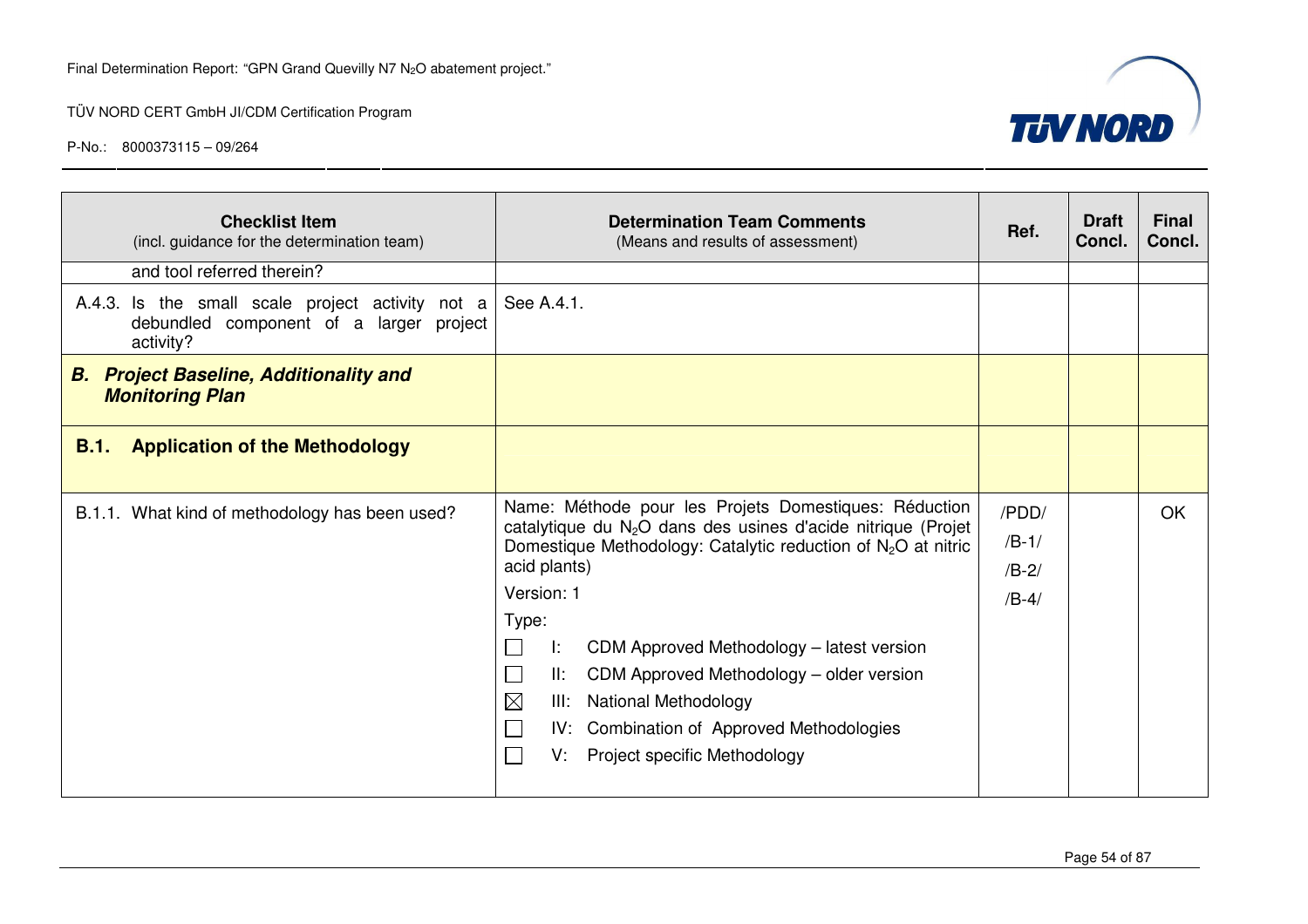| Checklist Item (incl. guidance for the determination team) | Determination Team Comments (Means and results of assessment) | Ref. | Draft Concl. | Final Concl. |
|---|---|---|---|---|
| and tool referred therein? | | | | |
| A.4.3. Is the small scale project activity not a debundled component of a larger project activity? | See A.4.1. | | | |
| ***B. Project Baseline, Additionality and Monitoring Plan*** | | | | |
| **B.1. Application of the Methodology** | | | | |
| B.1.1. What kind of methodology has been used? | Name: Méthode pour les Projets Domestiques: Réduction catalytique du $N_2O$ dans des usines d'acide nitrique (Projet Domestique Methodology: Catalytic reduction of $N_2O$ at nitric acid plants)<br>Version: 1<br>Type:<br>☐ I: CDM Approved Methodology – latest version<br>☐ II: CDM Approved Methodology – older version<br>☒ III: National Methodology<br>☐ IV: Combination of Approved Methodologies<br>☐ V: Project specific Methodology | /PDD/<br>/B-1/<br>/B-2/<br>/B-4/ | | OK |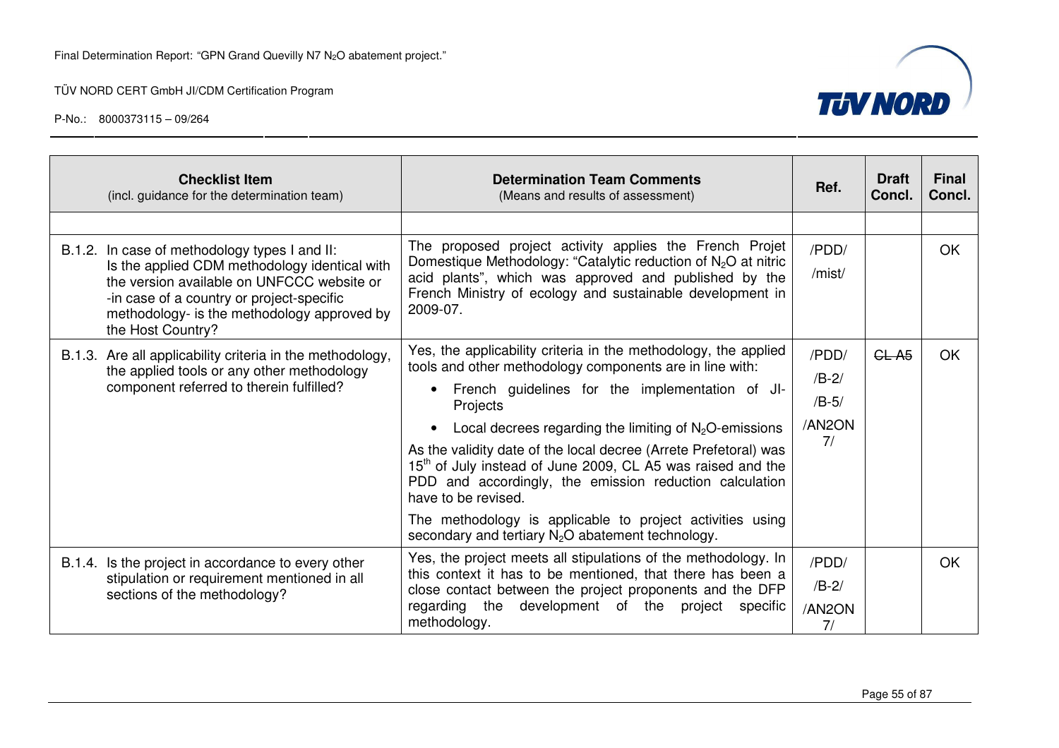| Checklist Item (incl. guidance for the determination team) | Determination Team Comments (Means and results of assessment) | Ref. | Draft Concl. | Final Concl. |
|---|---|---|---|---|
| | | | | |
| B.1.2. In case of methodology types I and II: Is the applied CDM methodology identical with the version available on UNFCCC website or -in case of a country or project-specific methodology- is the methodology approved by the Host Country? | The proposed project activity applies the French Projet Domestique Methodology: "Catalytic reduction of $N_2O$ at nitric acid plants", which was approved and published by the French Ministry of ecology and sustainable development in 2009-07. | /PDD/ /mist/ | | OK |
| B.1.3. Are all applicability criteria in the methodology, the applied tools or any other methodology component referred to therein fulfilled? | Yes, the applicability criteria in the methodology, the applied tools and other methodology components are in line with: <br>• French guidelines for the implementation of JI-Projects <br>• Local decrees regarding the limiting of $N_2O$-emissions <br>As the validity date of the local decree (Arrete Prefetoral) was 15th of July instead of June 2009, CL A5 was raised and the PDD and accordingly, the emission reduction calculation have to be revised. <br>The methodology is applicable to project activities using secondary and tertiary $N_2O$ abatement technology. | /PDD/ /B-2/ /B-5/ /AN2ON 7/ | ~~CL A5~~ | OK |
| B.1.4. Is the project in accordance to every other stipulation or requirement mentioned in all sections of the methodology? | Yes, the project meets all stipulations of the methodology. In this context it has to be mentioned, that there has been a close contact between the project proponents and the DFP regarding the development of the project specific methodology. | /PDD/ /B-2/ /AN2ON 7/ | | OK |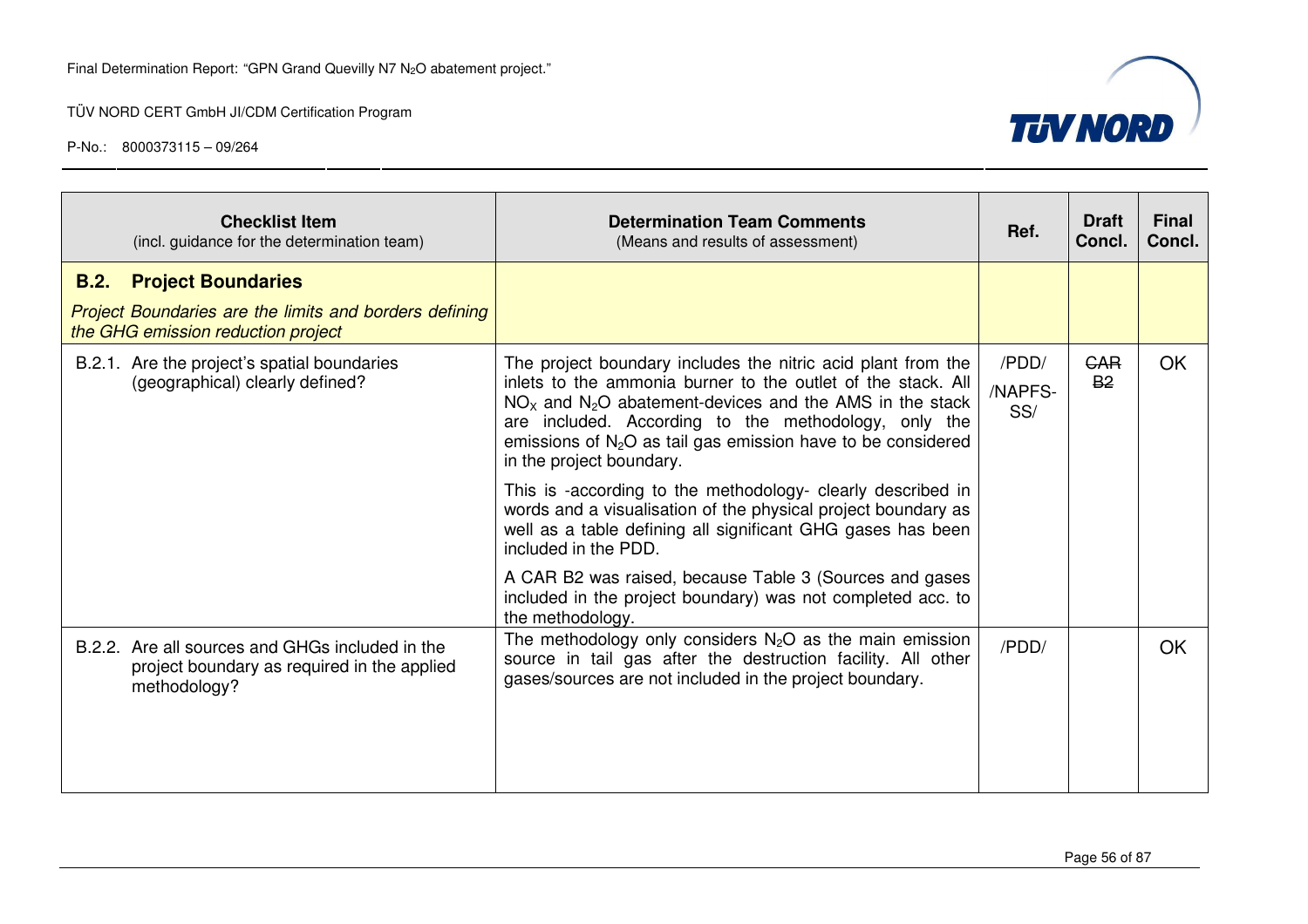| Checklist Item (incl. guidance for the determination team) | Determination Team Comments (Means and results of assessment) | Ref. | Draft Concl. | Final Concl. |
|---|---|---|---|---|
| **B.2. Project Boundaries** *Project Boundaries are the limits and borders defining the GHG emission reduction project* | | | | |
| B.2.1. Are the project's spatial boundaries (geographical) clearly defined? | The project boundary includes the nitric acid plant from the inlets to the ammonia burner to the outlet of the stack. All $NO_X$ and $N_2O$ abatement-devices and the AMS in the stack are included. According to the methodology, only the emissions of $N_2O$ as tail gas emission have to be considered in the project boundary. <br><br> This is -according to the methodology- clearly described in words and a visualisation of the physical project boundary as well as a table defining all significant GHG gases has been included in the PDD. <br><br> A CAR B2 was raised, because Table 3 (Sources and gases included in the project boundary) was not completed acc. to the methodology. | /PDD/ /NAPFS-SS/ | ~~CAR B2~~ | OK |
| B.2.2. Are all sources and GHGs included in the project boundary as required in the applied methodology? | The methodology only considers $N_2O$ as the main emission source in tail gas after the destruction facility. All other gases/sources are not included in the project boundary. | /PDD/ | | OK |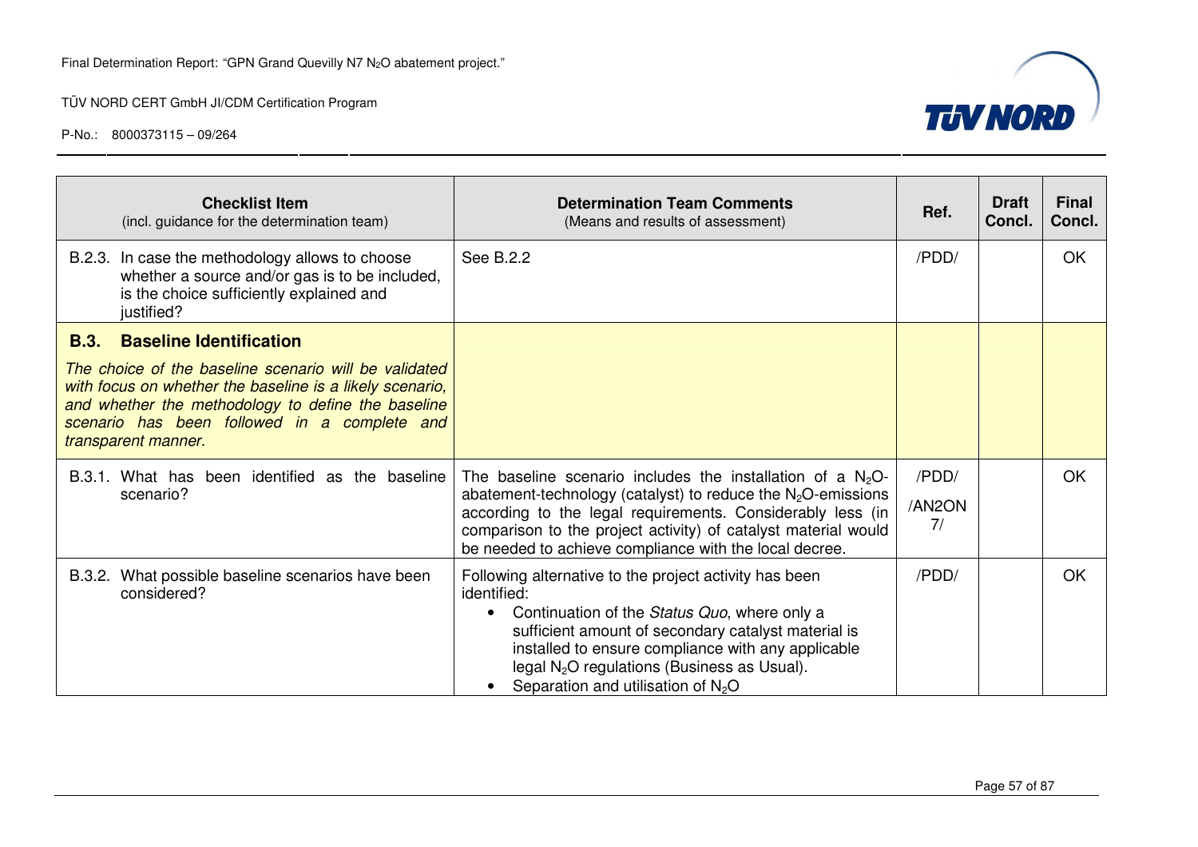| Checklist Item<br>(incl. guidance for the determination team) | Determination Team Comments<br>(Means and results of assessment) | Ref. | Draft Concl. | Final Concl. |
|---|---|---|---|---|
| B.2.3. In case the methodology allows to choose whether a source and/or gas is to be included, is the choice sufficiently explained and justified? | See B.2.2 | /PDD/ | | OK |
| **B.3. Baseline Identification**<br>*The choice of the baseline scenario will be validated with focus on whether the baseline is a likely scenario, and whether the methodology to define the baseline scenario has been followed in a complete and transparent manner.* | | | | |
| B.3.1. What has been identified as the baseline scenario? | The baseline scenario includes the installation of a $N_2O$-abatement-technology (catalyst) to reduce the $N_2O$-emissions according to the legal requirements. Considerably less (in comparison to the project activity) of catalyst material would be needed to achieve compliance with the local decree. | /PDD/<br>/AN2ON7/ | | OK |
| B.3.2. What possible baseline scenarios have been considered? | Following alternative to the project activity has been identified:<br>• Continuation of the *Status Quo*, where only a sufficient amount of secondary catalyst material is installed to ensure compliance with any applicable legal $N_2O$ regulations (Business as Usual).<br>• Separation and utilisation of $N_2O$ | /PDD/ | | OK |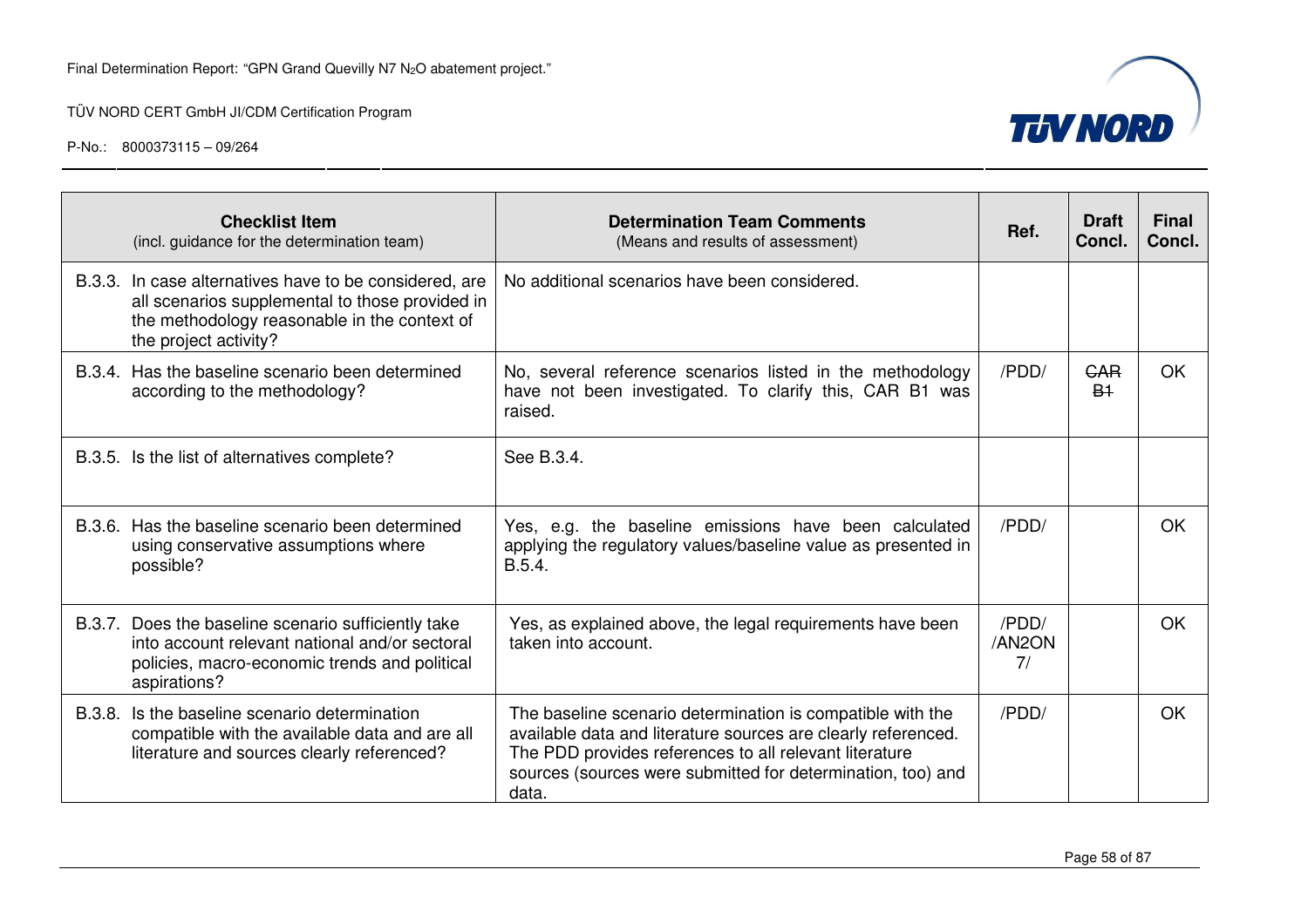| **Checklist Item**<br>(incl. guidance for the determination team) | **Determination Team Comments**<br>(Means and results of assessment) | **Ref.** | **Draft Concl.** | **Final Concl.** |
|---|---|---|---|---|
| B.3.3. In case alternatives have to be considered, are all scenarios supplemental to those provided in the methodology reasonable in the context of the project activity? | No additional scenarios have been considered. | | | |
| B.3.4. Has the baseline scenario been determined according to the methodology? | No, several reference scenarios listed in the methodology have not been investigated. To clarify this, CAR B1 was raised. | /PDD/ | ~~CAR B1~~ | OK |
| B.3.5. Is the list of alternatives complete? | See B.3.4. | | | |
| B.3.6. Has the baseline scenario been determined using conservative assumptions where possible? | Yes, e.g. the baseline emissions have been calculated applying the regulatory values/baseline value as presented in B.5.4. | /PDD/ | | OK |
| B.3.7. Does the baseline scenario sufficiently take into account relevant national and/or sectoral policies, macro-economic trends and political aspirations? | Yes, as explained above, the legal requirements have been taken into account. | /PDD/ /AN2ON 7/ | | OK |
| B.3.8. Is the baseline scenario determination compatible with the available data and are all literature and sources clearly referenced? | The baseline scenario determination is compatible with the available data and literature sources are clearly referenced. The PDD provides references to all relevant literature sources (sources were submitted for determination, too) and data. | /PDD/ | | OK |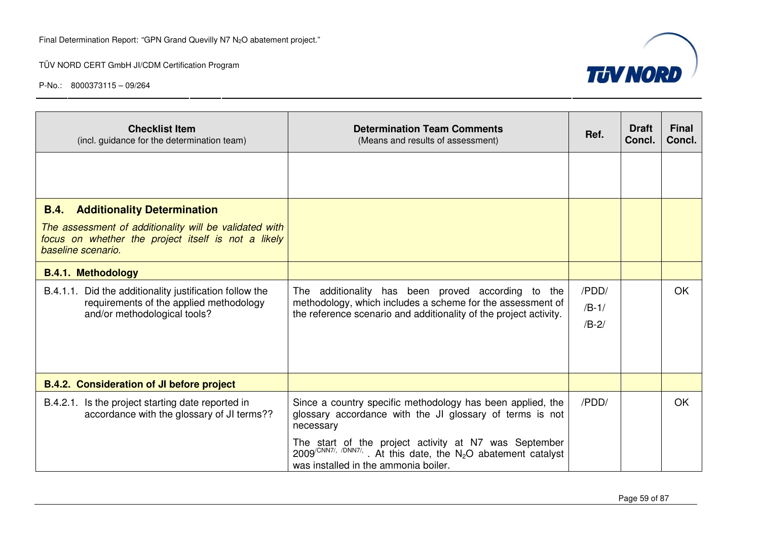| Checklist Item (incl. guidance for the determination team) | Determination Team Comments (Means and results of assessment) | Ref. | Draft Concl. | Final Concl. |
|---|---|---|---|---|
| | | | | |
| **B.4. Additionality Determination**<br>*The assessment of additionality will be validated with focus on whether the project itself is not a likely baseline scenario.* | | | | |
| **B.4.1. Methodology** | | | | |
| B.4.1.1. Did the additionality justification follow the requirements of the applied methodology and/or methodological tools? | The additionality has been proved according to the methodology, which includes a scheme for the assessment of the reference scenario and additionality of the project activity. | /PDD/<br>/B-1/<br>/B-2/ | | OK |
| **B.4.2. Consideration of JI before project** | | | | |
| B.4.2.1. Is the project starting date reported in accordance with the glossary of JI terms?? | Since a country specific methodology has been applied, the glossary accordance with the JI glossary of terms is not necessary<br>The start of the project activity at N7 was September 2009[/CNN7/, /DNN7/,] . At this date, the $N_2O$ abatement catalyst was installed in the ammonia boiler. | /PDD/ | | OK |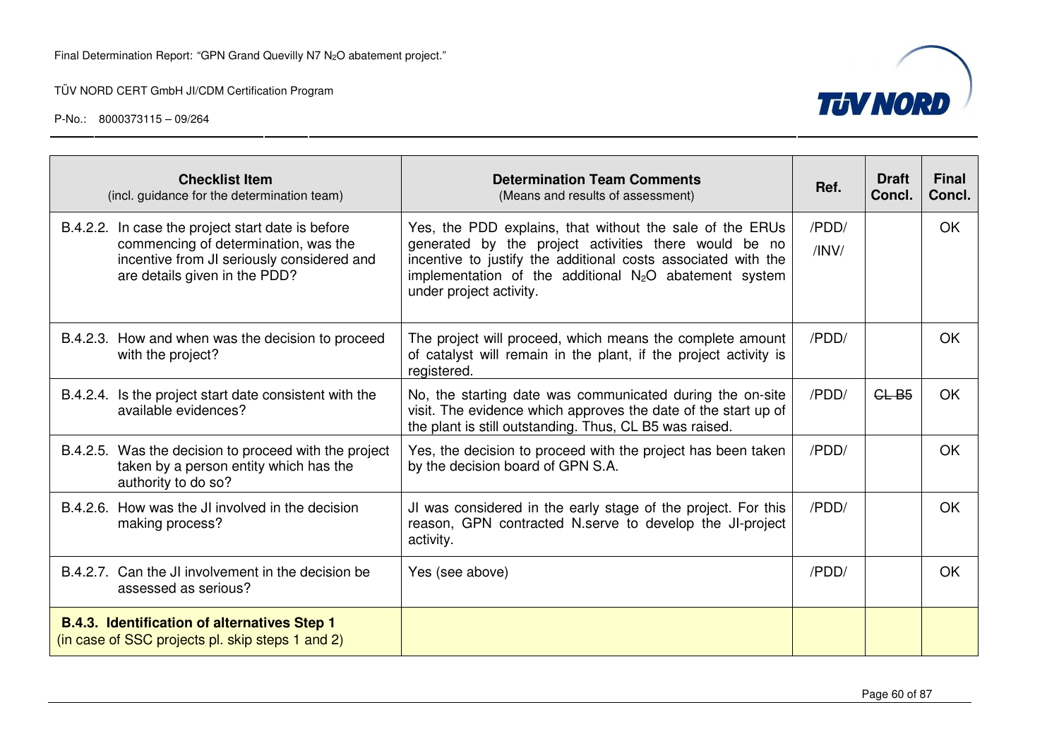| Checklist Item<br>(incl. guidance for the determination team) | Determination Team Comments<br>(Means and results of assessment) | Ref. | Draft Concl. | Final Concl. |
|---|---|---|---|---|
| B.4.2.2. In case the project start date is before commencing of determination, was the incentive from JI seriously considered and are details given in the PDD? | Yes, the PDD explains, that without the sale of the ERUs generated by the project activities there would be no incentive to justify the additional costs associated with the implementation of the additional $N_2O$ abatement system under project activity. | /PDD/<br>/INV/ | | OK |
| B.4.2.3. How and when was the decision to proceed with the project? | The project will proceed, which means the complete amount of catalyst will remain in the plant, if the project activity is registered. | /PDD/ | | OK |
| B.4.2.4. Is the project start date consistent with the available evidences? | No, the starting date was communicated during the on-site visit. The evidence which approves the date of the start up of the plant is still outstanding. Thus, CL B5 was raised. | /PDD/ | ~~CL B5~~ | OK |
| B.4.2.5. Was the decision to proceed with the project taken by a person entity which has the authority to do so? | Yes, the decision to proceed with the project has been taken by the decision board of GPN S.A. | /PDD/ | | OK |
| B.4.2.6. How was the JI involved in the decision making process? | JI was considered in the early stage of the project. For this reason, GPN contracted N.serve to develop the JI-project activity. | /PDD/ | | OK |
| B.4.2.7. Can the JI involvement in the decision be assessed as serious? | Yes (see above) | /PDD/ | | OK |
| **B.4.3. Identification of alternatives Step 1**<br>(in case of SSC projects pl. skip steps 1 and 2) | | | | |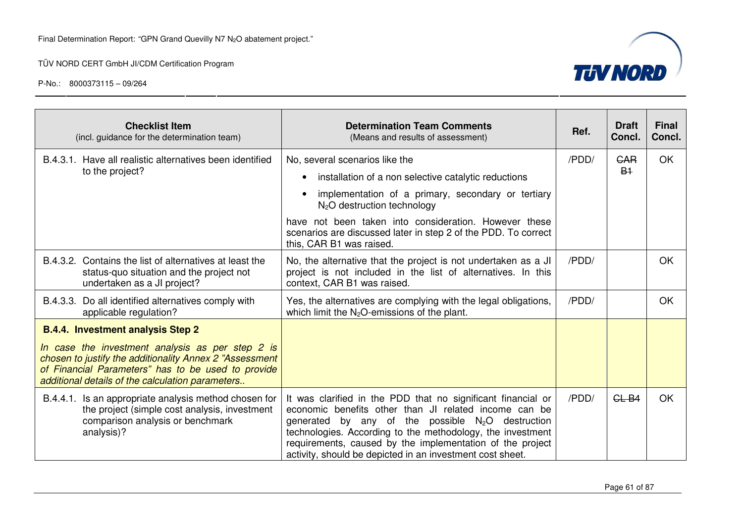| Checklist Item<br>(incl. guidance for the determination team) | Determination Team Comments<br>(Means and results of assessment) | Ref. | Draft Concl. | Final Concl. |
|---|---|---|---|---|
| B.4.3.1. Have all realistic alternatives been identified to the project? | No, several scenarios like the<br>• installation of a non selective catalytic reductions<br>• implementation of a primary, secondary or tertiary $N_2O$ destruction technology<br>have not been taken into consideration. However these scenarios are discussed later in step 2 of the PDD. To correct this, CAR B1 was raised. | /PDD/ | ~~CAR B1~~ | OK |
| B.4.3.2. Contains the list of alternatives at least the status-quo situation and the project not undertaken as a JI project? | No, the alternative that the project is not undertaken as a JI project is not included in the list of alternatives. In this context, CAR B1 was raised. | /PDD/ | | OK |
| B.4.3.3. Do all identified alternatives comply with applicable regulation? | Yes, the alternatives are complying with the legal obligations, which limit the $N_2O$-emissions of the plant. | /PDD/ | | OK |
| **B.4.4. Investment analysis Step 2**<br>*In case the investment analysis as per step 2 is chosen to justify the additionality Annex 2 "Assessment of Financial Parameters" has to be used to provide additional details of the calculation parameters..* | | | | |
| B.4.4.1. Is an appropriate analysis method chosen for the project (simple cost analysis, investment comparison analysis or benchmark analysis)? | It was clarified in the PDD that no significant financial or economic benefits other than JI related income can be generated by any of the possible $N_2O$ destruction technologies. According to the methodology, the investment requirements, caused by the implementation of the project activity, should be depicted in an investment cost sheet. | /PDD/ | ~~CL B4~~ | OK |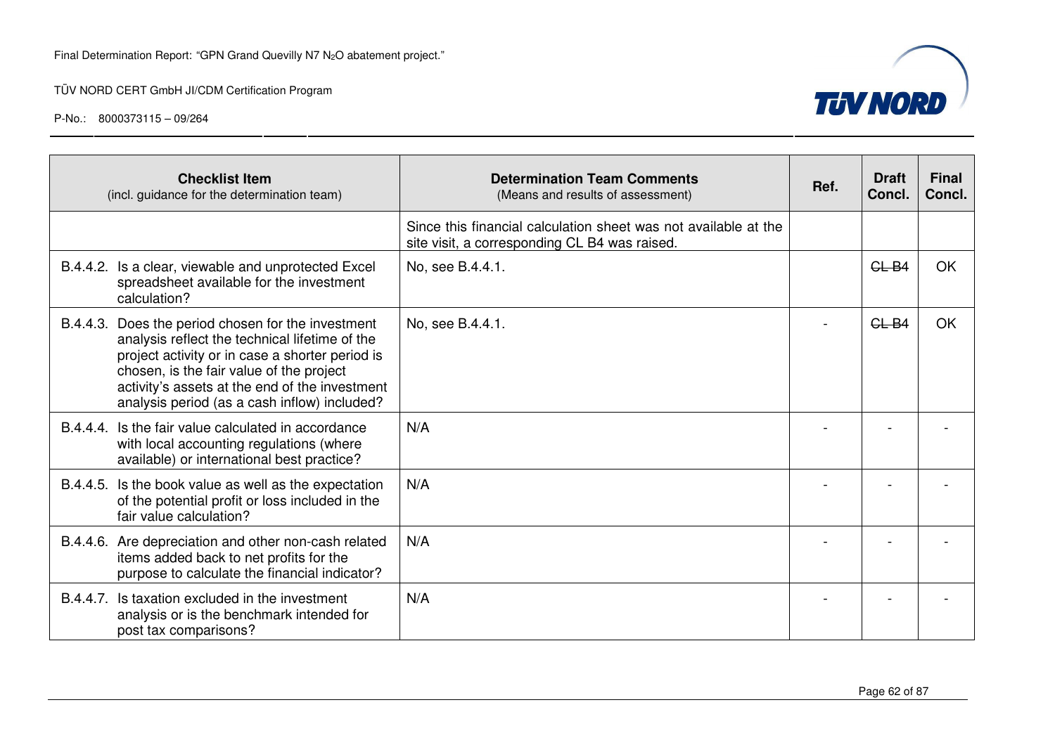| Checklist Item (incl. guidance for the determination team) | Determination Team Comments (Means and results of assessment) | Ref. | Draft Concl. | Final Concl. |
|---|---|---|---|---|
| | Since this financial calculation sheet was not available at the site visit, a corresponding CL B4 was raised. | | | |
| B.4.4.2. Is a clear, viewable and unprotected Excel spreadsheet available for the investment calculation? | No, see B.4.4.1. | | ~~CL B4~~ | OK |
| B.4.4.3. Does the period chosen for the investment analysis reflect the technical lifetime of the project activity or in case a shorter period is chosen, is the fair value of the project activity's assets at the end of the investment analysis period (as a cash inflow) included? | No, see B.4.4.1. | - | ~~CL B4~~ | OK |
| B.4.4.4. Is the fair value calculated in accordance with local accounting regulations (where available) or international best practice? | N/A | - | - | - |
| B.4.4.5. Is the book value as well as the expectation of the potential profit or loss included in the fair value calculation? | N/A | - | - | - |
| B.4.4.6. Are depreciation and other non-cash related items added back to net profits for the purpose to calculate the financial indicator? | N/A | - | - | - |
| B.4.4.7. Is taxation excluded in the investment analysis or is the benchmark intended for post tax comparisons? | N/A | - | - | - |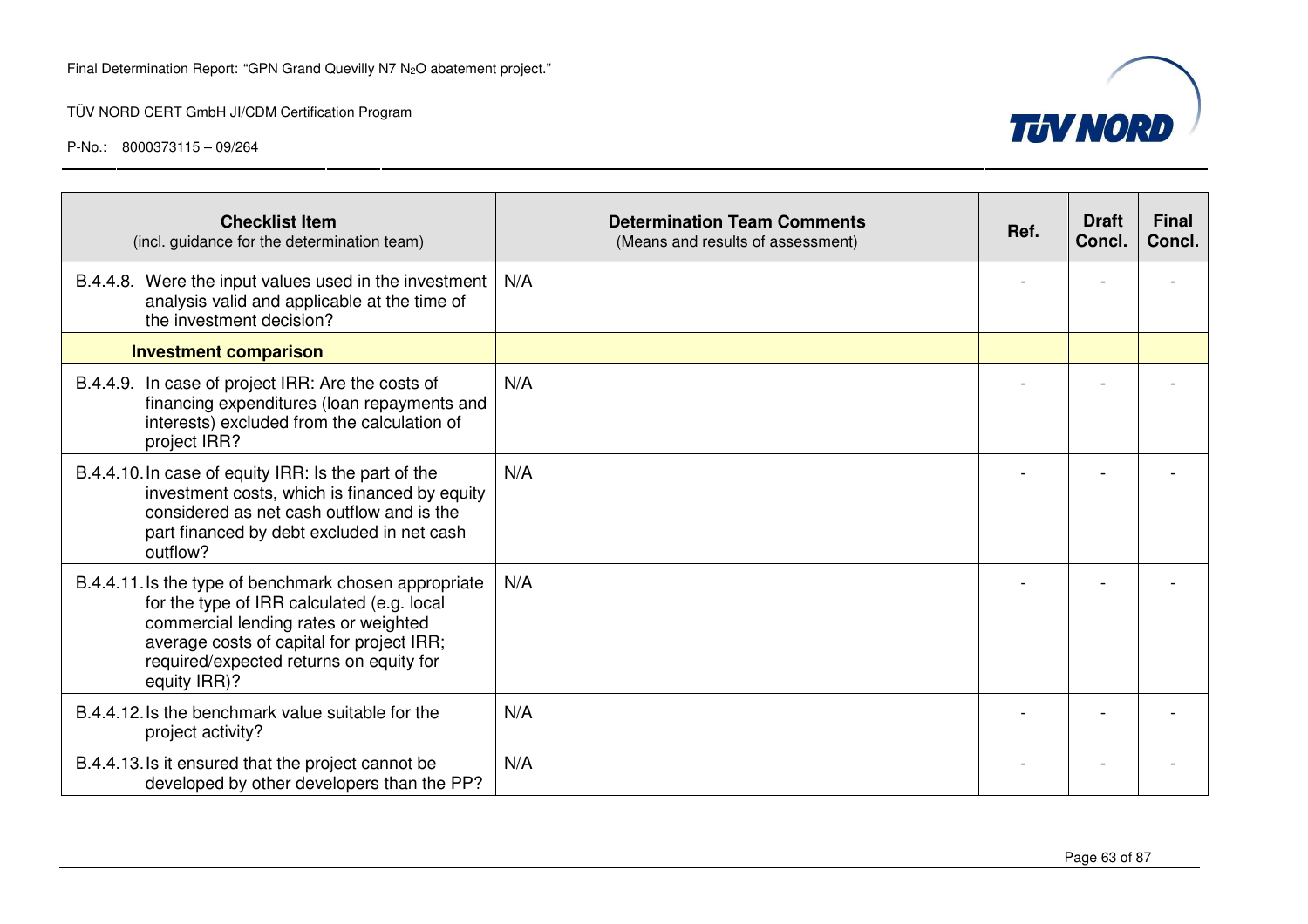| **Checklist Item** (incl. guidance for the determination team) | **Determination Team Comments** (Means and results of assessment) | **Ref.** | **Draft Concl.** | **Final Concl.** |
|---|---|---|---|---|
| B.4.4.8. Were the input values used in the investment analysis valid and applicable at the time of the investment decision? | N/A | - | - | - |
| **Investment comparison** | | | | |
| B.4.4.9. In case of project IRR: Are the costs of financing expenditures (loan repayments and interests) excluded from the calculation of project IRR? | N/A | - | - | - |
| B.4.4.10. In case of equity IRR: Is the part of the investment costs, which is financed by equity considered as net cash outflow and is the part financed by debt excluded in net cash outflow? | N/A | - | - | - |
| B.4.4.11. Is the type of benchmark chosen appropriate for the type of IRR calculated (e.g. local commercial lending rates or weighted average costs of capital for project IRR; required/expected returns on equity for equity IRR)? | N/A | - | - | - |
| B.4.4.12. Is the benchmark value suitable for the project activity? | N/A | - | - | - |
| B.4.4.13. Is it ensured that the project cannot be developed by other developers than the PP? | N/A | - | - | - |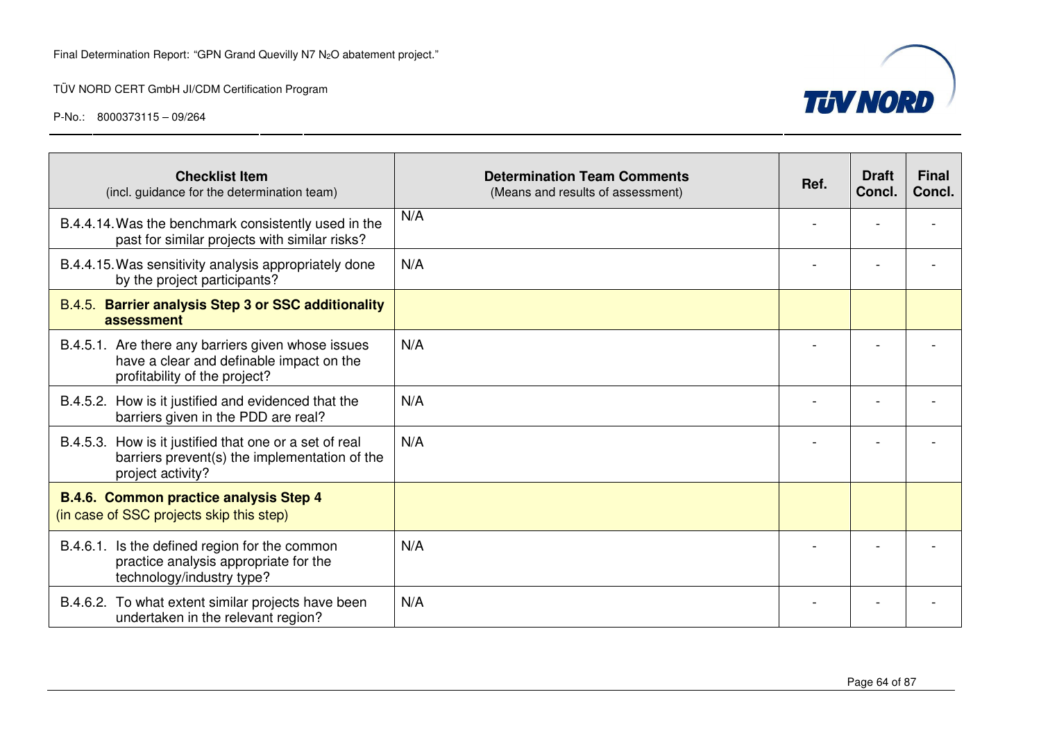| **Checklist Item** (incl. guidance for the determination team) | **Determination Team Comments** (Means and results of assessment) | **Ref.** | **Draft Concl.** | **Final Concl.** |
|---|---|---|---|---|
| B.4.4.14. Was the benchmark consistently used in the past for similar projects with similar risks? | N/A | - | - | - |
| B.4.4.15. Was sensitivity analysis appropriately done by the project participants? | N/A | - | - | - |
| B.4.5. **Barrier analysis Step 3 or SSC additionality assessment** | | | | |
| B.4.5.1. Are there any barriers given whose issues have a clear and definable impact on the profitability of the project? | N/A | - | - | - |
| B.4.5.2. How is it justified and evidenced that the barriers given in the PDD are real? | N/A | - | - | - |
| B.4.5.3. How is it justified that one or a set of real barriers prevent(s) the implementation of the project activity? | N/A | - | - | - |
| **B.4.6. Common practice analysis Step 4** (in case of SSC projects skip this step) | | | | |
| B.4.6.1. Is the defined region for the common practice analysis appropriate for the technology/industry type? | N/A | - | - | - |
| B.4.6.2. To what extent similar projects have been undertaken in the relevant region? | N/A | - | - | - |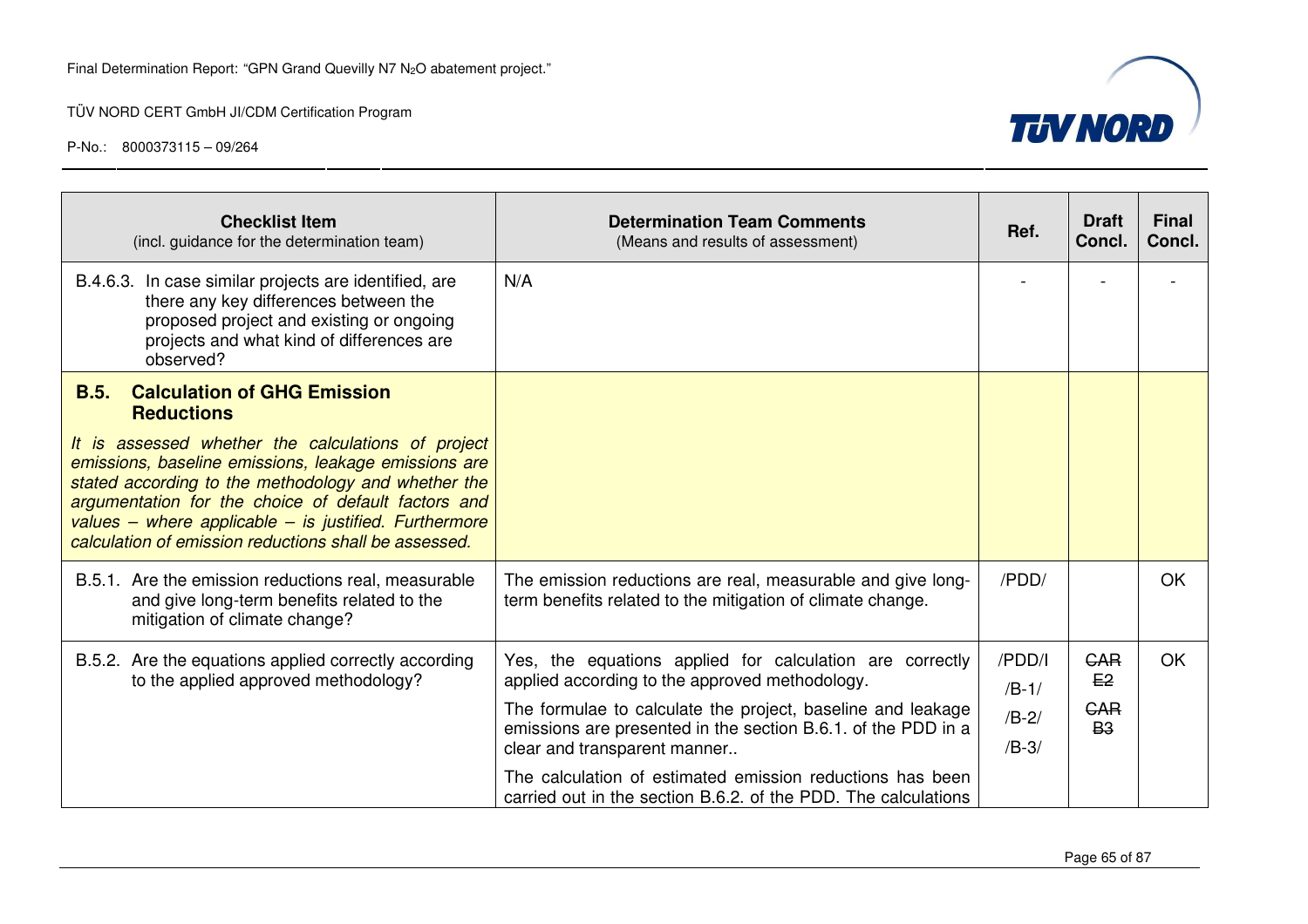| Checklist Item (incl. guidance for the determination team) | Determination Team Comments (Means and results of assessment) | Ref. | Draft Concl. | Final Concl. |
|---|---|---|---|---|
| B.4.6.3. In case similar projects are identified, are there any key differences between the proposed project and existing or ongoing projects and what kind of differences are observed? | N/A | - | - | - |
| **B.5. Calculation of GHG Emission Reductions**<br>*It is assessed whether the calculations of project emissions, baseline emissions, leakage emissions are stated according to the methodology and whether the argumentation for the choice of default factors and values – where applicable – is justified. Furthermore calculation of emission reductions shall be assessed.* | | | | |
| B.5.1. Are the emission reductions real, measurable and give long-term benefits related to the mitigation of climate change? | The emission reductions are real, measurable and give long-term benefits related to the mitigation of climate change. | /PDD/ | | OK |
| B.5.2. Are the equations applied correctly according to the applied approved methodology? | Yes, the equations applied for calculation are correctly applied according to the approved methodology.<br>The formulae to calculate the project, baseline and leakage emissions are presented in the section B.6.1. of the PDD in a clear and transparent manner..<br>The calculation of estimated emission reductions has been carried out in the section B.6.2. of the PDD. The calculations | /PDD/I<br>/B-1/<br>/B-2/<br>/B-3/ | ~~CAR E2~~<br>~~CAR B3~~ | OK |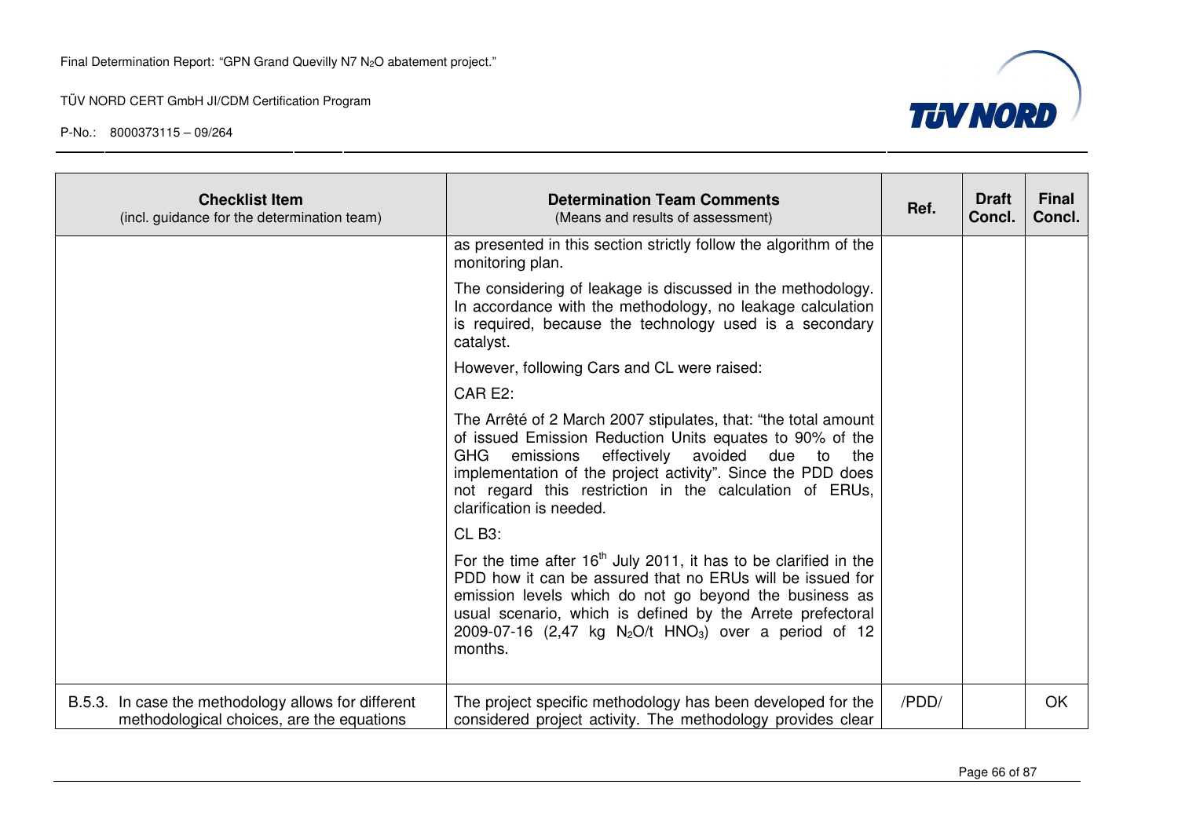| Checklist Item (incl. guidance for the determination team) | Determination Team Comments (Means and results of assessment) | Ref. | Draft Concl. | Final Concl. |
|---|---|---|---|---|
| | as presented in this section strictly follow the algorithm of the monitoring plan.<br><br>The considering of leakage is discussed in the methodology. In accordance with the methodology, no leakage calculation is required, because the technology used is a secondary catalyst.<br><br>However, following Cars and CL were raised:<br><br>CAR E2:<br><br>The Arrêté of 2 March 2007 stipulates, that: "the total amount of issued Emission Reduction Units equates to 90% of the GHG emissions effectively avoided due to the implementation of the project activity". Since the PDD does not regard this restriction in the calculation of ERUs, clarification is needed.<br><br>CL B3:<br><br>For the time after $16^{th}$ July 2011, it has to be clarified in the PDD how it can be assured that no ERUs will be issued for emission levels which do not go beyond the business as usual scenario, which is defined by the Arrete prefectoral 2009-07-16 (2,47 kg $N_2O$/t $HNO_3$) over a period of 12 months. | | | |
| B.5.3. In case the methodology allows for different methodological choices, are the equations | The project specific methodology has been developed for the considered project activity. The methodology provides clear | /PDD/ | | OK |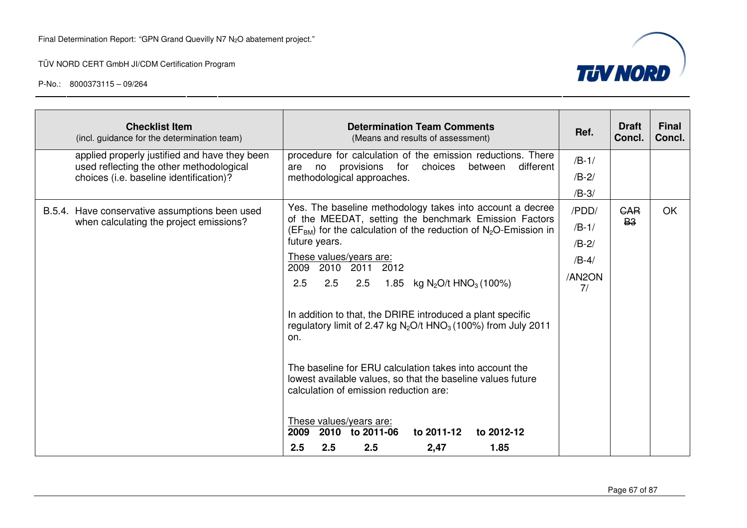| Checklist Item (incl. guidance for the determination team) | Determination Team Comments (Means and results of assessment) | Ref. | Draft Concl. | Final Concl. |
|---|---|---|---|---|
| applied properly justified and have they been used reflecting the other methodological choices (i.e. baseline identification)? | procedure for calculation of the emission reductions. There are no provisions for choices between different methodological approaches. | /B-1/ /B-2/ /B-3/ | | |
| B.5.4. Have conservative assumptions been used when calculating the project emissions? | Yes. The baseline methodology takes into account a decree of the MEEDAT, setting the benchmark Emission Factors ($EF_{BM}$) for the calculation of the reduction of $N_2O$-Emission in future years.<br><br>These values/years are:<br>2009 2010 2011 2012<br>2.5 2.5 2.5 1.85 kg $N_2O$/t $HNO_3$ (100%)<br><br>In addition to that, the DRIRE introduced a plant specific regulatory limit of 2.47 kg $N_2O$/t $HNO_3$ (100%) from July 2011 on.<br><br>The baseline for ERU calculation takes into account the lowest available values, so that the baseline values future calculation of emission reduction are:<br><br>These values/years are:<br>**2009 2010 to 2011-06 to 2011-12 to 2012-12**<br>**2.5 2.5 2.5 2,47 1.85** | /PDD/ /B-1/ /B-2/ /B-4/ /AN2ON 7/ | ~~CAR B3~~ | OK |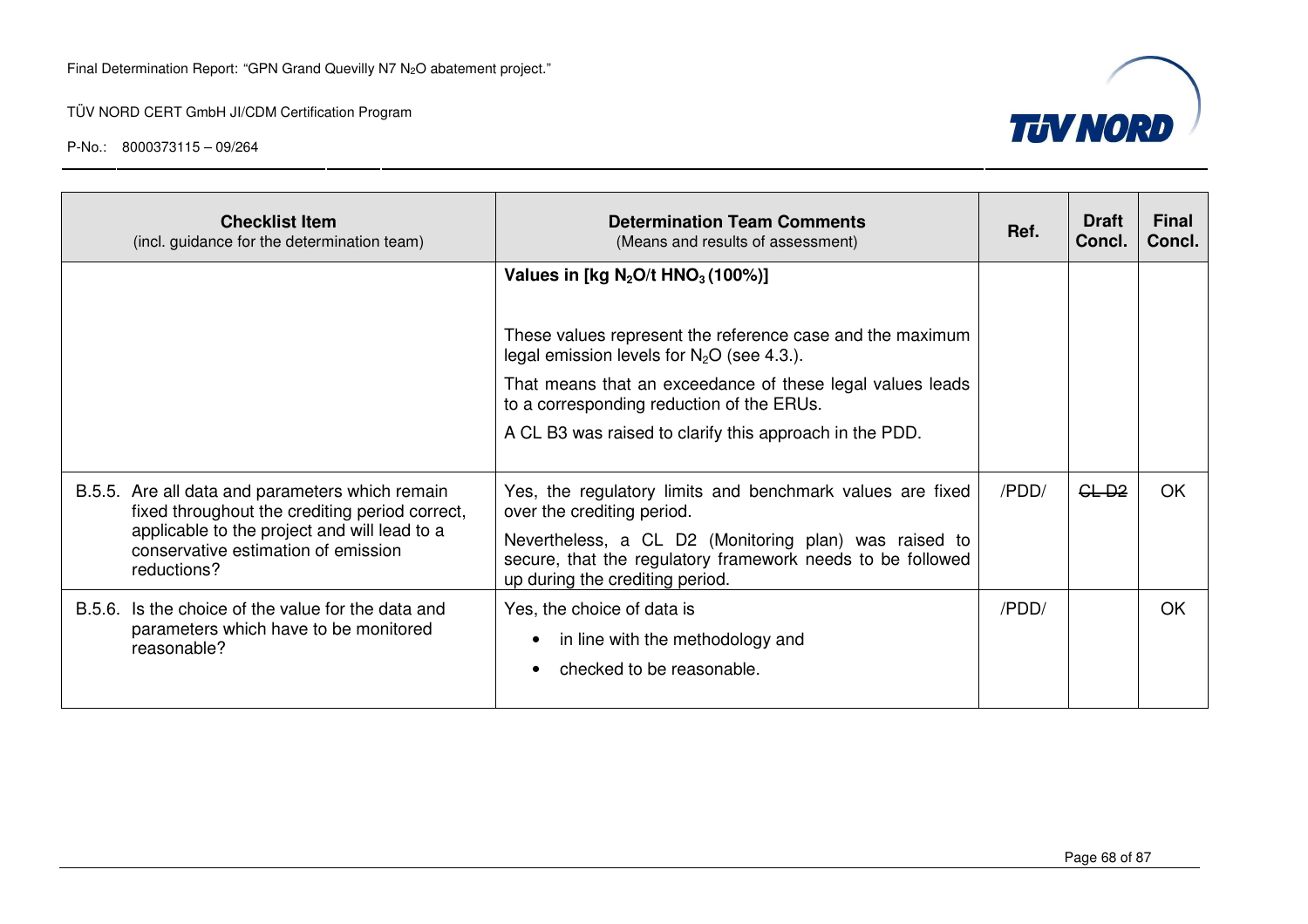| Checklist Item (incl. guidance for the determination team) | Determination Team Comments (Means and results of assessment) | Ref. | Draft Concl. | Final Concl. |
|---|---|---|---|---|
| | **Values in [kg $N_2O$/t $HNO_3$ (100%)]**<br><br>These values represent the reference case and the maximum legal emission levels for $N_2O$ (see 4.3.).<br><br>That means that an exceedance of these legal values leads to a corresponding reduction of the ERUs.<br><br>A CL B3 was raised to clarify this approach in the PDD. | | | |
| B.5.5. Are all data and parameters which remain fixed throughout the crediting period correct, applicable to the project and will lead to a conservative estimation of emission reductions? | Yes, the regulatory limits and benchmark values are fixed over the crediting period.<br><br>Nevertheless, a CL D2 (Monitoring plan) was raised to secure, that the regulatory framework needs to be followed up during the crediting period. | /PDD/ | ~~CL D2~~ | OK |
| B.5.6. Is the choice of the value for the data and parameters which have to be monitored reasonable? | Yes, the choice of data is<br>• in line with the methodology and<br>• checked to be reasonable. | /PDD/ | | OK |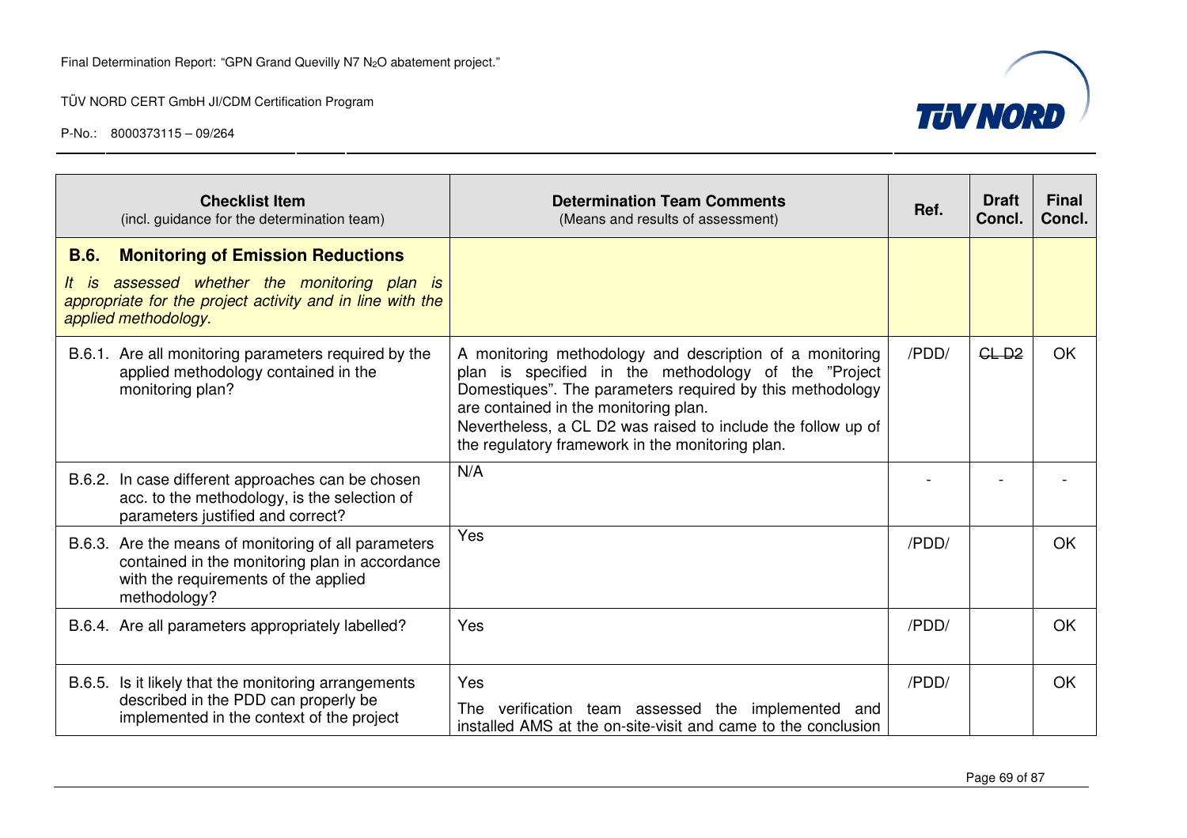| Checklist Item (incl. guidance for the determination team) | Determination Team Comments (Means and results of assessment) | Ref. | Draft Concl. | Final Concl. |
|---|---|---|---|---|
| **B.6. Monitoring of Emission Reductions** *It is assessed whether the monitoring plan is appropriate for the project activity and in line with the applied methodology.* | | | | |
| B.6.1. Are all monitoring parameters required by the applied methodology contained in the monitoring plan? | A monitoring methodology and description of a monitoring plan is specified in the methodology of the "Project Domestiques". The parameters required by this methodology are contained in the monitoring plan. Nevertheless, a CL D2 was raised to include the follow up of the regulatory framework in the monitoring plan. | /PDD/ | ~~CL D2~~ | OK |
| B.6.2. In case different approaches can be chosen acc. to the methodology, is the selection of parameters justified and correct? | N/A | - | - | - |
| B.6.3. Are the means of monitoring of all parameters contained in the monitoring plan in accordance with the requirements of the applied methodology? | Yes | /PDD/ | | OK |
| B.6.4. Are all parameters appropriately labelled? | Yes | /PDD/ | | OK |
| B.6.5. Is it likely that the monitoring arrangements described in the PDD can properly be implemented in the context of the project | Yes<br>The verification team assessed the implemented and installed AMS at the on-site-visit and came to the conclusion | /PDD/ | | OK |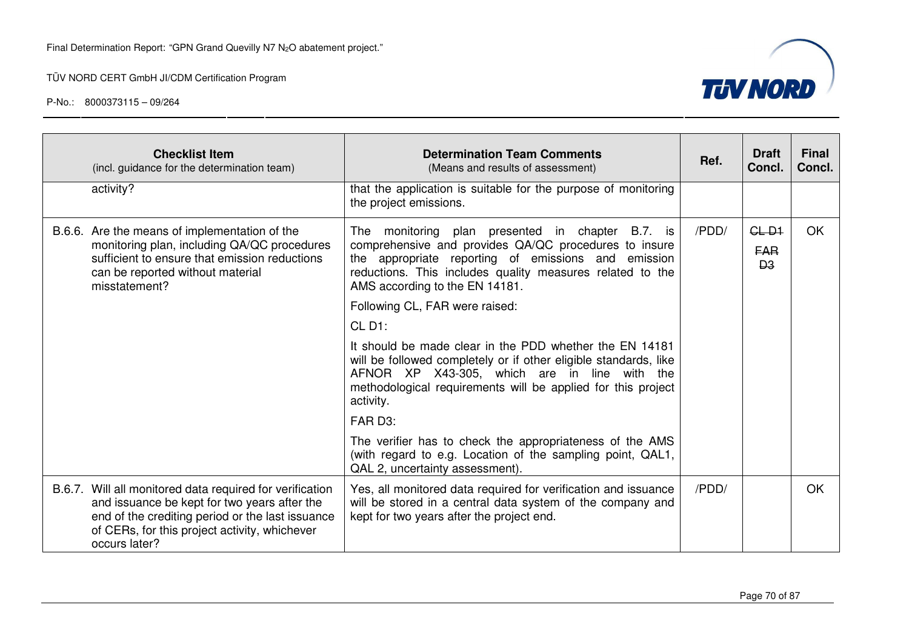| Checklist Item (incl. guidance for the determination team) | Determination Team Comments (Means and results of assessment) | Ref. | Draft Concl. | Final Concl. |
|---|---|---|---|---|
| activity? | that the application is suitable for the purpose of monitoring the project emissions. | | | |
| B.6.6. Are the means of implementation of the monitoring plan, including QA/QC procedures sufficient to ensure that emission reductions can be reported without material misstatement? | The monitoring plan presented in chapter B.7. is comprehensive and provides QA/QC procedures to insure the appropriate reporting of emissions and emission reductions. This includes quality measures related to the AMS according to the EN 14181.<br><br>Following CL, FAR were raised:<br><br>CL D1:<br><br>It should be made clear in the PDD whether the EN 14181 will be followed completely or if other eligible standards, like AFNOR XP X43-305, which are in line with the methodological requirements will be applied for this project activity.<br><br>FAR D3:<br><br>The verifier has to check the appropriateness of the AMS (with regard to e.g. Location of the sampling point, QAL1, QAL 2, uncertainty assessment). | /PDD/ | ~~CL D1~~<br><br>~~FAR D3~~ | OK |
| B.6.7. Will all monitored data required for verification and issuance be kept for two years after the end of the crediting period or the last issuance of CERs, for this project activity, whichever occurs later? | Yes, all monitored data required for verification and issuance will be stored in a central data system of the company and kept for two years after the project end. | /PDD/ | | OK |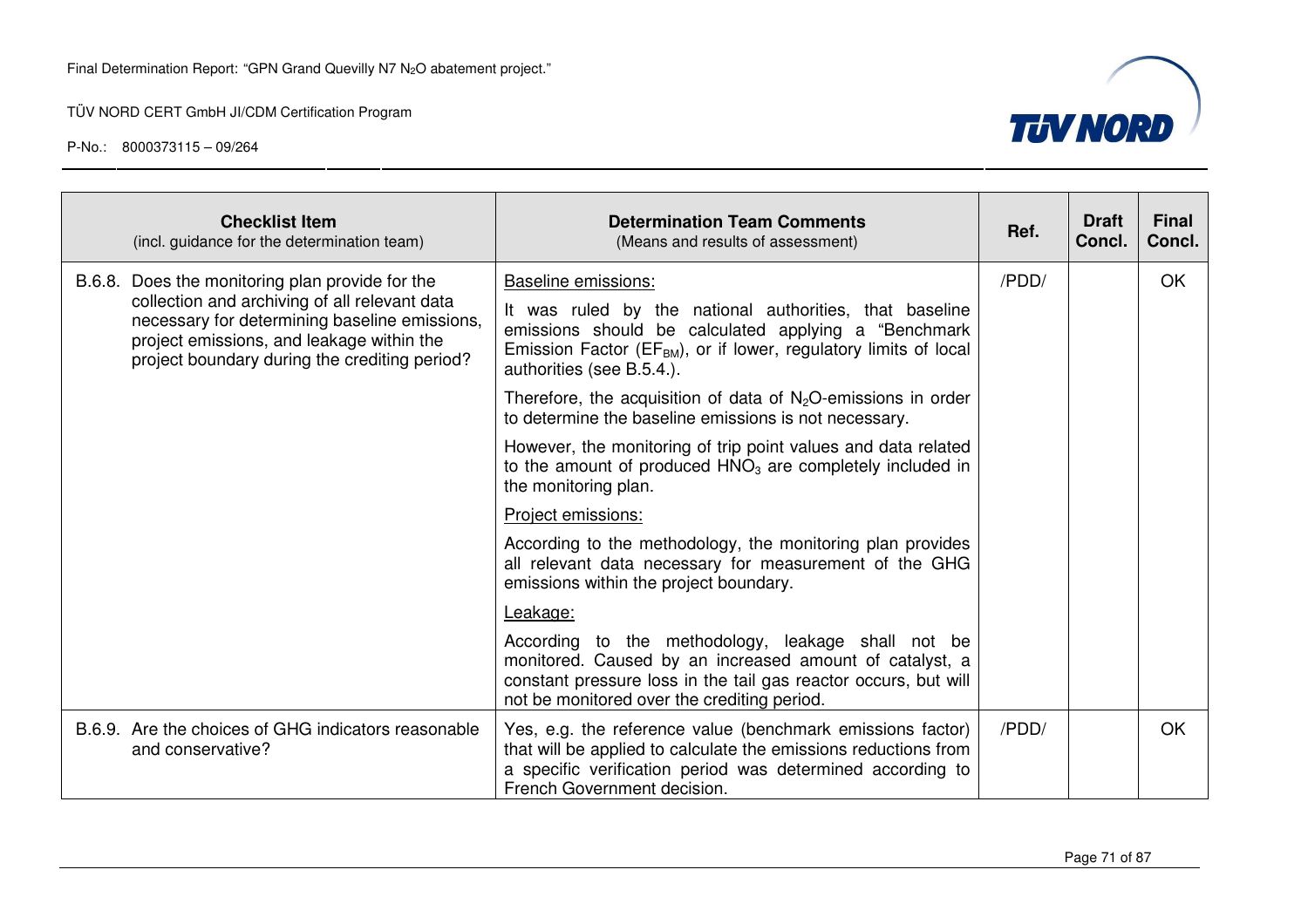| Checklist Item (incl. guidance for the determination team) | Determination Team Comments (Means and results of assessment) | Ref. | Draft Concl. | Final Concl. |
|---|---|---|---|---|
| B.6.8. Does the monitoring plan provide for the collection and archiving of all relevant data necessary for determining baseline emissions, project emissions, and leakage within the project boundary during the crediting period? | <u>Baseline emissions:</u><br><br>It was ruled by the national authorities, that baseline emissions should be calculated applying a "Benchmark Emission Factor ($EF_{BM}$), or if lower, regulatory limits of local authorities (see B.5.4.).<br><br>Therefore, the acquisition of data of $N_2O$-emissions in order to determine the baseline emissions is not necessary.<br><br>However, the monitoring of trip point values and data related to the amount of produced $HNO_3$ are completely included in the monitoring plan.<br><br><u>Project emissions:</u><br><br>According to the methodology, the monitoring plan provides all relevant data necessary for measurement of the GHG emissions within the project boundary.<br><br><u>Leakage:</u><br><br>According to the methodology, leakage shall not be monitored. Caused by an increased amount of catalyst, a constant pressure loss in the tail gas reactor occurs, but will not be monitored over the crediting period. | /PDD/ | | OK |
| B.6.9. Are the choices of GHG indicators reasonable and conservative? | Yes, e.g. the reference value (benchmark emissions factor) that will be applied to calculate the emissions reductions from a specific verification period was determined according to French Government decision. | /PDD/ | | OK |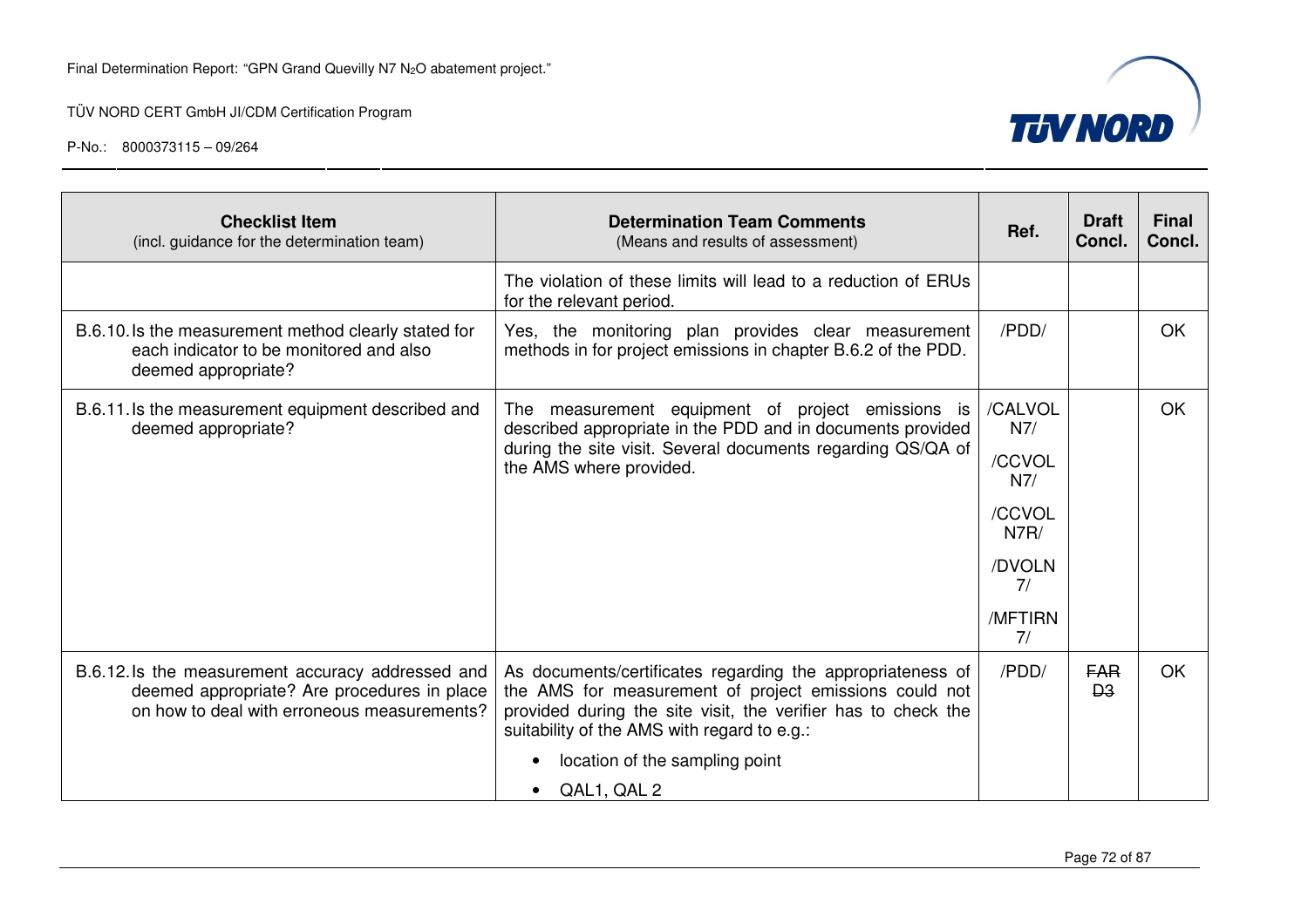| Checklist Item (incl. guidance for the determination team) | Determination Team Comments (Means and results of assessment) | Ref. | Draft Concl. | Final Concl. |
|---|---|---|---|---|
| | The violation of these limits will lead to a reduction of ERUs for the relevant period. | | | |
| B.6.10. Is the measurement method clearly stated for each indicator to be monitored and also deemed appropriate? | Yes, the monitoring plan provides clear measurement methods in for project emissions in chapter B.6.2 of the PDD. | /PDD/ | | OK |
| B.6.11. Is the measurement equipment described and deemed appropriate? | The measurement equipment of project emissions is described appropriate in the PDD and in documents provided during the site visit. Several documents regarding QS/QA of the AMS where provided. | /CALVOL N7/ /CCVOL N7/ /CCVOL N7R/ /DVOLN 7/ /MFTIRN 7/ | | OK |
| B.6.12. Is the measurement accuracy addressed and deemed appropriate? Are procedures in place on how to deal with erroneous measurements? | As documents/certificates regarding the appropriateness of the AMS for measurement of project emissions could not provided during the site visit, the verifier has to check the suitability of the AMS with regard to e.g.:<br>• location of the sampling point<br>• QAL1, QAL 2 | /PDD/ | ~~FAR D3~~ | OK |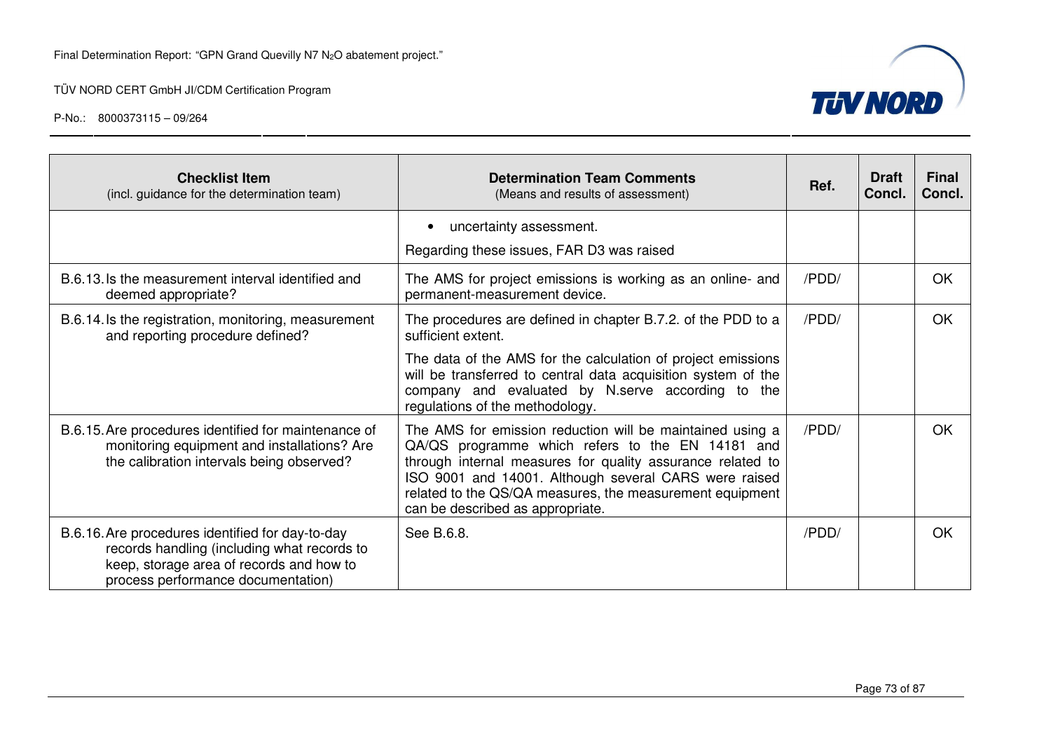| Checklist Item<br>(incl. guidance for the determination team) | Determination Team Comments<br>(Means and results of assessment) | Ref. | Draft Concl. | Final Concl. |
|---|---|---|---|---|
| | • uncertainty assessment.<br>Regarding these issues, FAR D3 was raised | | | |
| B.6.13. Is the measurement interval identified and deemed appropriate? | The AMS for project emissions is working as an online- and permanent-measurement device. | /PDD/ | | OK |
| B.6.14. Is the registration, monitoring, measurement and reporting procedure defined? | The procedures are defined in chapter B.7.2. of the PDD to a sufficient extent.<br>The data of the AMS for the calculation of project emissions will be transferred to central data acquisition system of the company and evaluated by N.serve according to the regulations of the methodology. | /PDD/ | | OK |
| B.6.15. Are procedures identified for maintenance of monitoring equipment and installations? Are the calibration intervals being observed? | The AMS for emission reduction will be maintained using a QA/QS programme which refers to the EN 14181 and through internal measures for quality assurance related to ISO 9001 and 14001. Although several CARS were raised related to the QS/QA measures, the measurement equipment can be described as appropriate. | /PDD/ | | OK |
| B.6.16. Are procedures identified for day-to-day records handling (including what records to keep, storage area of records and how to process performance documentation) | See B.6.8. | /PDD/ | | OK |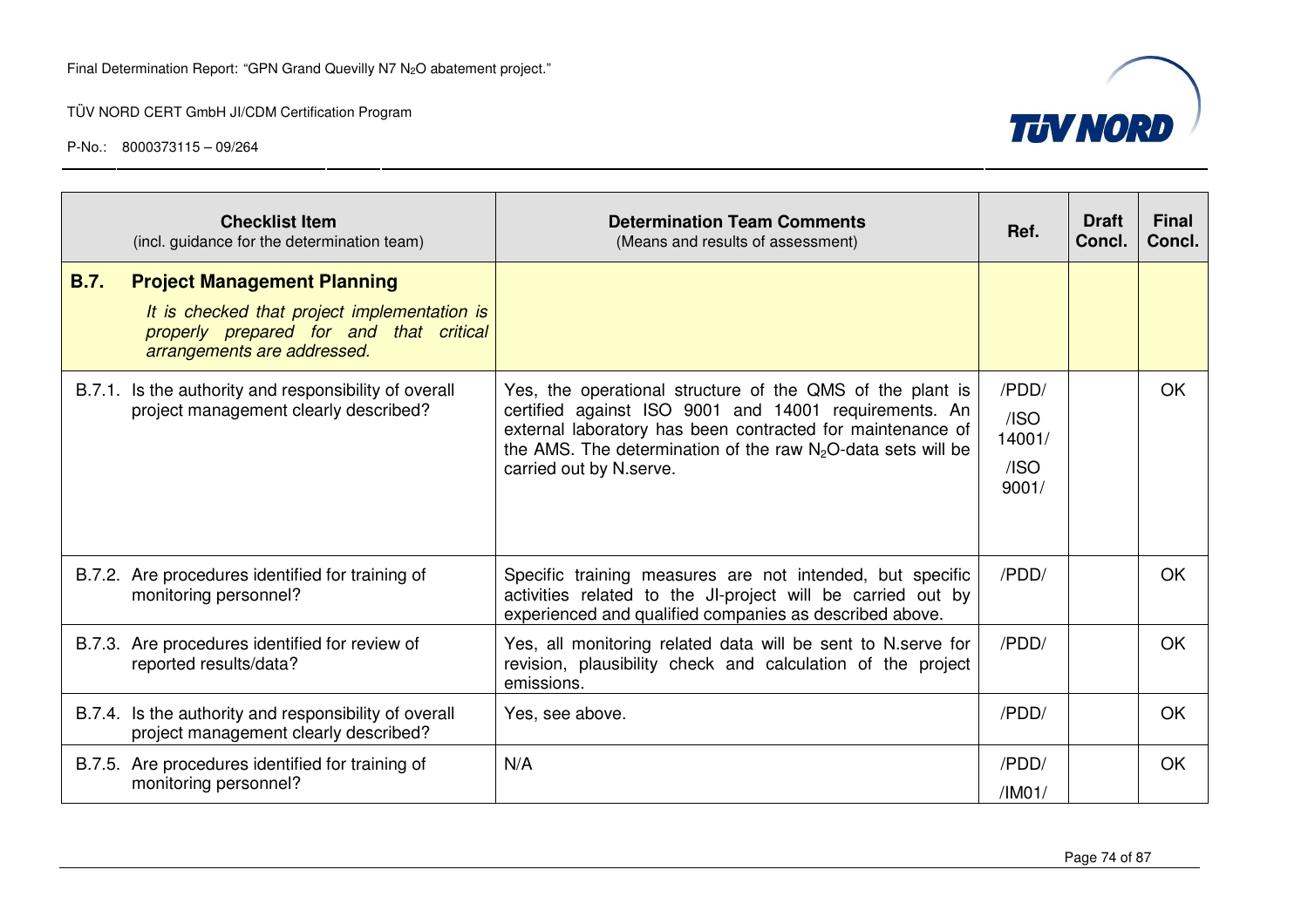| Checklist Item (incl. guidance for the determination team) | Determination Team Comments (Means and results of assessment) | Ref. | Draft Concl. | Final Concl. |
|---|---|---|---|---|
| **B.7. Project Management Planning** *It is checked that project implementation is properly prepared for and that critical arrangements are addressed.* | | | | |
| B.7.1. Is the authority and responsibility of overall project management clearly described? | Yes, the operational structure of the QMS of the plant is certified against ISO 9001 and 14001 requirements. An external laboratory has been contracted for maintenance of the AMS. The determination of the raw $N_2O$-data sets will be carried out by N.serve. | /PDD/ /ISO 14001/ /ISO 9001/ | | OK |
| B.7.2. Are procedures identified for training of monitoring personnel? | Specific training measures are not intended, but specific activities related to the JI-project will be carried out by experienced and qualified companies as described above. | /PDD/ | | OK |
| B.7.3. Are procedures identified for review of reported results/data? | Yes, all monitoring related data will be sent to N.serve for revision, plausibility check and calculation of the project emissions. | /PDD/ | | OK |
| B.7.4. Is the authority and responsibility of overall project management clearly described? | Yes, see above. | /PDD/ | | OK |
| B.7.5. Are procedures identified for training of monitoring personnel? | N/A | /PDD/ /IM01/ | | OK |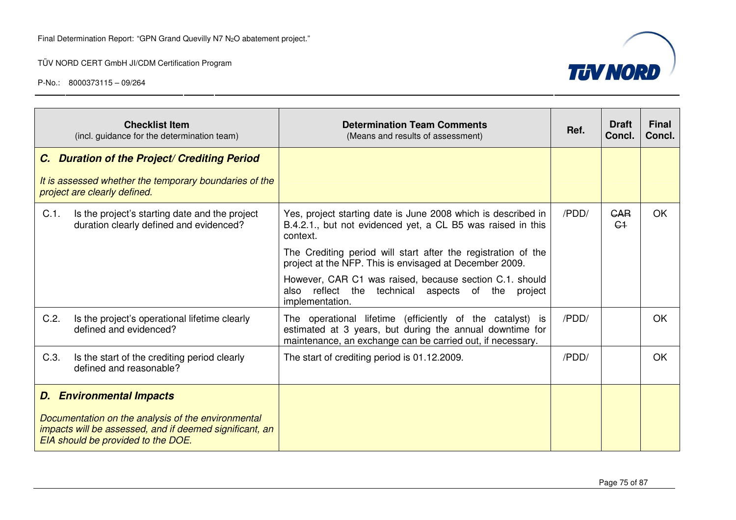| Checklist Item (incl. guidance for the determination team) | Determination Team Comments (Means and results of assessment) | Ref. | Draft Concl. | Final Concl. |
|---|---|---|---|---|
| ***C. Duration of the Project/ Crediting Period***<br><br>*It is assessed whether the temporary boundaries of the project are clearly defined.* | | | | |
| C.1. Is the project's starting date and the project duration clearly defined and evidenced? | Yes, project starting date is June 2008 which is described in B.4.2.1., but not evidenced yet, a CL B5 was raised in this context.<br><br>The Crediting period will start after the registration of the project at the NFP. This is envisaged at December 2009.<br><br>However, CAR C1 was raised, because section C.1. should also reflect the technical aspects of the project implementation. | /PDD/ | ~~CAR C1~~ | OK |
| C.2. Is the project's operational lifetime clearly defined and evidenced? | The operational lifetime (efficiently of the catalyst) is estimated at 3 years, but during the annual downtime for maintenance, an exchange can be carried out, if necessary. | /PDD/ | | OK |
| C.3. Is the start of the crediting period clearly defined and reasonable? | The start of crediting period is 01.12.2009. | /PDD/ | | OK |
| ***D. Environmental Impacts***<br><br>*Documentation on the analysis of the environmental impacts will be assessed, and if deemed significant, an EIA should be provided to the DOE.* | | | | |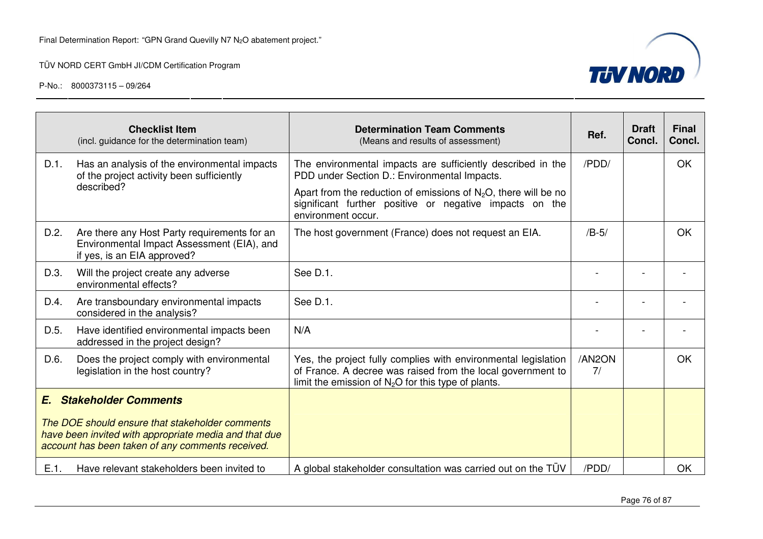| | Checklist Item (incl. guidance for the determination team) | Determination Team Comments (Means and results of assessment) | Ref. | Draft Concl. | Final Concl. |
|---|---|---|---|---|---|
| D.1. | Has an analysis of the environmental impacts of the project activity been sufficiently described? | The environmental impacts are sufficiently described in the PDD under Section D.: Environmental Impacts. Apart from the reduction of emissions of $N_2O$, there will be no significant further positive or negative impacts on the environment occur. | /PDD/ | | OK |
| D.2. | Are there any Host Party requirements for an Environmental Impact Assessment (EIA), and if yes, is an EIA approved? | The host government (France) does not request an EIA. | /B-5/ | | OK |
| D.3. | Will the project create any adverse environmental effects? | See D.1. | - | - | - |
| D.4. | Are transboundary environmental impacts considered in the analysis? | See D.1. | - | - | - |
| D.5. | Have identified environmental impacts been addressed in the project design? | N/A | - | - | - |
| D.6. | Does the project comply with environmental legislation in the host country? | Yes, the project fully complies with environmental legislation of France. A decree was raised from the local government to limit the emission of $N_2O$ for this type of plants. | /AN2ON 7/ | | OK |
| ***E. Stakeholder Comments*** *The DOE should ensure that stakeholder comments have been invited with appropriate media and that due account has been taken of any comments received.* | | | | | |
| E.1. | Have relevant stakeholders been invited to | A global stakeholder consultation was carried out on the TÜV | /PDD/ | | OK |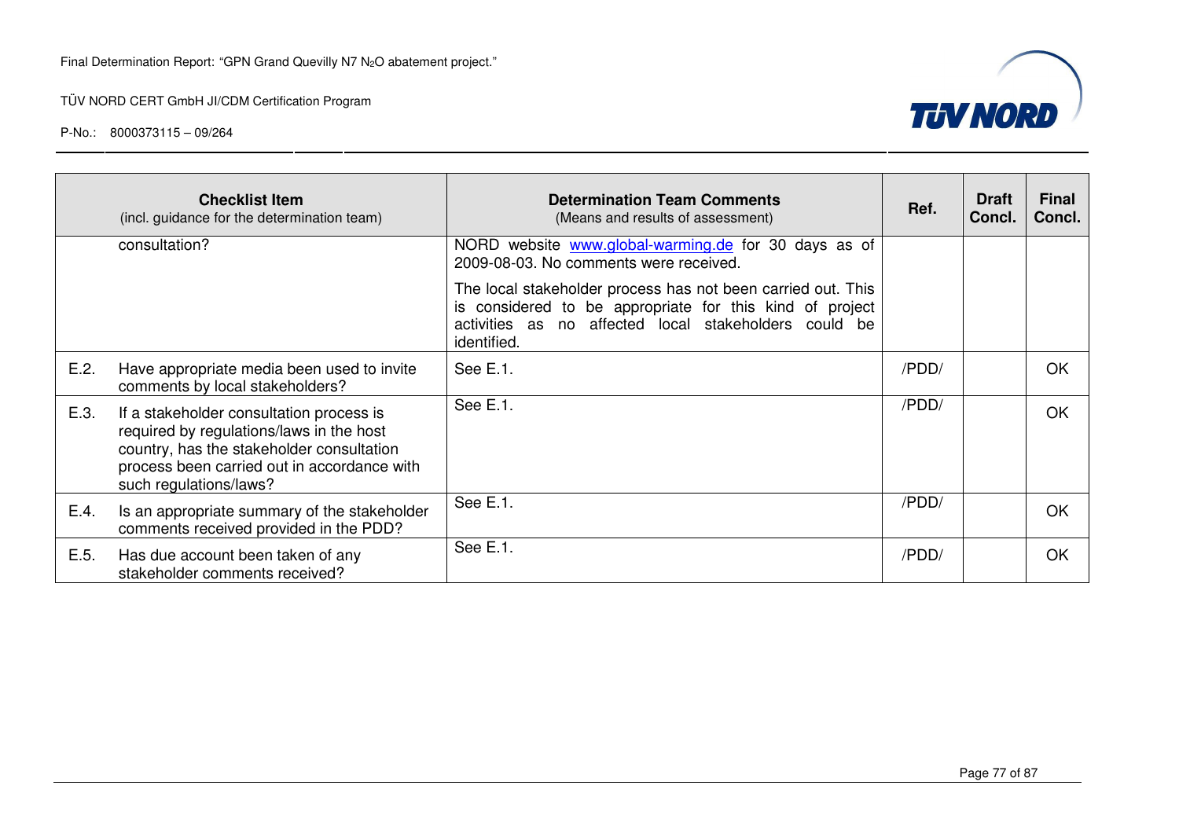| | Checklist Item (incl. guidance for the determination team) | Determination Team Comments (Means and results of assessment) | Ref. | Draft Concl. | Final Concl. |
|---|---|---|---|---|---|
| | consultation? | NORD website www.global-warming.de for 30 days as of 2009-08-03. No comments were received.<br><br>The local stakeholder process has not been carried out. This is considered to be appropriate for this kind of project activities as no affected local stakeholders could be identified. | | | |
| E.2. | Have appropriate media been used to invite comments by local stakeholders? | See E.1. | /PDD/ | | OK |
| E.3. | If a stakeholder consultation process is required by regulations/laws in the host country, has the stakeholder consultation process been carried out in accordance with such regulations/laws? | See E.1. | /PDD/ | | OK |
| E.4. | Is an appropriate summary of the stakeholder comments received provided in the PDD? | See E.1. | /PDD/ | | OK |
| E.5. | Has due account been taken of any stakeholder comments received? | See E.1. | /PDD/ | | OK |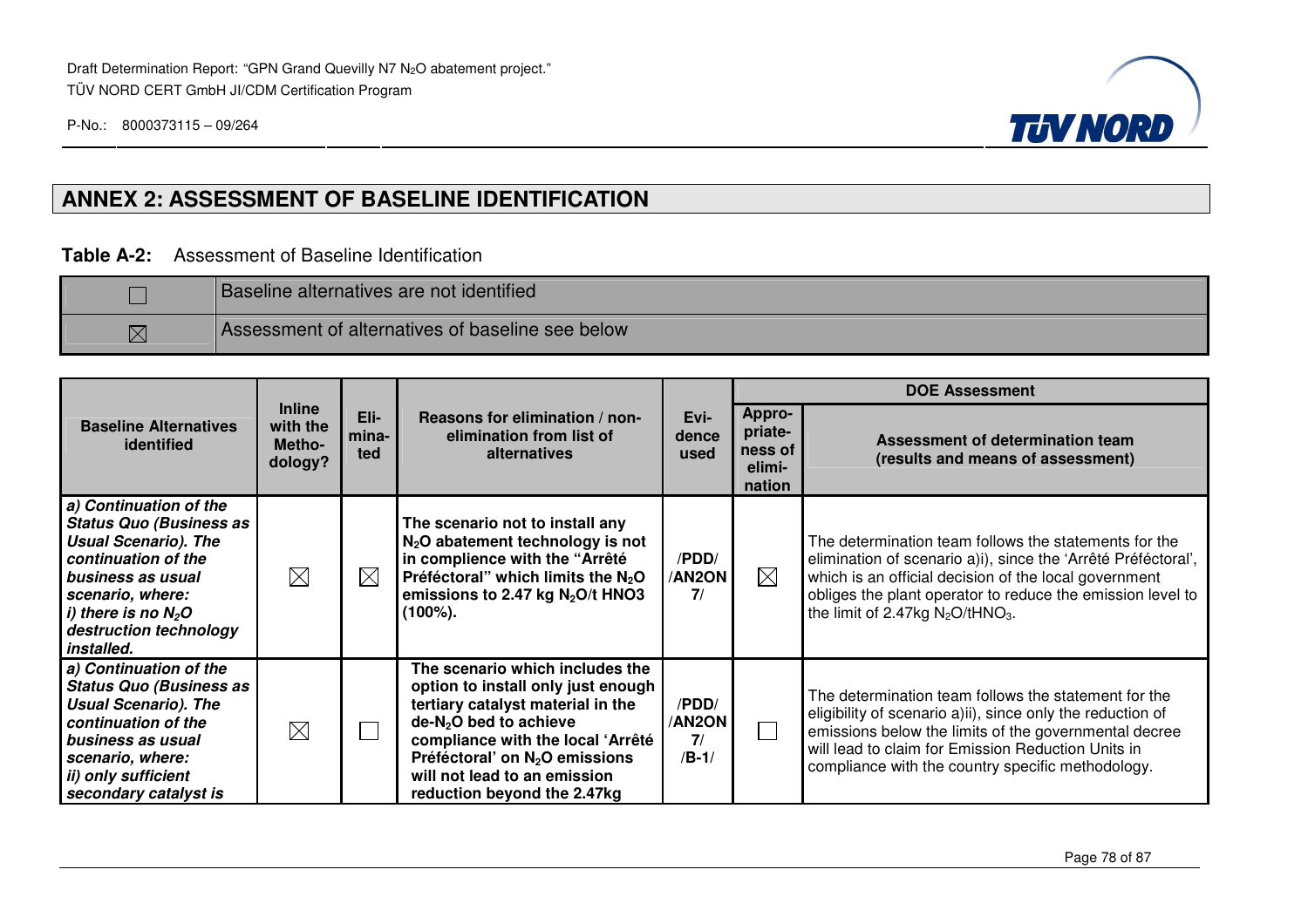## ANNEX 2: ASSESSMENT OF BASELINE IDENTIFICATION

**Table A-2:** Assessment of Baseline Identification

| | |
|---|---|
| ☐ | Baseline alternatives are not identified |
| ☒ | Assessment of alternatives of baseline see below |

| Baseline Alternatives identified | Inline with the Metho-dology? | Eli-mina-ted | Reasons for elimination / non-elimination from list of alternatives | Evi-dence used | DOE Assessment | |
|---|---|---|---|---|---|---|
| | | | | | Appro-priate-ness of elimi-nation | Assessment of determination team (results and means of assessment) |
| ***a) Continuation of the Status Quo (Business as Usual Scenario). The continuation of the business as usual scenario, where: i) there is no $N_2O$ destruction technology installed.*** | ☒ | ☒ | **The scenario not to install any $N_2O$ abatement technology is not in complience with the "Arrêté Préféctoral" which limits the $N_2O$ emissions to 2.47 kg $N_2O$/t HNO3 (100%).** | **/PDD/ /AN2ON 7/** | ☒ | The determination team follows the statements for the elimination of scenario a)i), since the 'Arrêté Préféctoral', which is an official decision of the local government obliges the plant operator to reduce the emission level to the limit of 2.47kg $N_2O$/t$HNO_3$. |
| ***a) Continuation of the Status Quo (Business as Usual Scenario). The continuation of the business as usual scenario, where: ii) only sufficient secondary catalyst is*** | ☒ | ☐ | **The scenario which includes the option to install only just enough tertiary catalyst material in the de-$N_2O$ bed to achieve compliance with the local 'Arrêté Préféctoral' on $N_2O$ emissions will not lead to an emission reduction beyond the 2.47kg** | **/PDD/ /AN2ON 7/ /B-1/** | ☐ | The determination team follows the statement for the eligibility of scenario a)ii), since only the reduction of emissions below the limits of the governmental decree will lead to claim for Emission Reduction Units in compliance with the country specific methodology. |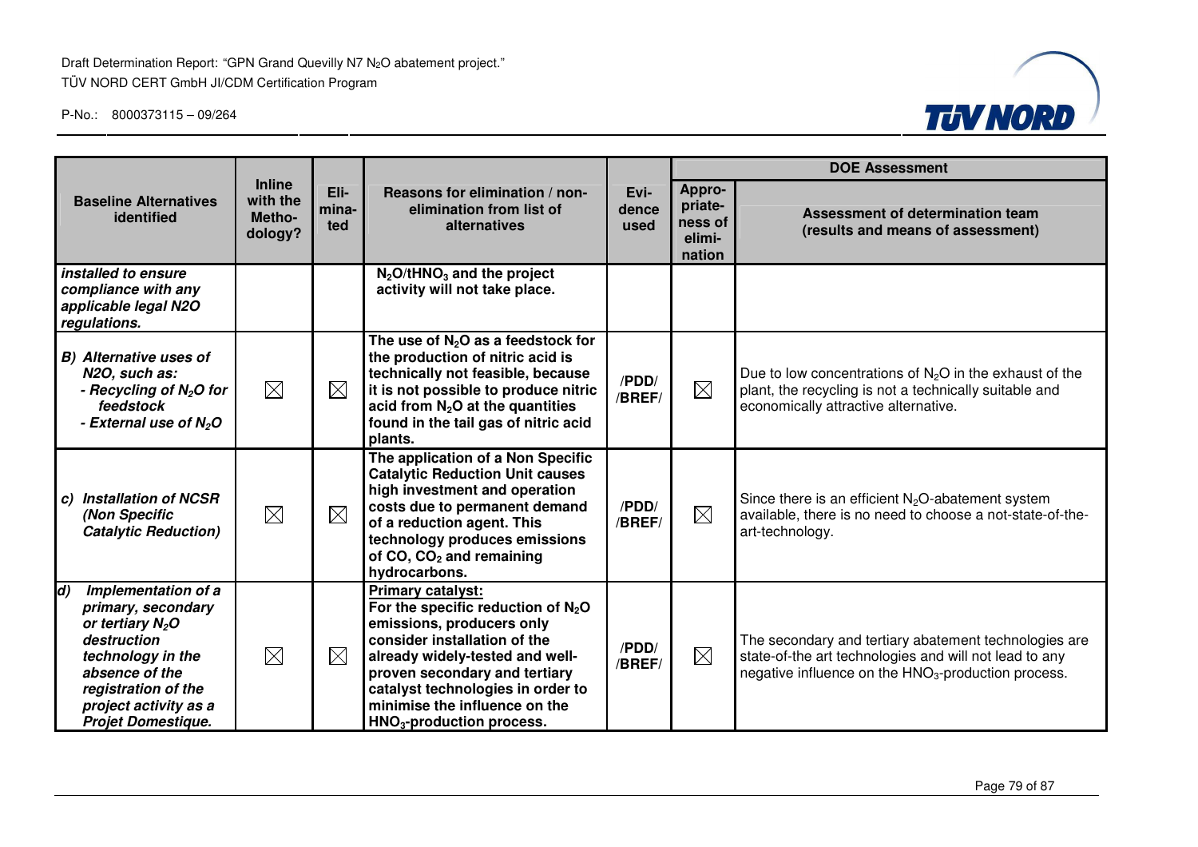| Baseline Alternatives identified | Inline with the Metho-dology? | Eli-mina-ted | Reasons for elimination / non-elimination from list of alternatives | Evi-dence used | DOE Assessment | |
|---|---|---|---|---|---|---|
| | | | | | Appro-priate-ness of elimi-nation | Assessment of determination team (results and means of assessment) |
| ***installed to ensure compliance with any applicable legal N2O regulations.*** | | | **$N_2O$/t$HNO_3$ and the project activity will not take place.** | | | |
| ***B) Alternative uses of N2O, such as: - Recycling of $N_2O$ for feedstock - External use of $N_2O$*** | ☒ | ☒ | **The use of $N_2O$ as a feedstock for the production of nitric acid is technically not feasible, because it is not possible to produce nitric acid from $N_2O$ at the quantities found in the tail gas of nitric acid plants.** | **/PDD/ /BREF/** | ☒ | Due to low concentrations of $N_2O$ in the exhaust of the plant, the recycling is not a technically suitable and economically attractive alternative. |
| ***c) Installation of NCSR (Non Specific Catalytic Reduction)*** | ☒ | ☒ | **The application of a Non Specific Catalytic Reduction Unit causes high investment and operation costs due to permanent demand of a reduction agent. This technology produces emissions of CO, $CO_2$ and remaining hydrocarbons.** | **/PDD/ /BREF/** | ☒ | Since there is an efficient $N_2O$-abatement system available, there is no need to choose a not-state-of-the-art-technology. |
| ***d) Implementation of a primary, secondary or tertiary $N_2O$ destruction technology in the absence of the registration of the project activity as a Projet Domestique.*** | ☒ | ☒ | **<u>Primary catalyst:</u> For the specific reduction of $N_2O$ emissions, producers only consider installation of the already widely-tested and well-proven secondary and tertiary catalyst technologies in order to minimise the influence on the $HNO_3$-production process.** | **/PDD/ /BREF/** | ☒ | The secondary and tertiary abatement technologies are state-of-the art technologies and will not lead to any negative influence on the $HNO_3$-production process. |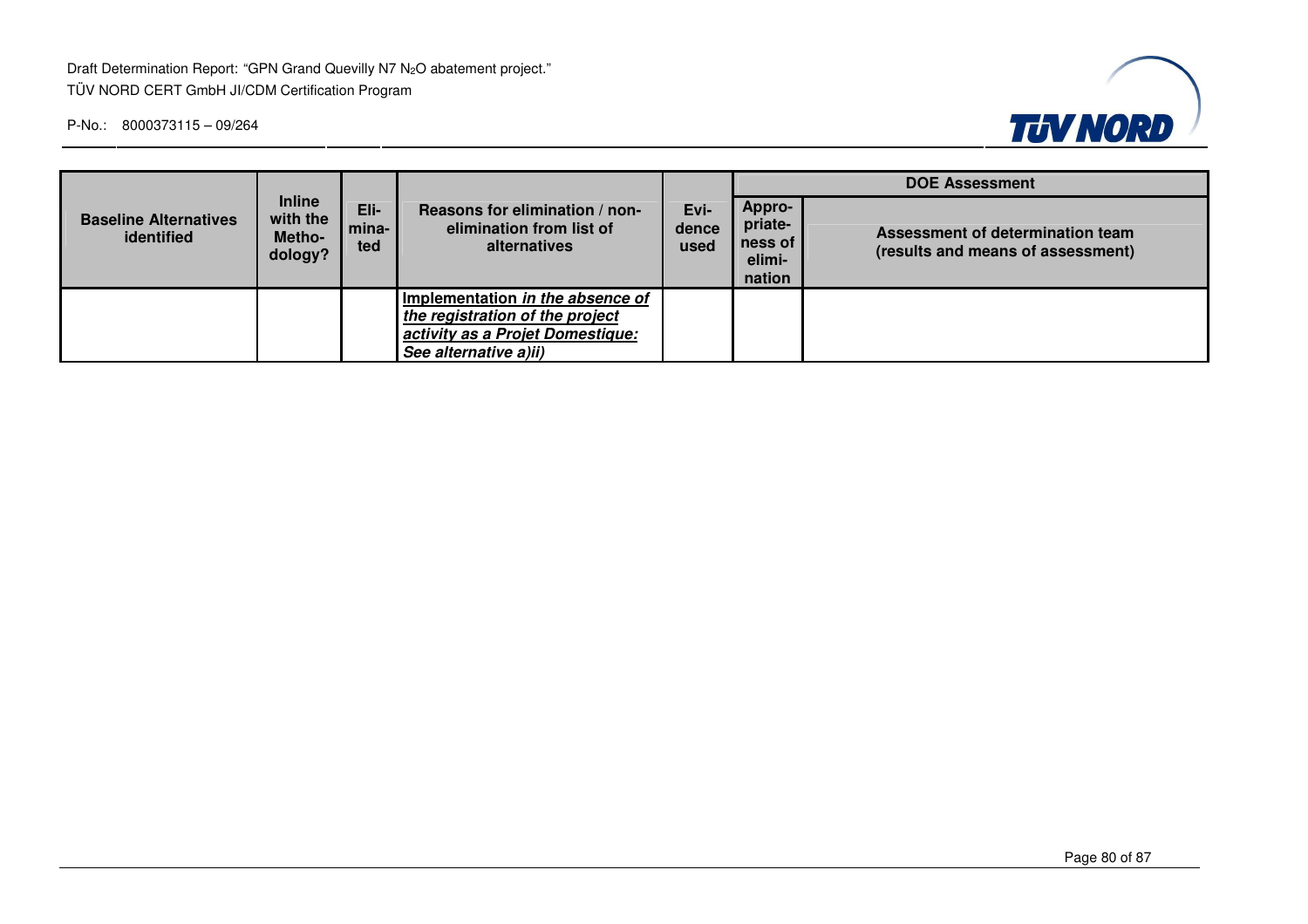| Baseline Alternatives identified | Inline with the Metho-dology? | Eli-mina-ted | Reasons for elimination / non-elimination from list of alternatives | Evi-dence used | DOE Assessment | |
|---|---|---|---|---|---|---|
| | | | | | Appro-priate-ness of elimi-nation | Assessment of determination team (results and means of assessment) |
| | | | **Implementation *in the absence of the registration of the project activity as a Projet Domestique: See alternative a)ii)*** | | | |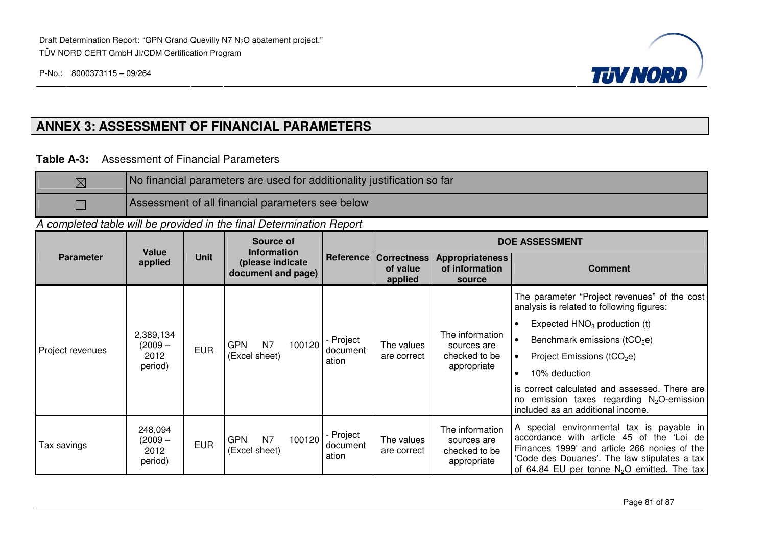## ANNEX 3: ASSESSMENT OF FINANCIAL PARAMETERS

**Table A-3:** Assessment of Financial Parameters

| | |
|---|---|
| ☒ | No financial parameters are used for additionality justification so far |
| ☐ | Assessment of all financial parameters see below |

*A completed table will be provided in the final Determination Report*

| Parameter | Value applied | Unit | Source of Information (please indicate document and page) | Reference | DOE ASSESSMENT | | |
|---|---|---|---|---|---|---|---|
| | | | | | Correctness of value applied | Appropriateness of information source | Comment |
| Project revenues | 2,389,134 (2009 – 2012 period) | EUR | GPN N7 100120 (Excel sheet) | - Project documentation | The values are correct | The information sources are checked to be appropriate | The parameter "Project revenues" of the cost analysis is related to following figures:<br>• Expected $HNO_3$ production (t)<br>• Benchmark emissions ($tCO_2e$)<br>• Project Emissions ($tCO_2e$)<br>• 10% deduction<br>is correct calculated and assessed. There are no emission taxes regarding $N_2O$-emission included as an additional income. |
| Tax savings | 248,094 (2009 – 2012 period) | EUR | GPN N7 100120 (Excel sheet) | - Project documentation | The values are correct | The information sources are checked to be appropriate | A special environmental tax is payable in accordance with article 45 of the 'Loi de Finances 1999' and article 266 nonies of the 'Code des Douanes'. The law stipulates a tax of 64.84 EU per tonne $N_2O$ emitted. The tax |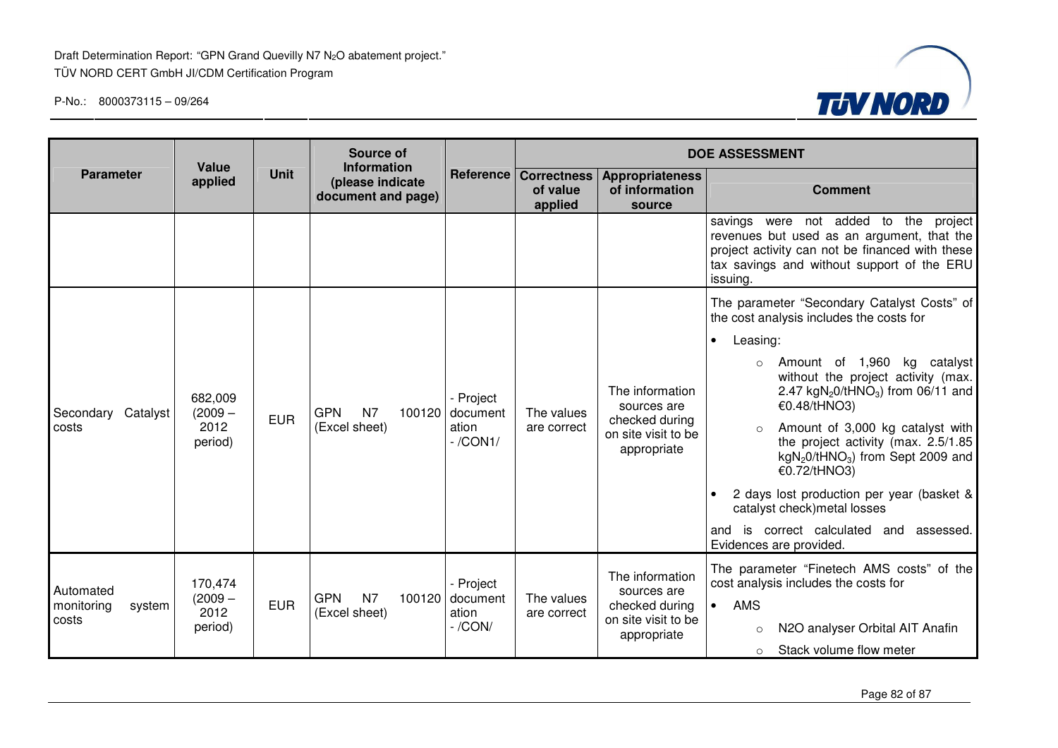| Parameter | Value applied | Unit | Source of Information (please indicate document and page) | Reference | DOE ASSESSMENT | | |
|---|---|---|---|---|---|---|---|
| | | | | | Correctness of value applied | Appropriateness of information source | Comment |
| | | | | | | | savings were not added to the project revenues but used as an argument, that the project activity can not be financed with these tax savings and without support of the ERU issuing. |
| Secondary Catalyst costs | 682,009 (2009 – 2012 period) | EUR | GPN N7 100120 (Excel sheet) | - Project documentation - /CON1/ | The values are correct | The information sources are checked during on site visit to be appropriate | The parameter "Secondary Catalyst Costs" of the cost analysis includes the costs for<br>• Leasing:<br>○ Amount of 1,960 kg catalyst without the project activity (max. 2.47 $kgN_20/tHNO_3$) from 06/11 and €0.48/tHNO3)<br>○ Amount of 3,000 kg catalyst with the project activity (max. 2.5/1.85 $kgN_20/tHNO_3$) from Sept 2009 and €0.72/tHNO3)<br>• 2 days lost production per year (basket & catalyst check)metal losses<br>and is correct calculated and assessed. Evidences are provided. |
| Automated monitoring system costs | 170,474 (2009 – 2012 period) | EUR | GPN N7 100120 (Excel sheet) | - Project documentation - /CON/ | The values are correct | The information sources are checked during on site visit to be appropriate | The parameter "Finetech AMS costs" of the cost analysis includes the costs for<br>• AMS<br>○ N2O analyser Orbital AIT Anafin<br>○ Stack volume flow meter |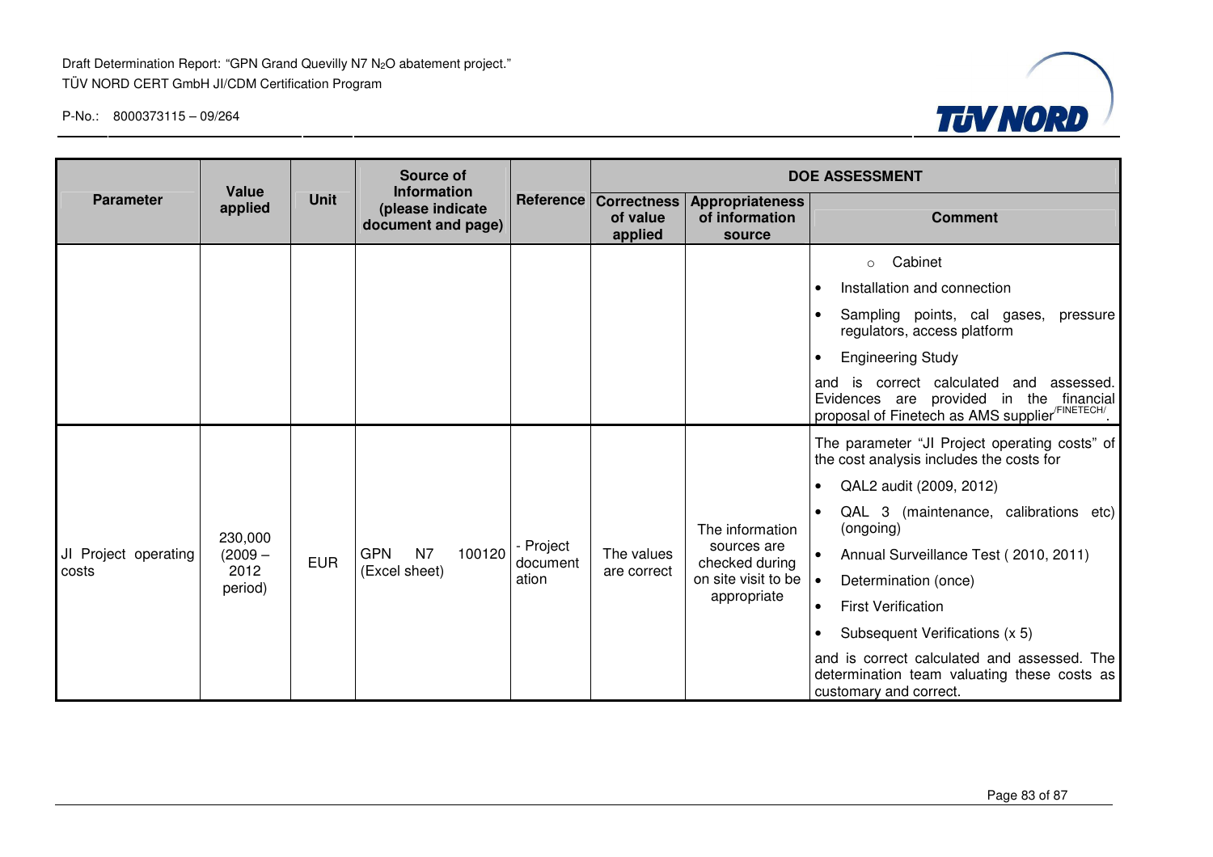| Parameter | Value applied | Unit | Source of Information (please indicate document and page) | Reference | DOE ASSESSMENT | | |
|---|---|---|---|---|---|---|---|
| | | | | | Correctness of value applied | Appropriateness of information source | Comment |
| | | | | | | | ○ Cabinet<br>• Installation and connection<br>• Sampling points, cal gases, pressure regulators, access platform<br>• Engineering Study<br>and is correct calculated and assessed. Evidences are provided in the financial proposal of Finetech as AMS supplier[/FINETECH/]. |
| JI Project operating costs | 230,000 (2009 – 2012 period) | EUR | GPN N7 100120 (Excel sheet) | - Project documentation | The values are correct | The information sources are checked during on site visit to be appropriate | The parameter "JI Project operating costs" of the cost analysis includes the costs for<br>• QAL2 audit (2009, 2012)<br>• QAL 3 (maintenance, calibrations etc) (ongoing)<br>• Annual Surveillance Test ( 2010, 2011)<br>• Determination (once)<br>• First Verification<br>• Subsequent Verifications (x 5)<br>and is correct calculated and assessed. The determination team valuating these costs as customary and correct. |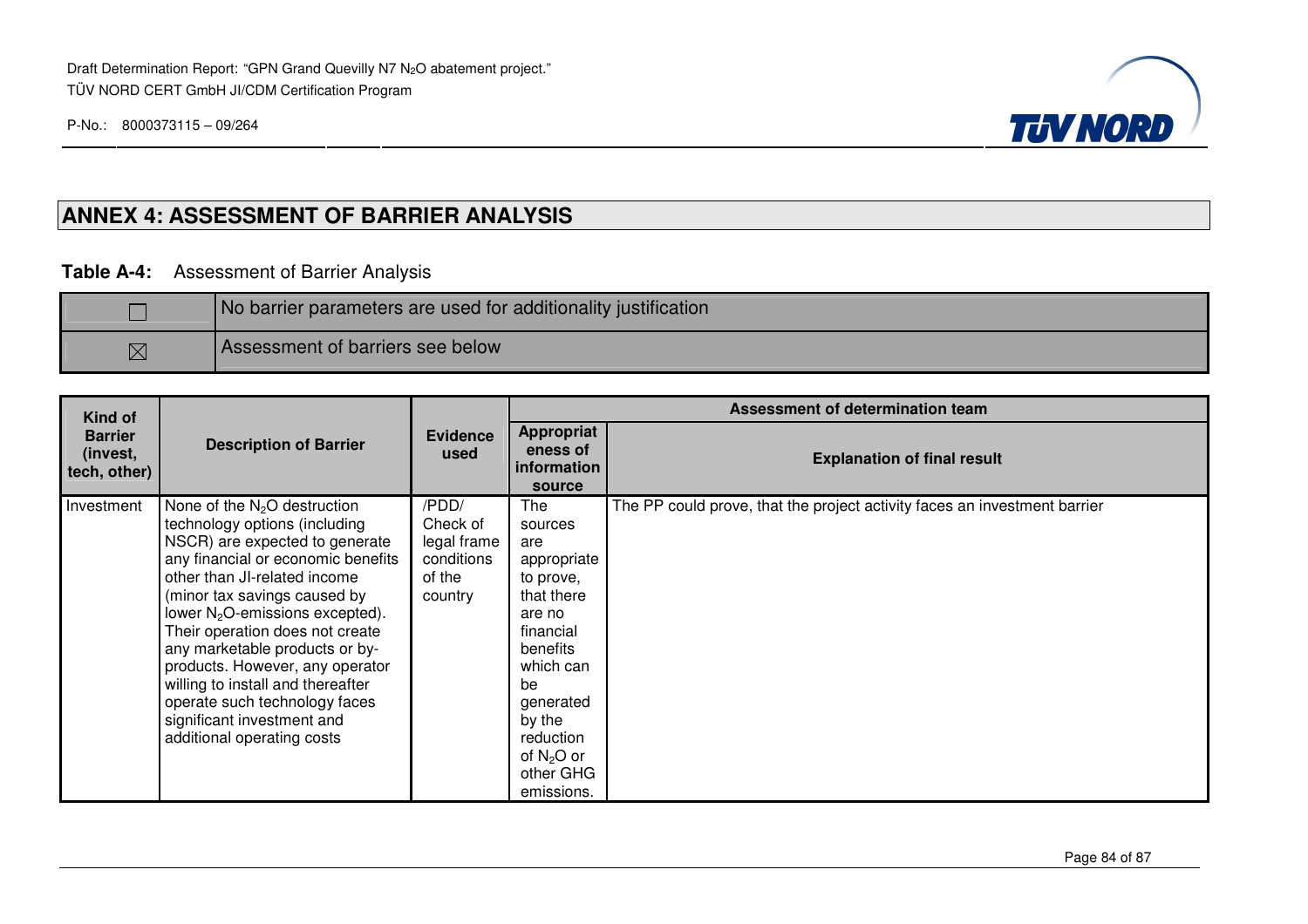## ANNEX 4: ASSESSMENT OF BARRIER ANALYSIS

**Table A-4:** Assessment of Barrier Analysis

| | |
|---|---|
| ☐ | No barrier parameters are used for additionality justification |
| ☒ | Assessment of barriers see below |

| Kind of Barrier (invest, tech, other) | Description of Barrier | Evidence used | Assessment of determination team | |
|---|---|---|---|---|
| | | | Appropriateness of information source | Explanation of final result |
| Investment | None of the $N_2O$ destruction technology options (including NSCR) are expected to generate any financial or economic benefits other than JI-related income (minor tax savings caused by lower $N_2O$-emissions excepted). Their operation does not create any marketable products or by-products. However, any operator willing to install and thereafter operate such technology faces significant investment and additional operating costs | /PDD/ Check of legal frame conditions of the country | The sources are appropriate to prove, that there are no financial benefits which can be generated by the reduction of $N_2O$ or other GHG emissions. | The PP could prove, that the project activity faces an investment barrier |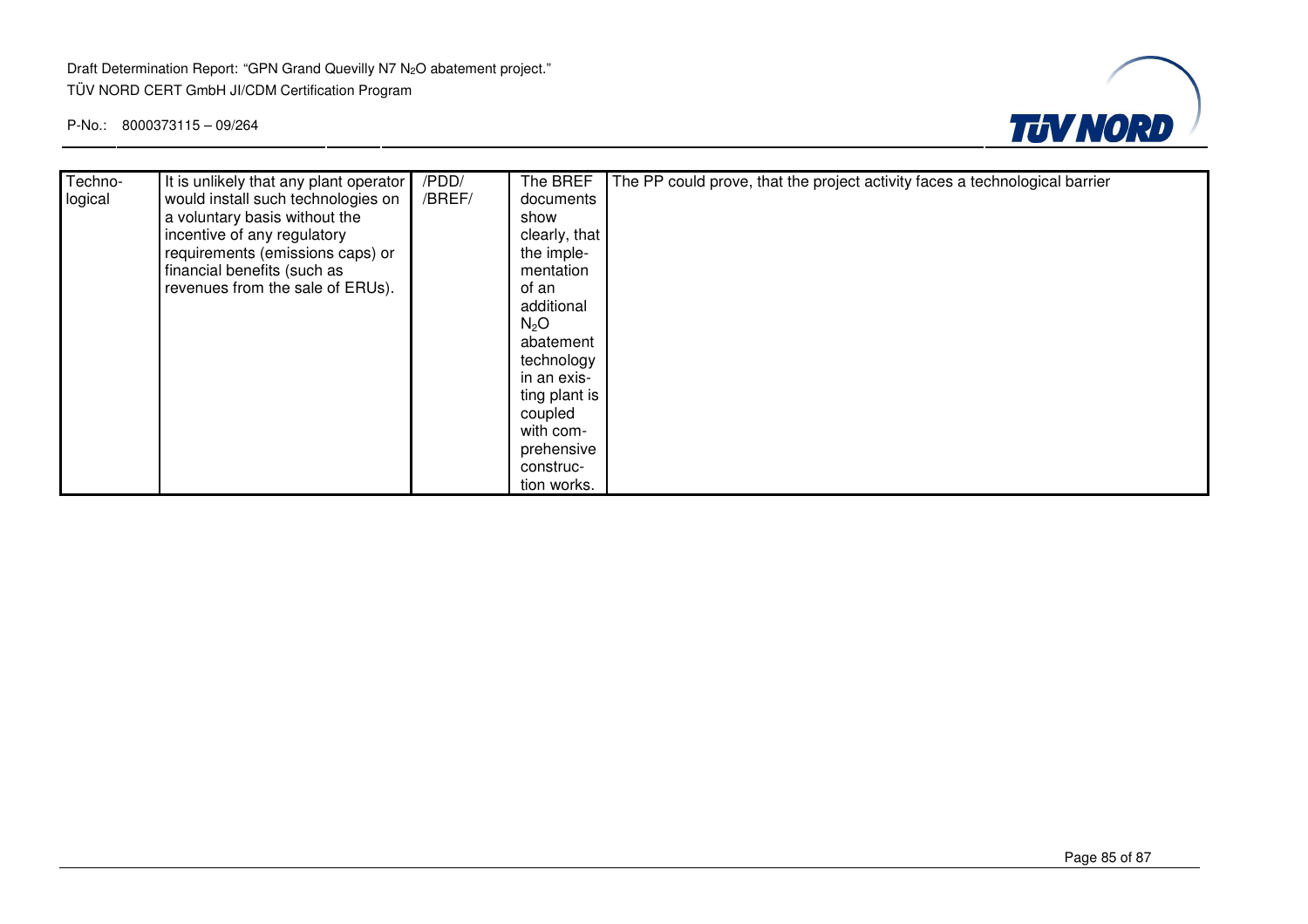| Techno-logical | It is unlikely that any plant operator would install such technologies on a voluntary basis without the incentive of any regulatory requirements (emissions caps) or financial benefits (such as revenues from the sale of ERUs). | /PDD/ /BREF/ | The BREF documents show clearly, that the implementation of an additional $N_2O$ abatement technology in an existing plant is coupled with comprehensive construction works. | The PP could prove, that the project activity faces a technological barrier |
|---|---|---|---|---|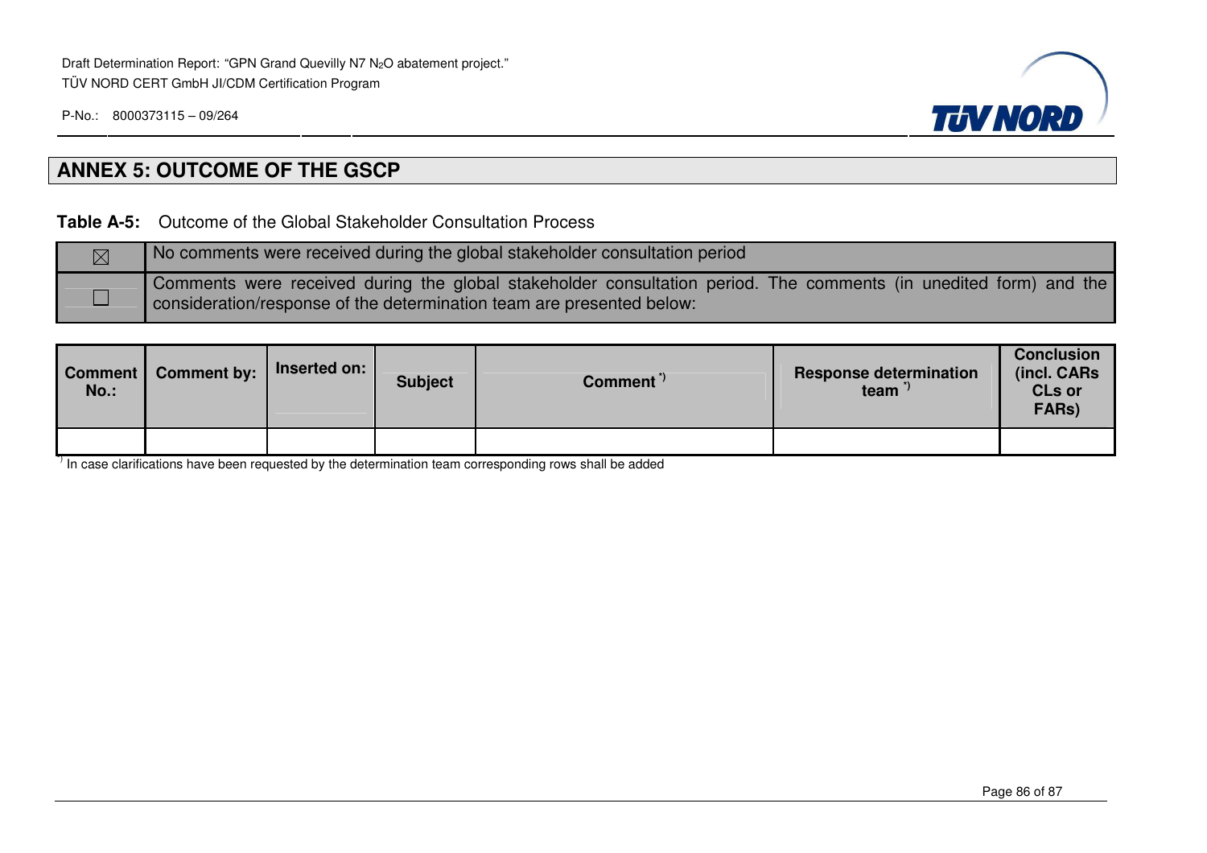## ANNEX 5: OUTCOME OF THE GSCP

**Table A-5:** Outcome of the Global Stakeholder Consultation Process

| | |
|---|---|
| ☒ | No comments were received during the global stakeholder consultation period |
| ☐ | Comments were received during the global stakeholder consultation period. The comments (in unedited form) and the consideration/response of the determination team are presented below: |

| Comment No.: | Comment by: | Inserted on: | Subject | Comment *) | Response determination team *) | Conclusion (incl. CARs CLs or FARs) |
|---|---|---|---|---|---|---|
| | | | | | | |

*) In case clarifications have been requested by the determination team corresponding rows shall be added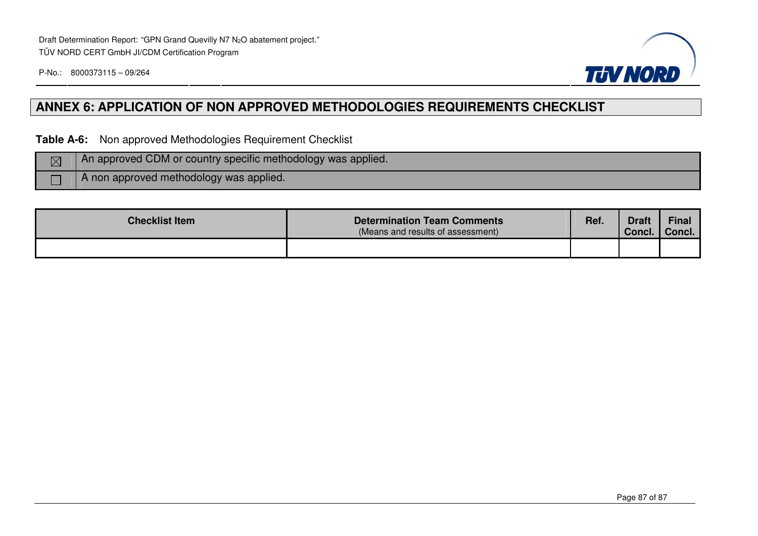## ANNEX 6: APPLICATION OF NON APPROVED METHODOLOGIES REQUIREMENTS CHECKLIST

**Table A-6:** Non approved Methodologies Requirement Checklist

| | |
|---|---|
| ☒ | An approved CDM or country specific methodology was applied. |
| ☐ | A non approved methodology was applied. |

| Checklist Item | Determination Team Comments (Means and results of assessment) | Ref. | Draft Concl. | Final Concl. |
|---|---|---|---|---|
| | | | | |